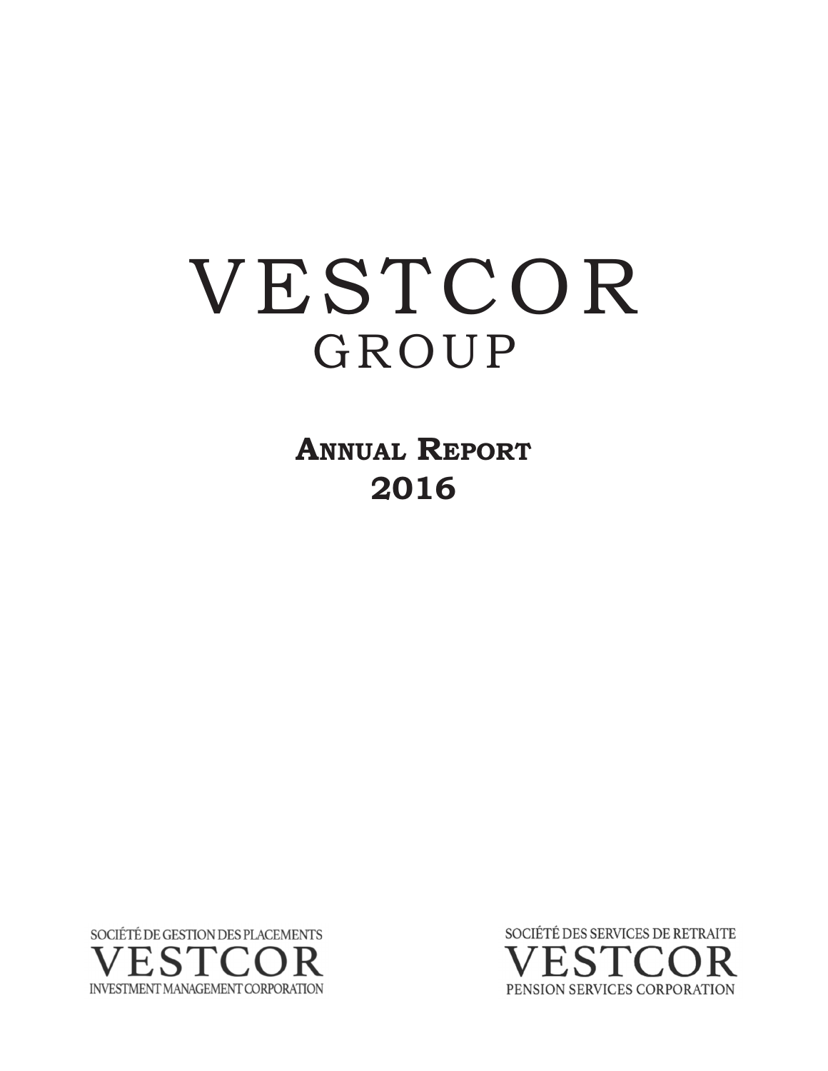# VESTCOR
## GROUP

**ANNUAL REPORT**
**2016**

SOCIÉTÉ DE GESTION DES PLACEMENTS
VESTCOR
INVESTMENT MANAGEMENT CORPORATION

SOCIÉTÉ DES SERVICES DE RETRAITE
VESTCOR
PENSION SERVICES CORPORATION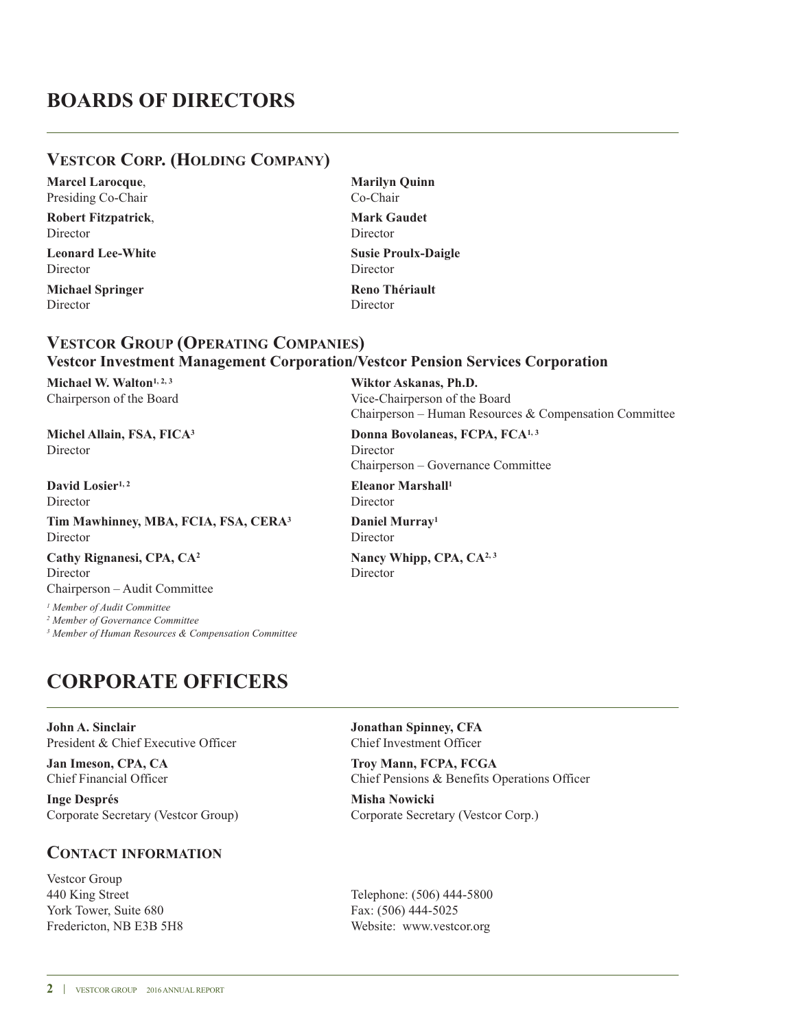# BOARDS OF DIRECTORS

## Vestcor Corp. (Holding Company)

**Marcel Larocque**,
Presiding Co-Chair

**Marilyn Quinn**
Co-Chair

**Robert Fitzpatrick**,
Director

**Mark Gaudet**
Director

**Leonard Lee-White**
Director

**Susie Proulx-Daigle**
Director

**Michael Springer**
Director

**Reno Thériault**
Director

## Vestcor Group (Operating Companies)

### Vestcor Investment Management Corporation/Vestcor Pension Services Corporation

**Michael W. Walton**[1, 2, 3]
Chairperson of the Board

**Wiktor Askanas, Ph.D.**
Vice-Chairperson of the Board
Chairperson – Human Resources & Compensation Committee

**Michel Allain, FSA, FICA**[3]
Director

**Donna Bovolaneas, FCPA, FCA**[1, 3]
Director
Chairperson – Governance Committee

**David Losier**[1, 2]
Director

**Eleanor Marshall**[1]
Director

**Tim Mawhinney, MBA, FCIA, FSA, CERA**[3]
Director

**Daniel Murray**[1]
Director

**Cathy Rignanesi, CPA, CA**[2]
Director
Chairperson – Audit Committee

**Nancy Whipp, CPA, CA**[2, 3]
Director

*[1] Member of Audit Committee*
*[2] Member of Governance Committee*
*[3] Member of Human Resources & Compensation Committee*

# CORPORATE OFFICERS

**John A. Sinclair**
President & Chief Executive Officer

**Jonathan Spinney, CFA**
Chief Investment Officer

**Jan Imeson, CPA, CA**
Chief Financial Officer

**Troy Mann, FCPA, FCGA**
Chief Pensions & Benefits Operations Officer

**Inge Després**
Corporate Secretary (Vestcor Group)

**Misha Nowicki**
Corporate Secretary (Vestcor Corp.)

## Contact information

Vestcor Group
440 King Street
York Tower, Suite 680
Fredericton, NB E3B 5H8

Telephone: (506) 444-5800
Fax: (506) 444-5025
Website: www.vestcor.org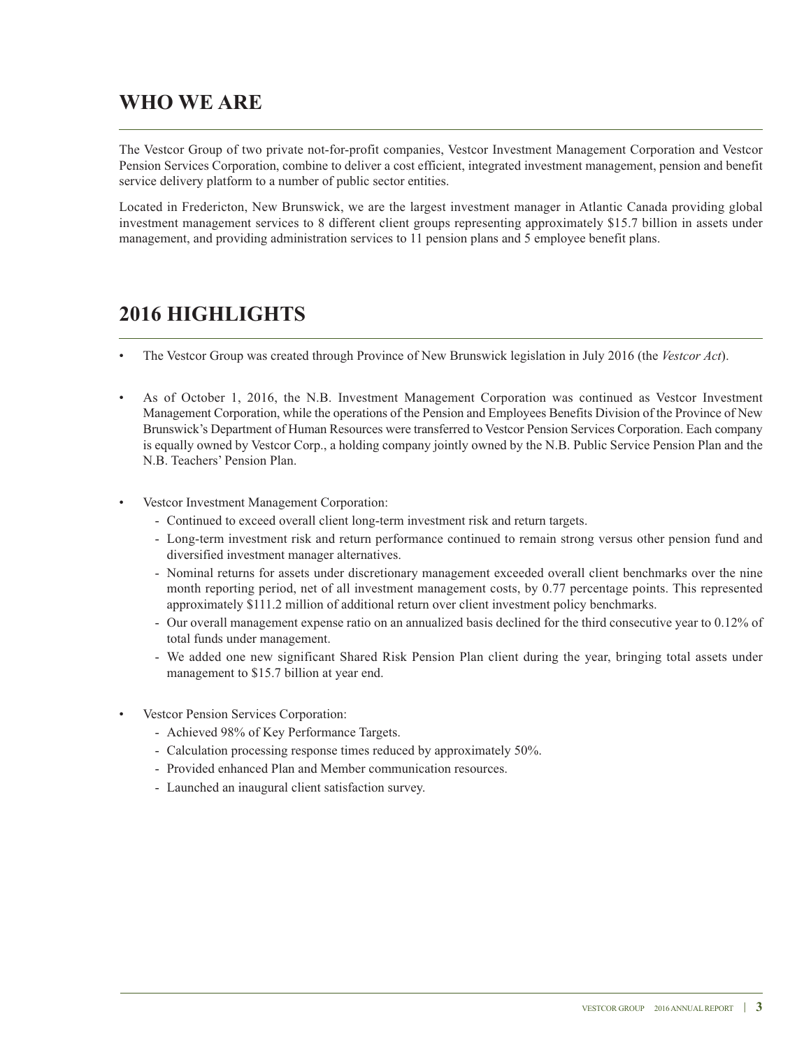# WHO WE ARE

The Vestcor Group of two private not-for-profit companies, Vestcor Investment Management Corporation and Vestcor Pension Services Corporation, combine to deliver a cost efficient, integrated investment management, pension and benefit service delivery platform to a number of public sector entities.

Located in Fredericton, New Brunswick, we are the largest investment manager in Atlantic Canada providing global investment management services to 8 different client groups representing approximately $15.7 billion in assets under management, and providing administration services to 11 pension plans and 5 employee benefit plans.

# 2016 HIGHLIGHTS

- The Vestcor Group was created through Province of New Brunswick legislation in July 2016 (the *Vestcor Act*).
- As of October 1, 2016, the N.B. Investment Management Corporation was continued as Vestcor Investment Management Corporation, while the operations of the Pension and Employees Benefits Division of the Province of New Brunswick's Department of Human Resources were transferred to Vestcor Pension Services Corporation. Each company is equally owned by Vestcor Corp., a holding company jointly owned by the N.B. Public Service Pension Plan and the N.B. Teachers' Pension Plan.
- Vestcor Investment Management Corporation:
  - Continued to exceed overall client long-term investment risk and return targets.
  - Long-term investment risk and return performance continued to remain strong versus other pension fund and diversified investment manager alternatives.
  - Nominal returns for assets under discretionary management exceeded overall client benchmarks over the nine month reporting period, net of all investment management costs, by 0.77 percentage points. This represented approximately $111.2 million of additional return over client investment policy benchmarks.
  - Our overall management expense ratio on an annualized basis declined for the third consecutive year to 0.12% of total funds under management.
  - We added one new significant Shared Risk Pension Plan client during the year, bringing total assets under management to $15.7 billion at year end.
- Vestcor Pension Services Corporation:
  - Achieved 98% of Key Performance Targets.
  - Calculation processing response times reduced by approximately 50%.
  - Provided enhanced Plan and Member communication resources.
  - Launched an inaugural client satisfaction survey.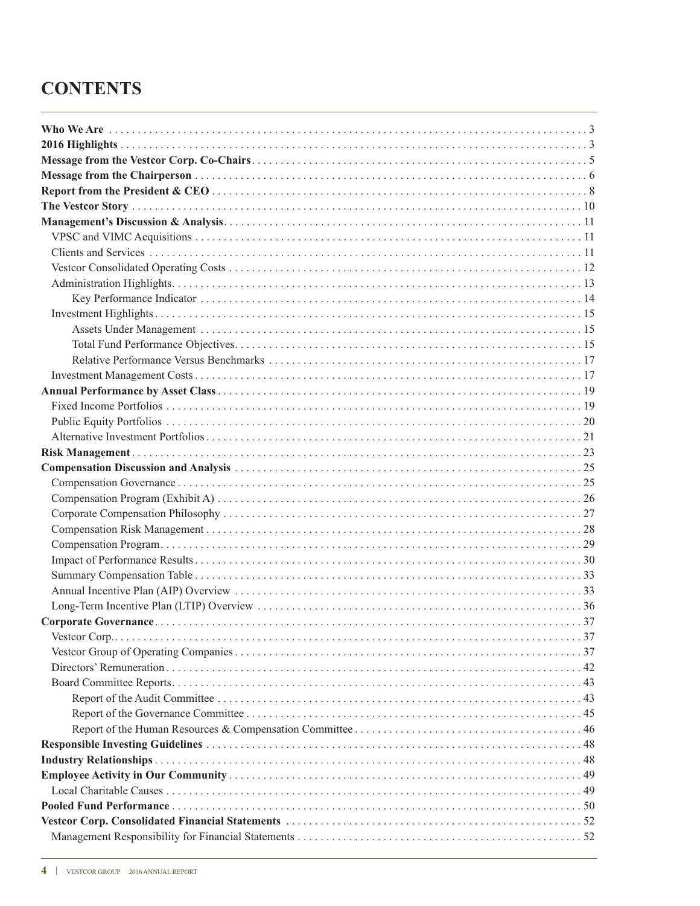# CONTENTS

**Who We Are** . . . . . . . . . . 3
**2016 Highlights** . . . . . . . . . . 3
**Message from the Vestcor Corp. Co-Chairs** . . . . . . . . . . 5
**Message from the Chairperson** . . . . . . . . . . 6
**Report from the President & CEO** . . . . . . . . . . 8
**The Vestcor Story** . . . . . . . . . . 10
**Management's Discussion & Analysis** . . . . . . . . . . 11
- VPSC and VIMC Acquisitions . . . . . . . . . . 11
- Clients and Services . . . . . . . . . . 11
- Vestcor Consolidated Operating Costs . . . . . . . . . . 12
- Administration Highlights . . . . . . . . . . 13
  - Key Performance Indicator . . . . . . . . . . 14
- Investment Highlights . . . . . . . . . . 15
  - Assets Under Management . . . . . . . . . . 15
  - Total Fund Performance Objectives . . . . . . . . . . 15
  - Relative Performance Versus Benchmarks . . . . . . . . . . 17
- Investment Management Costs . . . . . . . . . . 17

**Annual Performance by Asset Class** . . . . . . . . . . 19
- Fixed Income Portfolios . . . . . . . . . . 19
- Public Equity Portfolios . . . . . . . . . . 20
- Alternative Investment Portfolios . . . . . . . . . . 21

**Risk Management** . . . . . . . . . . 23
**Compensation Discussion and Analysis** . . . . . . . . . . 25
- Compensation Governance . . . . . . . . . . 25
- Compensation Program (Exhibit A) . . . . . . . . . . 26
- Corporate Compensation Philosophy . . . . . . . . . . 27
- Compensation Risk Management . . . . . . . . . . 28
- Compensation Program . . . . . . . . . . 29
- Impact of Performance Results . . . . . . . . . . 30
- Summary Compensation Table . . . . . . . . . . 33
- Annual Incentive Plan (AIP) Overview . . . . . . . . . . 33
- Long-Term Incentive Plan (LTIP) Overview . . . . . . . . . . 36

**Corporate Governance** . . . . . . . . . . 37
- Vestcor Corp. . . . . . . . . . . 37
- Vestcor Group of Operating Companies . . . . . . . . . . 37
- Directors' Remuneration . . . . . . . . . . 42
- Board Committee Reports . . . . . . . . . . 43
  - Report of the Audit Committee . . . . . . . . . . 43
  - Report of the Governance Committee . . . . . . . . . . 45
  - Report of the Human Resources & Compensation Committee . . . . . . . . . . 46

**Responsible Investing Guidelines** . . . . . . . . . . 48
**Industry Relationships** . . . . . . . . . . 48
**Employee Activity in Our Community** . . . . . . . . . . 49
- Local Charitable Causes . . . . . . . . . . 49

**Pooled Fund Performance** . . . . . . . . . . 50
**Vestcor Corp. Consolidated Financial Statements** . . . . . . . . . . 52
- Management Responsibility for Financial Statements . . . . . . . . . . 52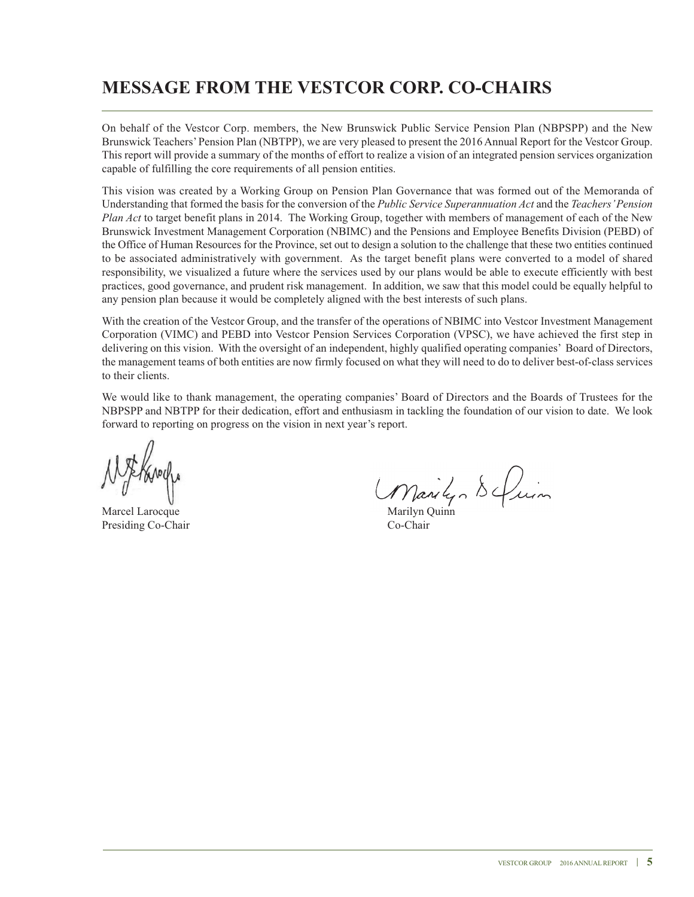# MESSAGE FROM THE VESTCOR CORP. CO-CHAIRS

On behalf of the Vestcor Corp. members, the New Brunswick Public Service Pension Plan (NBPSPP) and the New Brunswick Teachers' Pension Plan (NBTPP), we are very pleased to present the 2016 Annual Report for the Vestcor Group. This report will provide a summary of the months of effort to realize a vision of an integrated pension services organization capable of fulfilling the core requirements of all pension entities.

This vision was created by a Working Group on Pension Plan Governance that was formed out of the Memoranda of Understanding that formed the basis for the conversion of the *Public Service Superannuation Act* and the *Teachers' Pension Plan Act* to target benefit plans in 2014. The Working Group, together with members of management of each of the New Brunswick Investment Management Corporation (NBIMC) and the Pensions and Employee Benefits Division (PEBD) of the Office of Human Resources for the Province, set out to design a solution to the challenge that these two entities continued to be associated administratively with government. As the target benefit plans were converted to a model of shared responsibility, we visualized a future where the services used by our plans would be able to execute efficiently with best practices, good governance, and prudent risk management. In addition, we saw that this model could be equally helpful to any pension plan because it would be completely aligned with the best interests of such plans.

With the creation of the Vestcor Group, and the transfer of the operations of NBIMC into Vestcor Investment Management Corporation (VIMC) and PEBD into Vestcor Pension Services Corporation (VPSC), we have achieved the first step in delivering on this vision. With the oversight of an independent, highly qualified operating companies' Board of Directors, the management teams of both entities are now firmly focused on what they will need to do to deliver best-of-class services to their clients.

We would like to thank management, the operating companies' Board of Directors and the Boards of Trustees for the NBPSPP and NBTPP for their dedication, effort and enthusiasm in tackling the foundation of our vision to date. We look forward to reporting on progress on the vision in next year's report.

Marcel Larocque
Presiding Co-Chair

Marilyn Quinn
Co-Chair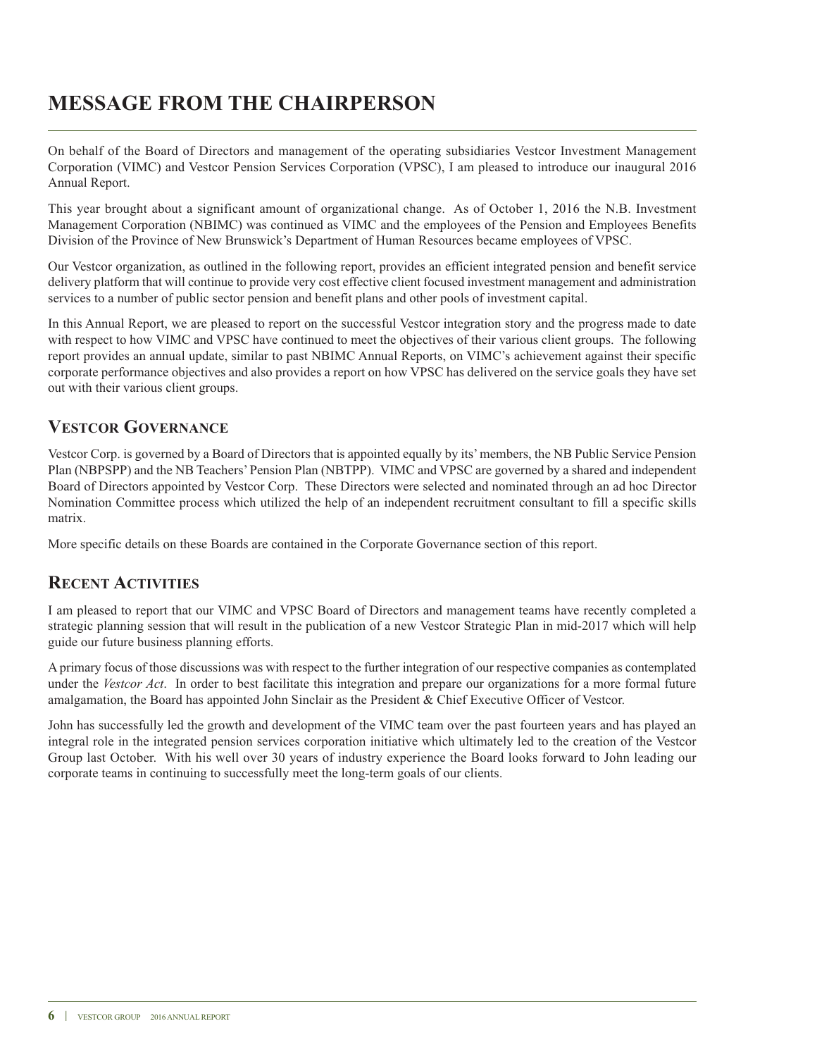# MESSAGE FROM THE CHAIRPERSON

On behalf of the Board of Directors and management of the operating subsidiaries Vestcor Investment Management Corporation (VIMC) and Vestcor Pension Services Corporation (VPSC), I am pleased to introduce our inaugural 2016 Annual Report.

This year brought about a significant amount of organizational change. As of October 1, 2016 the N.B. Investment Management Corporation (NBIMC) was continued as VIMC and the employees of the Pension and Employees Benefits Division of the Province of New Brunswick's Department of Human Resources became employees of VPSC.

Our Vestcor organization, as outlined in the following report, provides an efficient integrated pension and benefit service delivery platform that will continue to provide very cost effective client focused investment management and administration services to a number of public sector pension and benefit plans and other pools of investment capital.

In this Annual Report, we are pleased to report on the successful Vestcor integration story and the progress made to date with respect to how VIMC and VPSC have continued to meet the objectives of their various client groups. The following report provides an annual update, similar to past NBIMC Annual Reports, on VIMC's achievement against their specific corporate performance objectives and also provides a report on how VPSC has delivered on the service goals they have set out with their various client groups.

## Vestcor Governance

Vestcor Corp. is governed by a Board of Directors that is appointed equally by its' members, the NB Public Service Pension Plan (NBPSPP) and the NB Teachers' Pension Plan (NBTPP). VIMC and VPSC are governed by a shared and independent Board of Directors appointed by Vestcor Corp. These Directors were selected and nominated through an ad hoc Director Nomination Committee process which utilized the help of an independent recruitment consultant to fill a specific skills matrix.

More specific details on these Boards are contained in the Corporate Governance section of this report.

## Recent Activities

I am pleased to report that our VIMC and VPSC Board of Directors and management teams have recently completed a strategic planning session that will result in the publication of a new Vestcor Strategic Plan in mid-2017 which will help guide our future business planning efforts.

A primary focus of those discussions was with respect to the further integration of our respective companies as contemplated under the *Vestcor Act*. In order to best facilitate this integration and prepare our organizations for a more formal future amalgamation, the Board has appointed John Sinclair as the President & Chief Executive Officer of Vestcor.

John has successfully led the growth and development of the VIMC team over the past fourteen years and has played an integral role in the integrated pension services corporation initiative which ultimately led to the creation of the Vestcor Group last October. With his well over 30 years of industry experience the Board looks forward to John leading our corporate teams in continuing to successfully meet the long-term goals of our clients.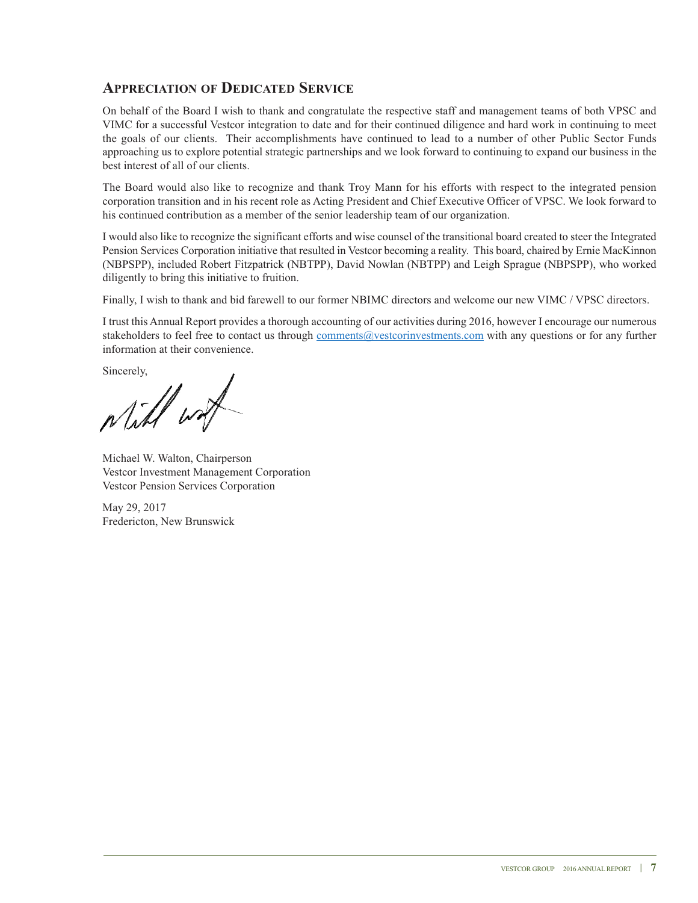## Appreciation of Dedicated Service

On behalf of the Board I wish to thank and congratulate the respective staff and management teams of both VPSC and VIMC for a successful Vestcor integration to date and for their continued diligence and hard work in continuing to meet the goals of our clients. Their accomplishments have continued to lead to a number of other Public Sector Funds approaching us to explore potential strategic partnerships and we look forward to continuing to expand our business in the best interest of all of our clients.

The Board would also like to recognize and thank Troy Mann for his efforts with respect to the integrated pension corporation transition and in his recent role as Acting President and Chief Executive Officer of VPSC. We look forward to his continued contribution as a member of the senior leadership team of our organization.

I would also like to recognize the significant efforts and wise counsel of the transitional board created to steer the Integrated Pension Services Corporation initiative that resulted in Vestcor becoming a reality. This board, chaired by Ernie MacKinnon (NBPSPP), included Robert Fitzpatrick (NBTPP), David Nowlan (NBTPP) and Leigh Sprague (NBPSPP), who worked diligently to bring this initiative to fruition.

Finally, I wish to thank and bid farewell to our former NBIMC directors and welcome our new VIMC / VPSC directors.

I trust this Annual Report provides a thorough accounting of our activities during 2016, however I encourage our numerous stakeholders to feel free to contact us through comments@vestcorinvestments.com with any questions or for any further information at their convenience.

Sincerely,

Michael W. Walton, Chairperson
Vestcor Investment Management Corporation
Vestcor Pension Services Corporation

May 29, 2017
Fredericton, New Brunswick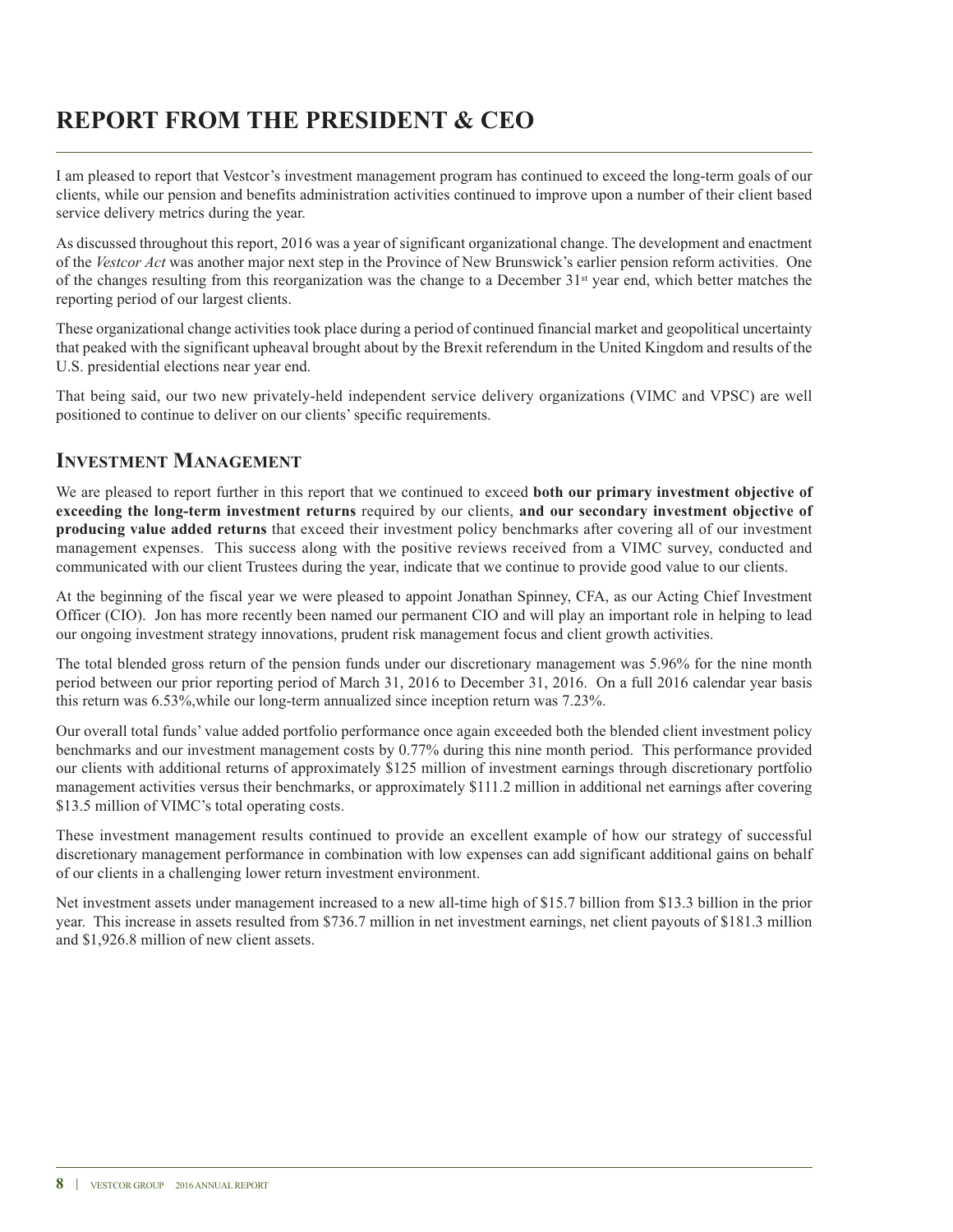# REPORT FROM THE PRESIDENT & CEO

I am pleased to report that Vestcor's investment management program has continued to exceed the long-term goals of our clients, while our pension and benefits administration activities continued to improve upon a number of their client based service delivery metrics during the year.

As discussed throughout this report, 2016 was a year of significant organizational change. The development and enactment of the *Vestcor Act* was another major next step in the Province of New Brunswick's earlier pension reform activities. One of the changes resulting from this reorganization was the change to a December 31st year end, which better matches the reporting period of our largest clients.

These organizational change activities took place during a period of continued financial market and geopolitical uncertainty that peaked with the significant upheaval brought about by the Brexit referendum in the United Kingdom and results of the U.S. presidential elections near year end.

That being said, our two new privately-held independent service delivery organizations (VIMC and VPSC) are well positioned to continue to deliver on our clients' specific requirements.

## Investment Management

We are pleased to report further in this report that we continued to exceed **both our primary investment objective of exceeding the long-term investment returns** required by our clients, **and our secondary investment objective of producing value added returns** that exceed their investment policy benchmarks after covering all of our investment management expenses. This success along with the positive reviews received from a VIMC survey, conducted and communicated with our client Trustees during the year, indicate that we continue to provide good value to our clients.

At the beginning of the fiscal year we were pleased to appoint Jonathan Spinney, CFA, as our Acting Chief Investment Officer (CIO). Jon has more recently been named our permanent CIO and will play an important role in helping to lead our ongoing investment strategy innovations, prudent risk management focus and client growth activities.

The total blended gross return of the pension funds under our discretionary management was 5.96% for the nine month period between our prior reporting period of March 31, 2016 to December 31, 2016. On a full 2016 calendar year basis this return was 6.53%,while our long-term annualized since inception return was 7.23%.

Our overall total funds' value added portfolio performance once again exceeded both the blended client investment policy benchmarks and our investment management costs by 0.77% during this nine month period. This performance provided our clients with additional returns of approximately $125 million of investment earnings through discretionary portfolio management activities versus their benchmarks, or approximately $111.2 million in additional net earnings after covering $13.5 million of VIMC's total operating costs.

These investment management results continued to provide an excellent example of how our strategy of successful discretionary management performance in combination with low expenses can add significant additional gains on behalf of our clients in a challenging lower return investment environment.

Net investment assets under management increased to a new all-time high of $15.7 billion from $13.3 billion in the prior year. This increase in assets resulted from $736.7 million in net investment earnings, net client payouts of $181.3 million and $1,926.8 million of new client assets.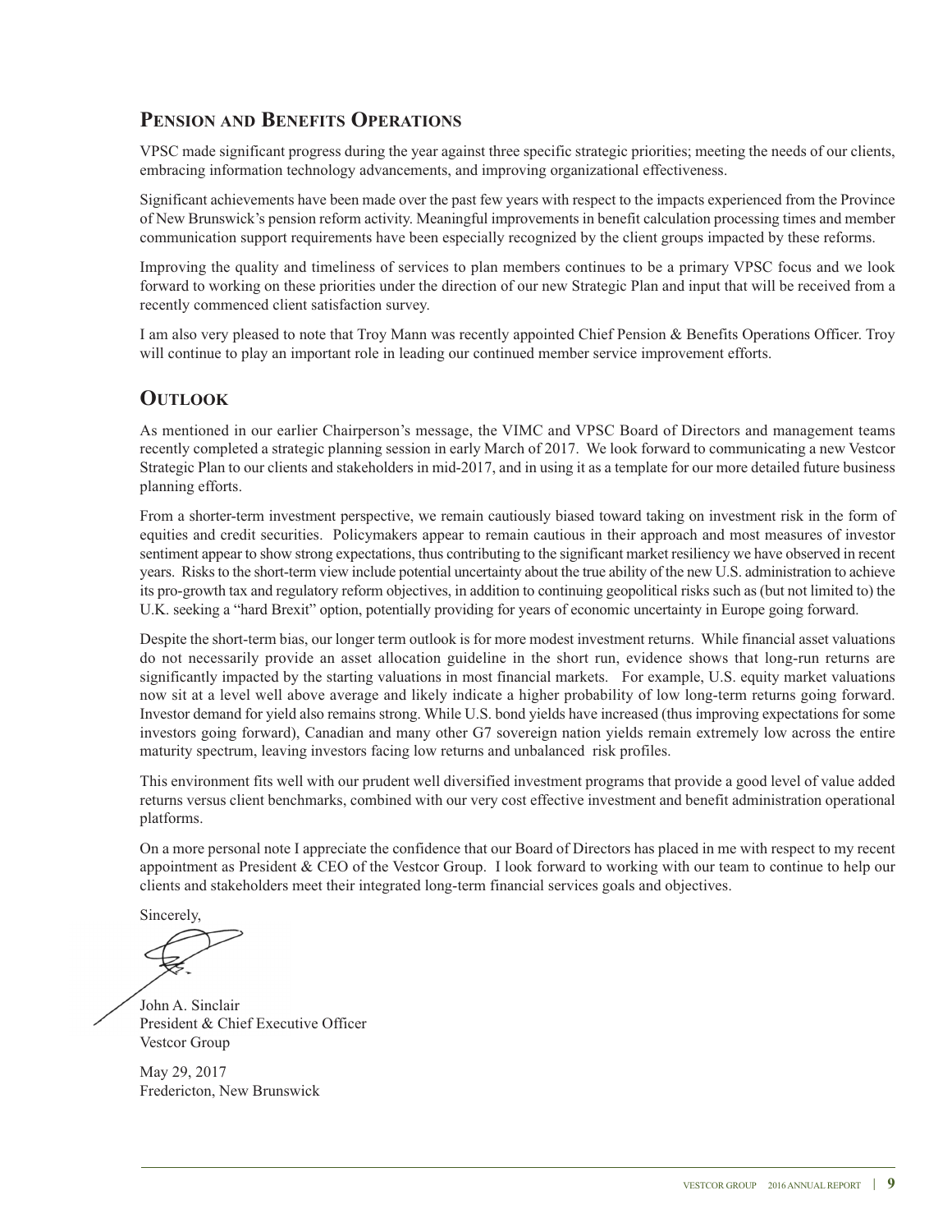## Pension and Benefits Operations

VPSC made significant progress during the year against three specific strategic priorities; meeting the needs of our clients, embracing information technology advancements, and improving organizational effectiveness.

Significant achievements have been made over the past few years with respect to the impacts experienced from the Province of New Brunswick's pension reform activity. Meaningful improvements in benefit calculation processing times and member communication support requirements have been especially recognized by the client groups impacted by these reforms.

Improving the quality and timeliness of services to plan members continues to be a primary VPSC focus and we look forward to working on these priorities under the direction of our new Strategic Plan and input that will be received from a recently commenced client satisfaction survey.

I am also very pleased to note that Troy Mann was recently appointed Chief Pension & Benefits Operations Officer. Troy will continue to play an important role in leading our continued member service improvement efforts.

## Outlook

As mentioned in our earlier Chairperson's message, the VIMC and VPSC Board of Directors and management teams recently completed a strategic planning session in early March of 2017. We look forward to communicating a new Vestcor Strategic Plan to our clients and stakeholders in mid-2017, and in using it as a template for our more detailed future business planning efforts.

From a shorter-term investment perspective, we remain cautiously biased toward taking on investment risk in the form of equities and credit securities. Policymakers appear to remain cautious in their approach and most measures of investor sentiment appear to show strong expectations, thus contributing to the significant market resiliency we have observed in recent years. Risks to the short-term view include potential uncertainty about the true ability of the new U.S. administration to achieve its pro-growth tax and regulatory reform objectives, in addition to continuing geopolitical risks such as (but not limited to) the U.K. seeking a "hard Brexit" option, potentially providing for years of economic uncertainty in Europe going forward.

Despite the short-term bias, our longer term outlook is for more modest investment returns. While financial asset valuations do not necessarily provide an asset allocation guideline in the short run, evidence shows that long-run returns are significantly impacted by the starting valuations in most financial markets. For example, U.S. equity market valuations now sit at a level well above average and likely indicate a higher probability of low long-term returns going forward. Investor demand for yield also remains strong. While U.S. bond yields have increased (thus improving expectations for some investors going forward), Canadian and many other G7 sovereign nation yields remain extremely low across the entire maturity spectrum, leaving investors facing low returns and unbalanced risk profiles.

This environment fits well with our prudent well diversified investment programs that provide a good level of value added returns versus client benchmarks, combined with our very cost effective investment and benefit administration operational platforms.

On a more personal note I appreciate the confidence that our Board of Directors has placed in me with respect to my recent appointment as President & CEO of the Vestcor Group. I look forward to working with our team to continue to help our clients and stakeholders meet their integrated long-term financial services goals and objectives.

Sincerely,

John A. Sinclair
President & Chief Executive Officer
Vestcor Group

May 29, 2017
Fredericton, New Brunswick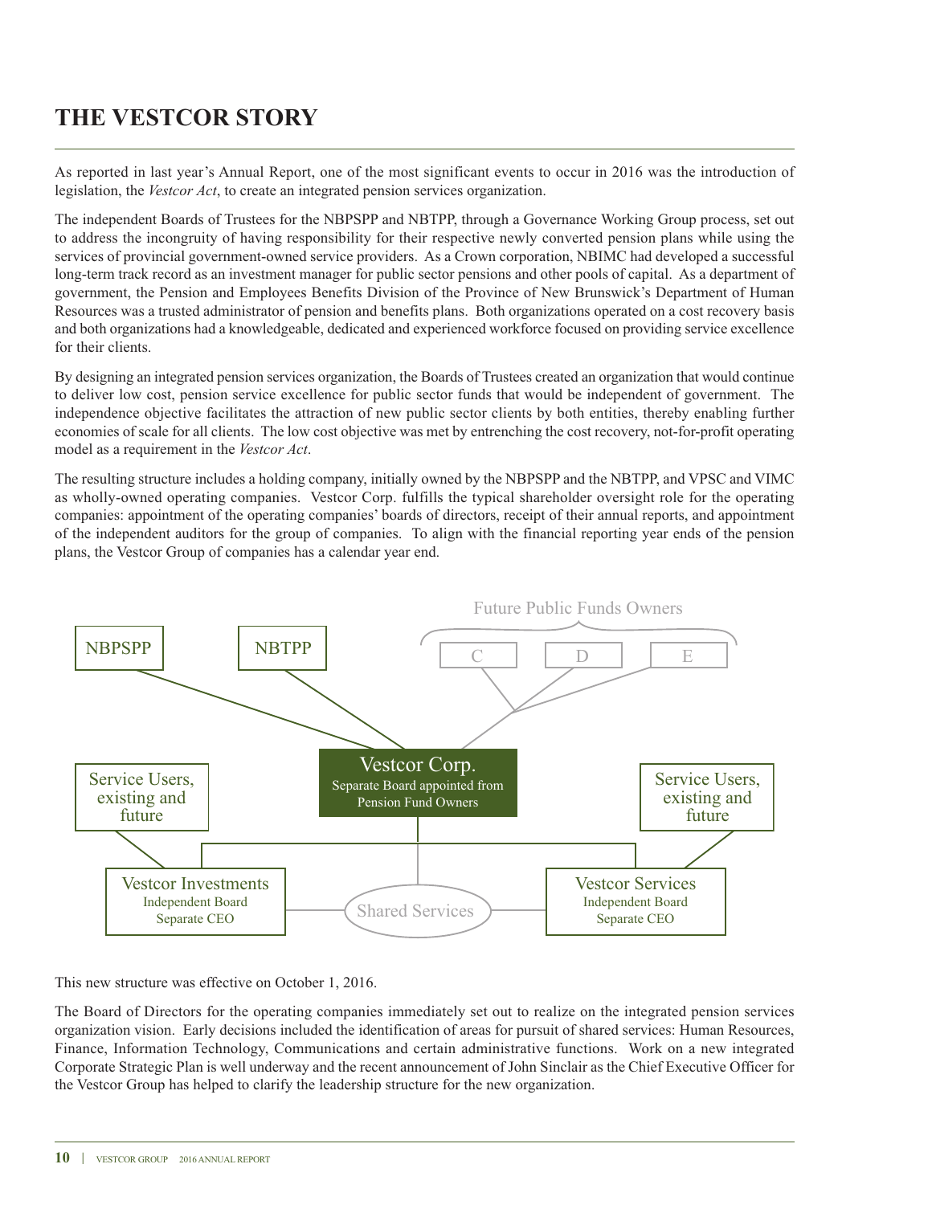# THE VESTCOR STORY

As reported in last year's Annual Report, one of the most significant events to occur in 2016 was the introduction of legislation, the *Vestcor Act*, to create an integrated pension services organization.

The independent Boards of Trustees for the NBPSPP and NBTPP, through a Governance Working Group process, set out to address the incongruity of having responsibility for their respective newly converted pension plans while using the services of provincial government-owned service providers. As a Crown corporation, NBIMC had developed a successful long-term track record as an investment manager for public sector pensions and other pools of capital. As a department of government, the Pension and Employees Benefits Division of the Province of New Brunswick's Department of Human Resources was a trusted administrator of pension and benefits plans. Both organizations operated on a cost recovery basis and both organizations had a knowledgeable, dedicated and experienced workforce focused on providing service excellence for their clients.

By designing an integrated pension services organization, the Boards of Trustees created an organization that would continue to deliver low cost, pension service excellence for public sector funds that would be independent of government. The independence objective facilitates the attraction of new public sector clients by both entities, thereby enabling further economies of scale for all clients. The low cost objective was met by entrenching the cost recovery, not-for-profit operating model as a requirement in the *Vestcor Act*.

The resulting structure includes a holding company, initially owned by the NBPSPP and the NBTPP, and VPSC and VIMC as wholly-owned operating companies. Vestcor Corp. fulfills the typical shareholder oversight role for the operating companies: appointment of the operating companies' boards of directors, receipt of their annual reports, and appointment of the independent auditors for the group of companies. To align with the financial reporting year ends of the pension plans, the Vestcor Group of companies has a calendar year end.

Future Public Funds Owners

NBPSPP | NBTPP | C | D | E

Vestcor Corp.
Separate Board appointed from Pension Fund Owners

Service Users, existing and future

Service Users, existing and future

Vestcor Investments
Independent Board
Separate CEO

Shared Services

Vestcor Services
Independent Board
Separate CEO

This new structure was effective on October 1, 2016.

The Board of Directors for the operating companies immediately set out to realize on the integrated pension services organization vision. Early decisions included the identification of areas for pursuit of shared services: Human Resources, Finance, Information Technology, Communications and certain administrative functions. Work on a new integrated Corporate Strategic Plan is well underway and the recent announcement of John Sinclair as the Chief Executive Officer for the Vestcor Group has helped to clarify the leadership structure for the new organization.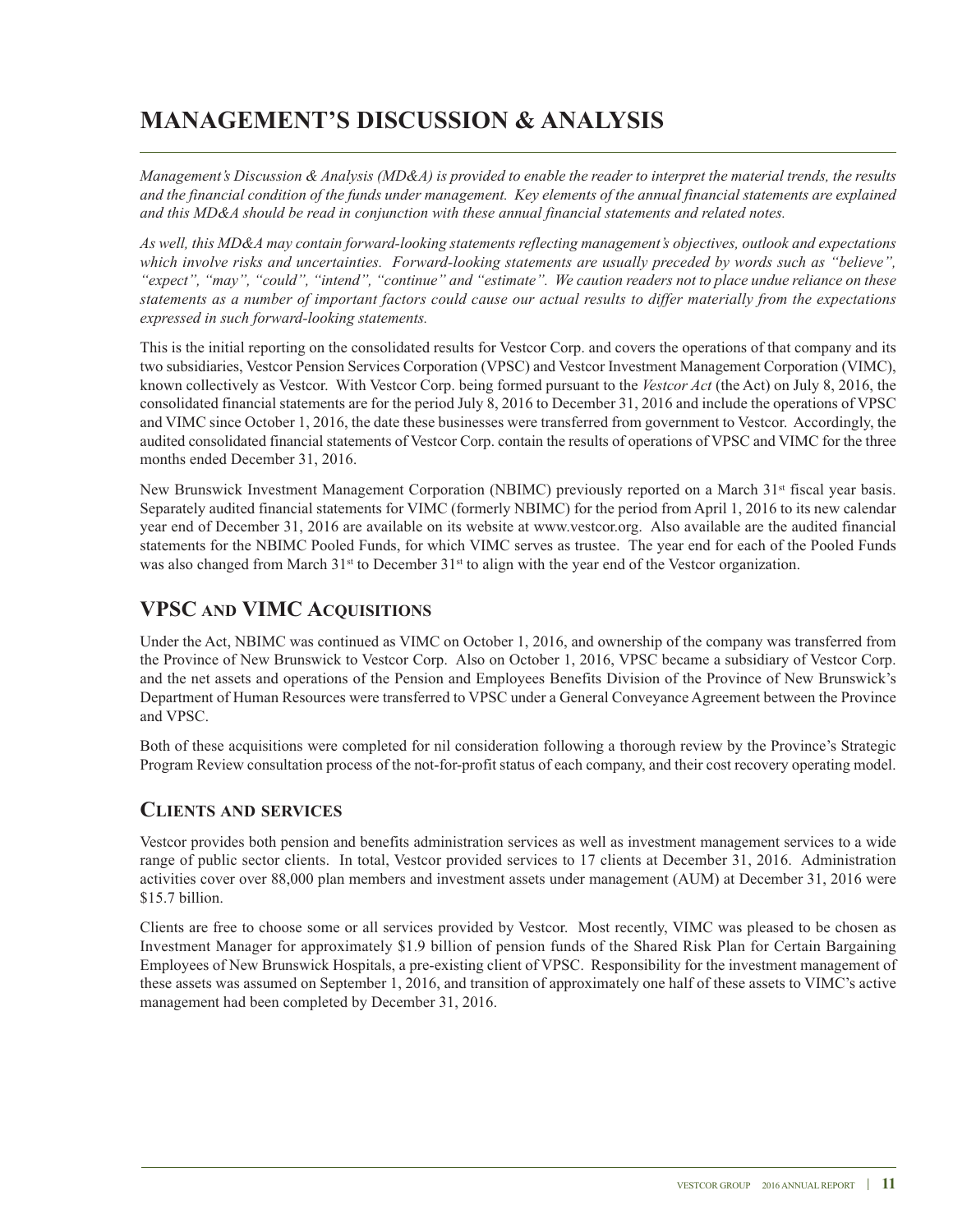# MANAGEMENT'S DISCUSSION & ANALYSIS

*Management's Discussion & Analysis (MD&A) is provided to enable the reader to interpret the material trends, the results and the financial condition of the funds under management. Key elements of the annual financial statements are explained and this MD&A should be read in conjunction with these annual financial statements and related notes.*

*As well, this MD&A may contain forward-looking statements reflecting management's objectives, outlook and expectations which involve risks and uncertainties. Forward-looking statements are usually preceded by words such as "believe", "expect", "may", "could", "intend", "continue" and "estimate". We caution readers not to place undue reliance on these statements as a number of important factors could cause our actual results to differ materially from the expectations expressed in such forward-looking statements.*

This is the initial reporting on the consolidated results for Vestcor Corp. and covers the operations of that company and its two subsidiaries, Vestcor Pension Services Corporation (VPSC) and Vestcor Investment Management Corporation (VIMC), known collectively as Vestcor. With Vestcor Corp. being formed pursuant to the *Vestcor Act* (the Act) on July 8, 2016, the consolidated financial statements are for the period July 8, 2016 to December 31, 2016 and include the operations of VPSC and VIMC since October 1, 2016, the date these businesses were transferred from government to Vestcor. Accordingly, the audited consolidated financial statements of Vestcor Corp. contain the results of operations of VPSC and VIMC for the three months ended December 31, 2016.

New Brunswick Investment Management Corporation (NBIMC) previously reported on a March 31st fiscal year basis. Separately audited financial statements for VIMC (formerly NBIMC) for the period from April 1, 2016 to its new calendar year end of December 31, 2016 are available on its website at www.vestcor.org. Also available are the audited financial statements for the NBIMC Pooled Funds, for which VIMC serves as trustee. The year end for each of the Pooled Funds was also changed from March 31st to December 31st to align with the year end of the Vestcor organization.

## VPSC and VIMC Acquisitions

Under the Act, NBIMC was continued as VIMC on October 1, 2016, and ownership of the company was transferred from the Province of New Brunswick to Vestcor Corp. Also on October 1, 2016, VPSC became a subsidiary of Vestcor Corp. and the net assets and operations of the Pension and Employees Benefits Division of the Province of New Brunswick's Department of Human Resources were transferred to VPSC under a General Conveyance Agreement between the Province and VPSC.

Both of these acquisitions were completed for nil consideration following a thorough review by the Province's Strategic Program Review consultation process of the not-for-profit status of each company, and their cost recovery operating model.

## Clients and services

Vestcor provides both pension and benefits administration services as well as investment management services to a wide range of public sector clients. In total, Vestcor provided services to 17 clients at December 31, 2016. Administration activities cover over 88,000 plan members and investment assets under management (AUM) at December 31, 2016 were $15.7 billion.

Clients are free to choose some or all services provided by Vestcor. Most recently, VIMC was pleased to be chosen as Investment Manager for approximately $1.9 billion of pension funds of the Shared Risk Plan for Certain Bargaining Employees of New Brunswick Hospitals, a pre-existing client of VPSC. Responsibility for the investment management of these assets was assumed on September 1, 2016, and transition of approximately one half of these assets to VIMC's active management had been completed by December 31, 2016.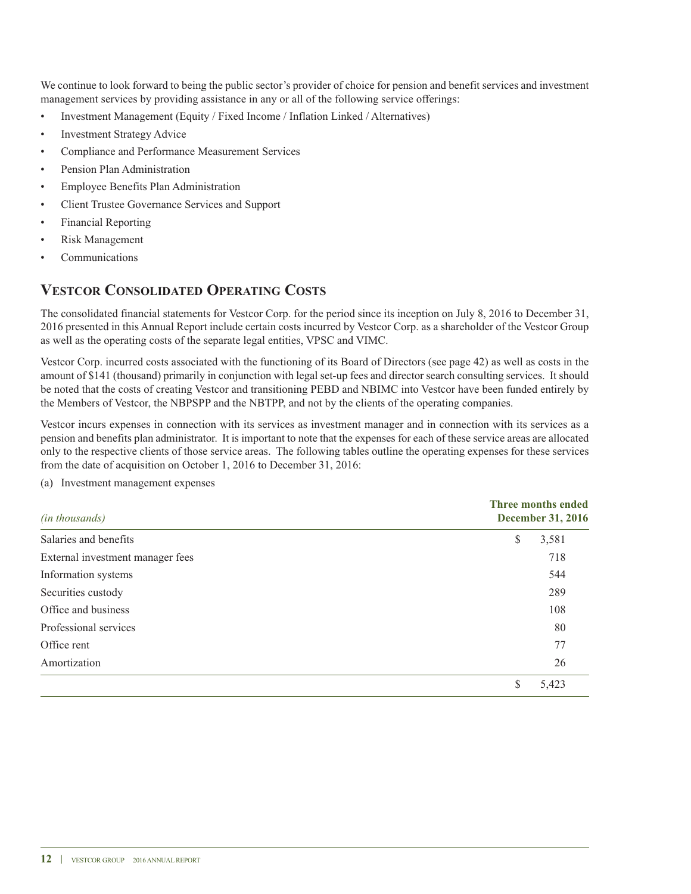We continue to look forward to being the public sector's provider of choice for pension and benefit services and investment management services by providing assistance in any or all of the following service offerings:

- Investment Management (Equity / Fixed Income / Inflation Linked / Alternatives)
- Investment Strategy Advice
- Compliance and Performance Measurement Services
- Pension Plan Administration
- Employee Benefits Plan Administration
- Client Trustee Governance Services and Support
- Financial Reporting
- Risk Management
- Communications

## Vestcor Consolidated Operating Costs

The consolidated financial statements for Vestcor Corp. for the period since its inception on July 8, 2016 to December 31, 2016 presented in this Annual Report include certain costs incurred by Vestcor Corp. as a shareholder of the Vestcor Group as well as the operating costs of the separate legal entities, VPSC and VIMC.

Vestcor Corp. incurred costs associated with the functioning of its Board of Directors (see page 42) as well as costs in the amount of $141 (thousand) primarily in conjunction with legal set-up fees and director search consulting services. It should be noted that the costs of creating Vestcor and transitioning PEBD and NBIMC into Vestcor have been funded entirely by the Members of Vestcor, the NBPSPP and the NBTPP, and not by the clients of the operating companies.

Vestcor incurs expenses in connection with its services as investment manager and in connection with its services as a pension and benefits plan administrator. It is important to note that the expenses for each of these service areas are allocated only to the respective clients of those service areas. The following tables outline the operating expenses for these services from the date of acquisition on October 1, 2016 to December 31, 2016:

(a) Investment management expenses

| *(in thousands)* | **Three months ended December 31, 2016** |
|---|---|
| Salaries and benefits | $ 3,581 |
| External investment manager fees | 718 |
| Information systems | 544 |
| Securities custody | 289 |
| Office and business | 108 |
| Professional services | 80 |
| Office rent | 77 |
| Amortization | 26 |
| | $ 5,423 |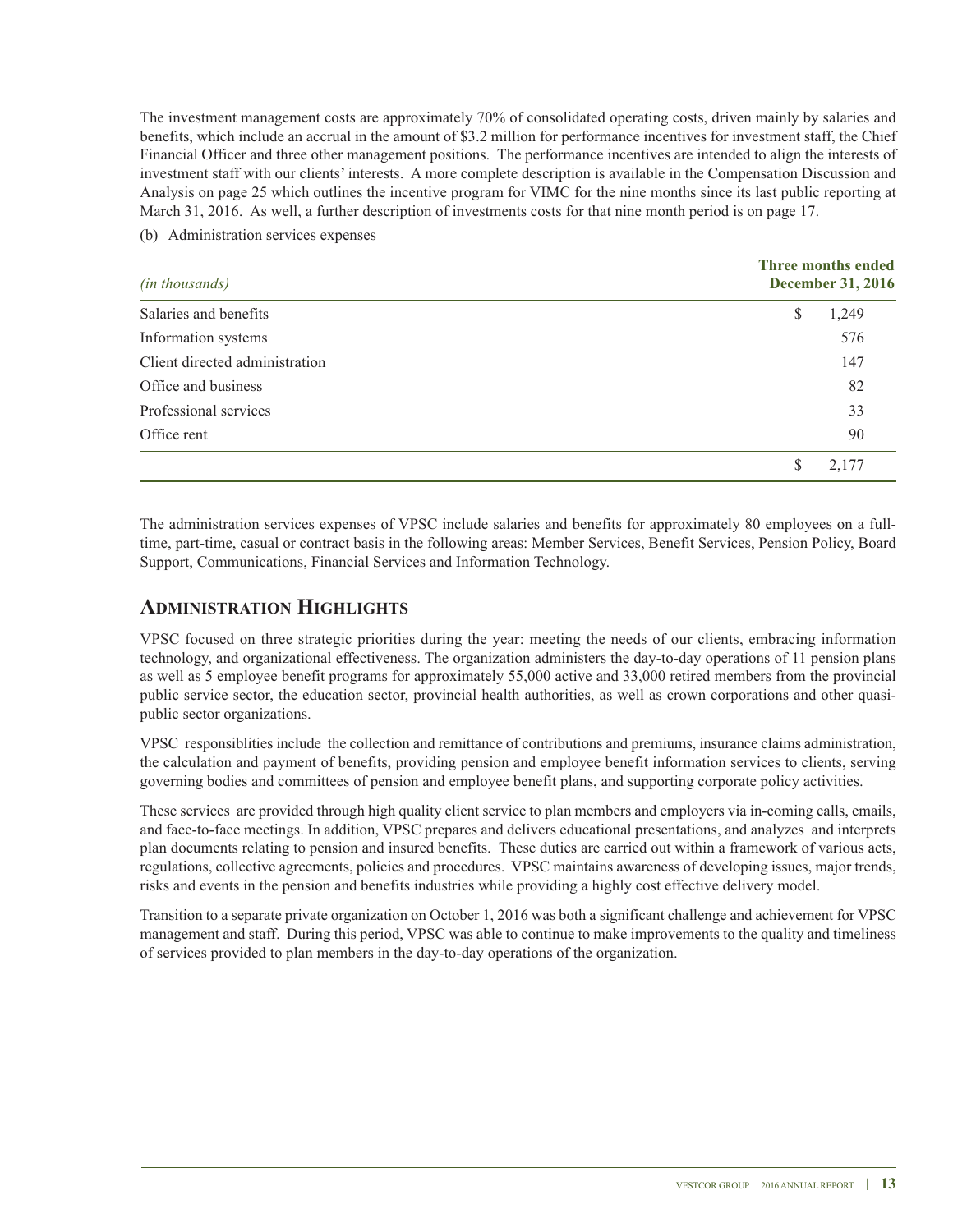The investment management costs are approximately 70% of consolidated operating costs, driven mainly by salaries and benefits, which include an accrual in the amount of $3.2 million for performance incentives for investment staff, the Chief Financial Officer and three other management positions. The performance incentives are intended to align the interests of investment staff with our clients' interests. A more complete description is available in the Compensation Discussion and Analysis on page 25 which outlines the incentive program for VIMC for the nine months since its last public reporting at March 31, 2016. As well, a further description of investments costs for that nine month period is on page 17.

(b) Administration services expenses

| *(in thousands)* | Three months ended December 31, 2016 |
|---|---|
| Salaries and benefits | $ 1,249 |
| Information systems | 576 |
| Client directed administration | 147 |
| Office and business | 82 |
| Professional services | 33 |
| Office rent | 90 |
| | $ 2,177 |

The administration services expenses of VPSC include salaries and benefits for approximately 80 employees on a full-time, part-time, casual or contract basis in the following areas: Member Services, Benefit Services, Pension Policy, Board Support, Communications, Financial Services and Information Technology.

## Administration Highlights

VPSC focused on three strategic priorities during the year: meeting the needs of our clients, embracing information technology, and organizational effectiveness. The organization administers the day-to-day operations of 11 pension plans as well as 5 employee benefit programs for approximately 55,000 active and 33,000 retired members from the provincial public service sector, the education sector, provincial health authorities, as well as crown corporations and other quasi-public sector organizations.

VPSC responsiblities include the collection and remittance of contributions and premiums, insurance claims administration, the calculation and payment of benefits, providing pension and employee benefit information services to clients, serving governing bodies and committees of pension and employee benefit plans, and supporting corporate policy activities.

These services are provided through high quality client service to plan members and employers via in-coming calls, emails, and face-to-face meetings. In addition, VPSC prepares and delivers educational presentations, and analyzes and interprets plan documents relating to pension and insured benefits. These duties are carried out within a framework of various acts, regulations, collective agreements, policies and procedures. VPSC maintains awareness of developing issues, major trends, risks and events in the pension and benefits industries while providing a highly cost effective delivery model.

Transition to a separate private organization on October 1, 2016 was both a significant challenge and achievement for VPSC management and staff. During this period, VPSC was able to continue to make improvements to the quality and timeliness of services provided to plan members in the day-to-day operations of the organization.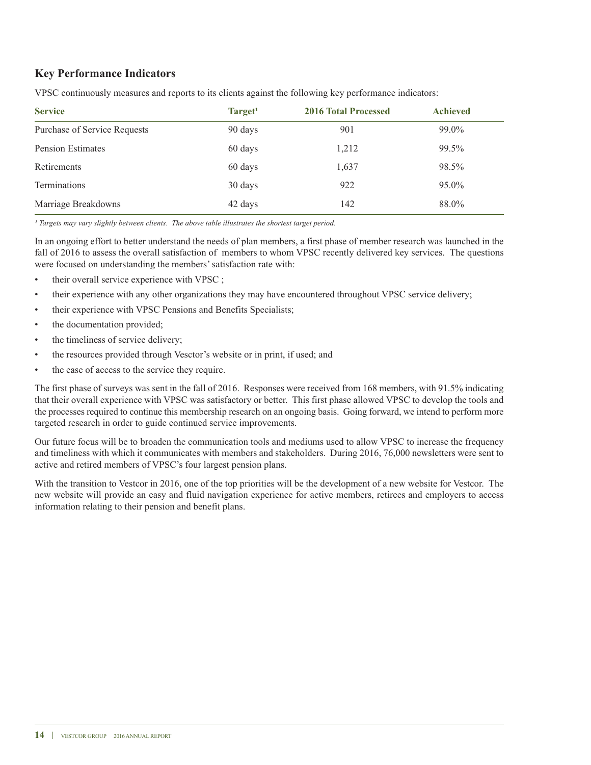## Key Performance Indicators

VPSC continuously measures and reports to its clients against the following key performance indicators:

| Service | Target[1] | 2016 Total Processed | Achieved |
|---|---|---|---|
| Purchase of Service Requests | 90 days | 901 | 99.0% |
| Pension Estimates | 60 days | 1,212 | 99.5% |
| Retirements | 60 days | 1,637 | 98.5% |
| Terminations | 30 days | 922 | 95.0% |
| Marriage Breakdowns | 42 days | 142 | 88.0% |

*[1] Targets may vary slightly between clients. The above table illustrates the shortest target period.*

In an ongoing effort to better understand the needs of plan members, a first phase of member research was launched in the fall of 2016 to assess the overall satisfaction of members to whom VPSC recently delivered key services. The questions were focused on understanding the members' satisfaction rate with:

- their overall service experience with VPSC ;
- their experience with any other organizations they may have encountered throughout VPSC service delivery;
- their experience with VPSC Pensions and Benefits Specialists;
- the documentation provided;
- the timeliness of service delivery;
- the resources provided through Vesctor's website or in print, if used; and
- the ease of access to the service they require.

The first phase of surveys was sent in the fall of 2016. Responses were received from 168 members, with 91.5% indicating that their overall experience with VPSC was satisfactory or better. This first phase allowed VPSC to develop the tools and the processes required to continue this membership research on an ongoing basis. Going forward, we intend to perform more targeted research in order to guide continued service improvements.

Our future focus will be to broaden the communication tools and mediums used to allow VPSC to increase the frequency and timeliness with which it communicates with members and stakeholders. During 2016, 76,000 newsletters were sent to active and retired members of VPSC's four largest pension plans.

With the transition to Vestcor in 2016, one of the top priorities will be the development of a new website for Vestcor. The new website will provide an easy and fluid navigation experience for active members, retirees and employers to access information relating to their pension and benefit plans.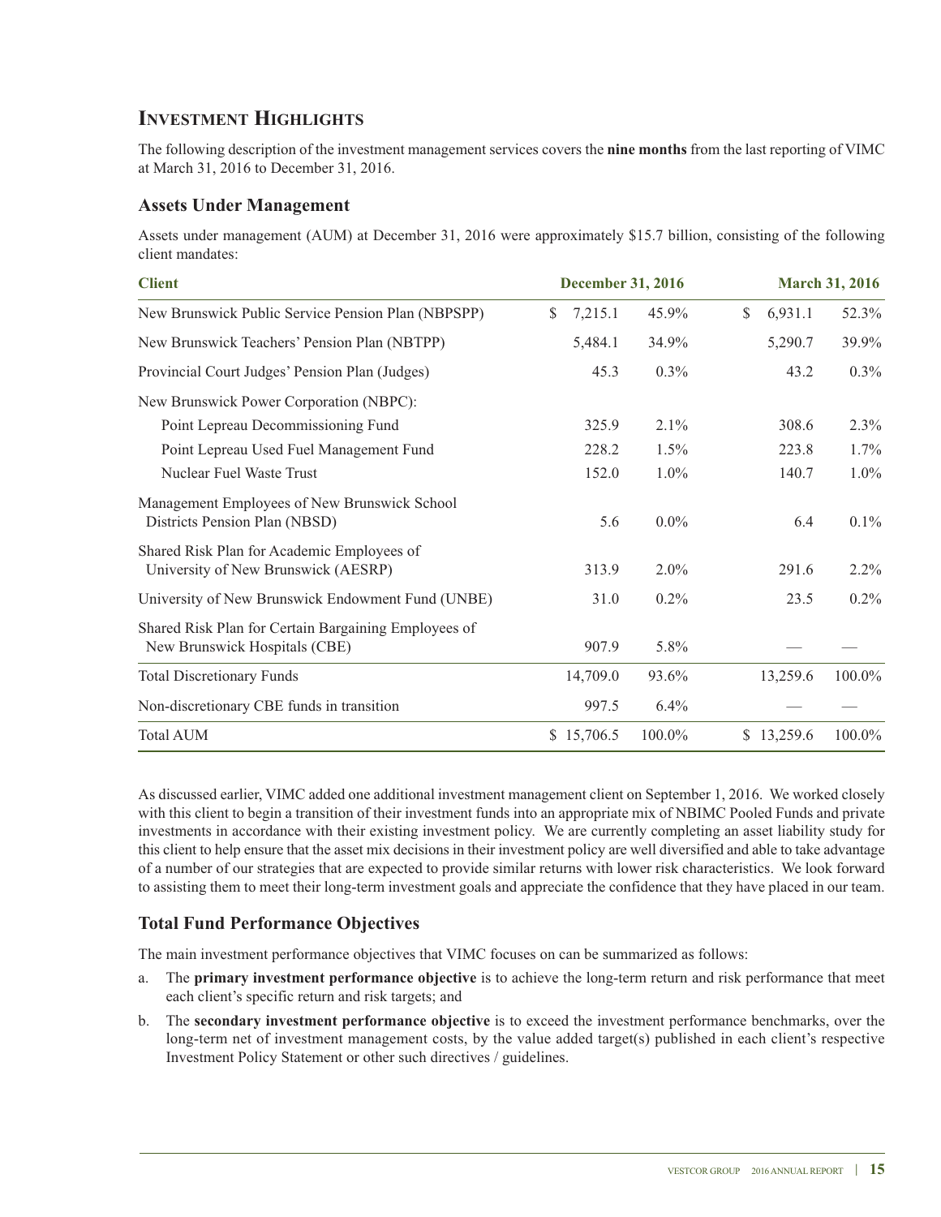## Investment Highlights

The following description of the investment management services covers the **nine months** from the last reporting of VIMC at March 31, 2016 to December 31, 2016.

### Assets Under Management

Assets under management (AUM) at December 31, 2016 were approximately $15.7 billion, consisting of the following client mandates:

| Client | December 31, 2016 | | March 31, 2016 | |
|---|---|---|---|---|
| New Brunswick Public Service Pension Plan (NBPSPP) | $ 7,215.1 | 45.9% | $ 6,931.1 | 52.3% |
| New Brunswick Teachers' Pension Plan (NBTPP) | 5,484.1 | 34.9% | 5,290.7 | 39.9% |
| Provincial Court Judges' Pension Plan (Judges) | 45.3 | 0.3% | 43.2 | 0.3% |
| New Brunswick Power Corporation (NBPC): | | | | |
| Point Lepreau Decommissioning Fund | 325.9 | 2.1% | 308.6 | 2.3% |
| Point Lepreau Used Fuel Management Fund | 228.2 | 1.5% | 223.8 | 1.7% |
| Nuclear Fuel Waste Trust | 152.0 | 1.0% | 140.7 | 1.0% |
| Management Employees of New Brunswick School Districts Pension Plan (NBSD) | 5.6 | 0.0% | 6.4 | 0.1% |
| Shared Risk Plan for Academic Employees of University of New Brunswick (AESRP) | 313.9 | 2.0% | 291.6 | 2.2% |
| University of New Brunswick Endowment Fund (UNBE) | 31.0 | 0.2% | 23.5 | 0.2% |
| Shared Risk Plan for Certain Bargaining Employees of New Brunswick Hospitals (CBE) | 907.9 | 5.8% | — | — |
| Total Discretionary Funds | 14,709.0 | 93.6% | 13,259.6 | 100.0% |
| Non-discretionary CBE funds in transition | 997.5 | 6.4% | — | — |
| Total AUM | $ 15,706.5 | 100.0% | $ 13,259.6 | 100.0% |

As discussed earlier, VIMC added one additional investment management client on September 1, 2016. We worked closely with this client to begin a transition of their investment funds into an appropriate mix of NBIMC Pooled Funds and private investments in accordance with their existing investment policy. We are currently completing an asset liability study for this client to help ensure that the asset mix decisions in their investment policy are well diversified and able to take advantage of a number of our strategies that are expected to provide similar returns with lower risk characteristics. We look forward to assisting them to meet their long-term investment goals and appreciate the confidence that they have placed in our team.

### Total Fund Performance Objectives

The main investment performance objectives that VIMC focuses on can be summarized as follows:

a. The **primary investment performance objective** is to achieve the long-term return and risk performance that meet each client's specific return and risk targets; and

b. The **secondary investment performance objective** is to exceed the investment performance benchmarks, over the long-term net of investment management costs, by the value added target(s) published in each client's respective Investment Policy Statement or other such directives / guidelines.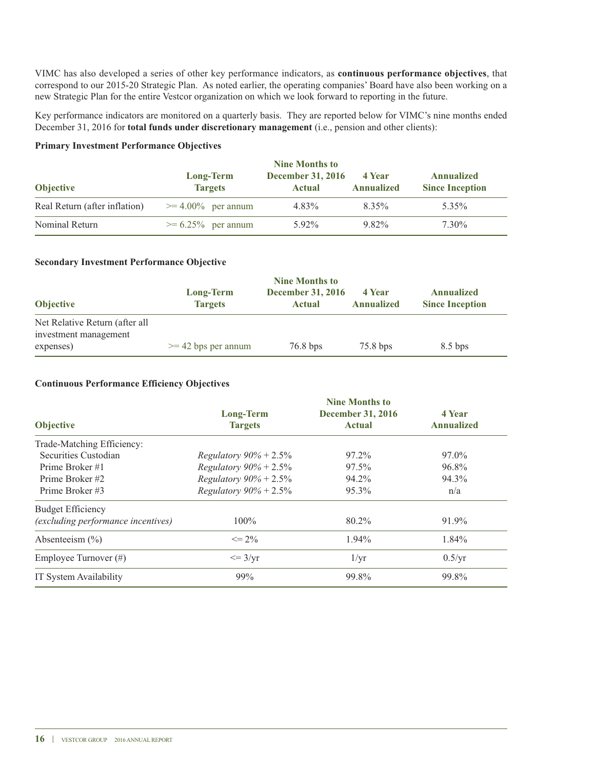VIMC has also developed a series of other key performance indicators, as **continuous performance objectives**, that correspond to our 2015-20 Strategic Plan. As noted earlier, the operating companies' Board have also been working on a new Strategic Plan for the entire Vestcor organization on which we look forward to reporting in the future.

Key performance indicators are monitored on a quarterly basis. They are reported below for VIMC's nine months ended December 31, 2016 for **total funds under discretionary management** (i.e., pension and other clients):

**Primary Investment Performance Objectives**

| Objective | Long-Term Targets | Nine Months to December 31, 2016 Actual | 4 Year Annualized | Annualized Since Inception |
|---|---|---|---|---|
| Real Return (after inflation) | >= 4.00% per annum | 4.83% | 8.35% | 5.35% |
| Nominal Return | >= 6.25% per annum | 5.92% | 9.82% | 7.30% |

**Secondary Investment Performance Objective**

| Objective | Long-Term Targets | Nine Months to December 31, 2016 Actual | 4 Year Annualized | Annualized Since Inception |
|---|---|---|---|---|
| Net Relative Return (after all investment management expenses) | >= 42 bps per annum | 76.8 bps | 75.8 bps | 8.5 bps |

**Continuous Performance Efficiency Objectives**

| Objective | Long-Term Targets | Nine Months to December 31, 2016 Actual | 4 Year Annualized |
|---|---|---|---|
| Trade-Matching Efficiency: | | | |
| Securities Custodian | *Regulatory 90% + 2.5%* | 97.2% | 97.0% |
| Prime Broker #1 | *Regulatory 90% + 2.5%* | 97.5% | 96.8% |
| Prime Broker #2 | *Regulatory 90% + 2.5%* | 94.2% | 94.3% |
| Prime Broker #3 | *Regulatory 90% + 2.5%* | 95.3% | n/a |
| Budget Efficiency *(excluding performance incentives)* | 100% | 80.2% | 91.9% |
| Absenteeism (%) | <= 2% | 1.94% | 1.84% |
| Employee Turnover (#) | <= 3/yr | 1/yr | 0.5/yr |
| IT System Availability | 99% | 99.8% | 99.8% |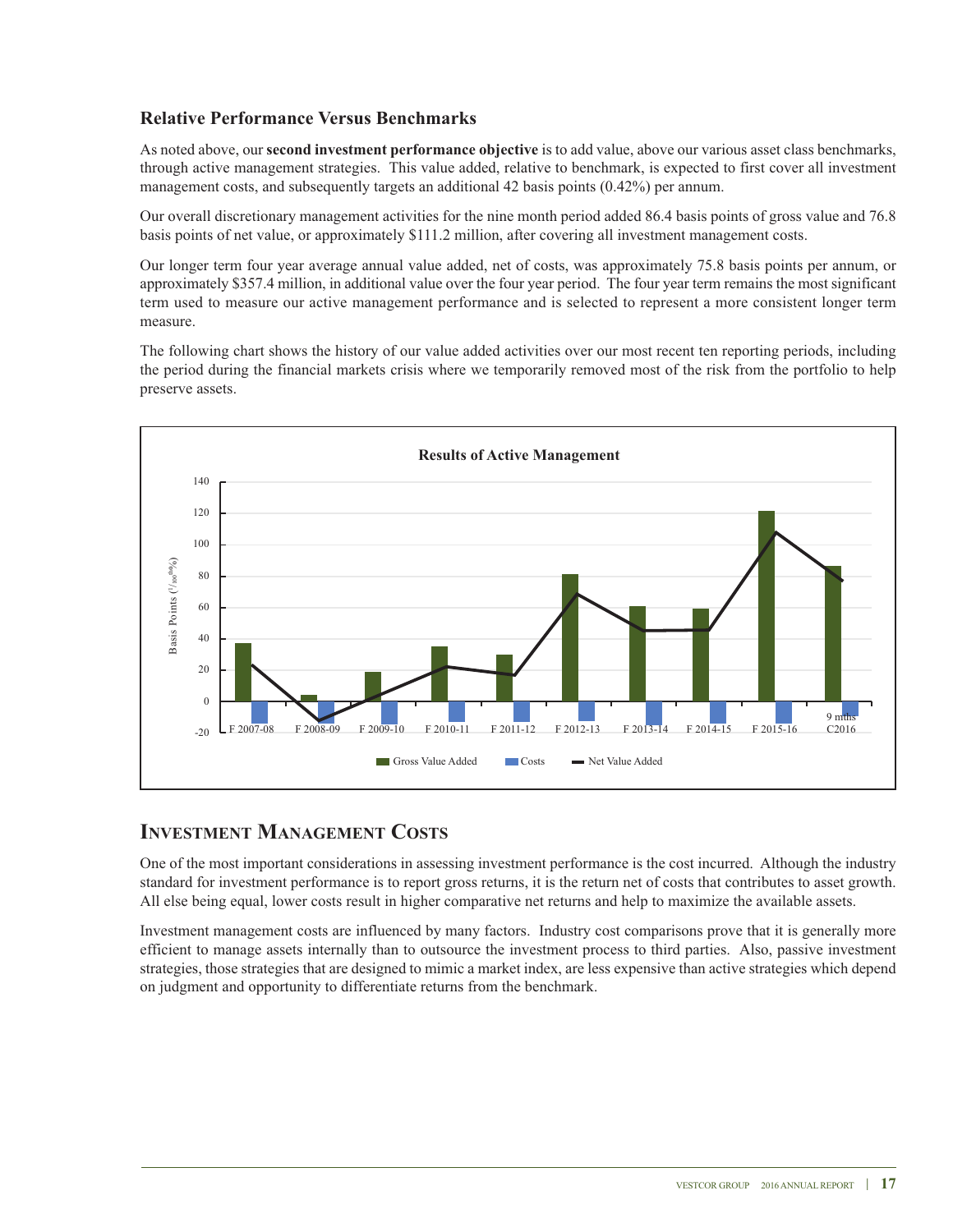## Relative Performance Versus Benchmarks

As noted above, our **second investment performance objective** is to add value, above our various asset class benchmarks, through active management strategies. This value added, relative to benchmark, is expected to first cover all investment management costs, and subsequently targets an additional 42 basis points (0.42%) per annum.

Our overall discretionary management activities for the nine month period added 86.4 basis points of gross value and 76.8 basis points of net value, or approximately $111.2 million, after covering all investment management costs.

Our longer term four year average annual value added, net of costs, was approximately 75.8 basis points per annum, or approximately $357.4 million, in additional value over the four year period. The four year term remains the most significant term used to measure our active management performance and is selected to represent a more consistent longer term measure.

The following chart shows the history of our value added activities over our most recent ten reporting periods, including the period during the financial markets crisis where we temporarily removed most of the risk from the portfolio to help preserve assets.

**Results of Active Management**

Basis Points ($^1/_{100}$%)

F 2007-08, F 2008-09, F 2009-10, F 2010-11, F 2011-12, F 2012-13, F 2013-14, F 2014-15, F 2015-16, 9 mths C2016

Gross Value Added | Costs | Net Value Added

## Investment Management Costs

One of the most important considerations in assessing investment performance is the cost incurred. Although the industry standard for investment performance is to report gross returns, it is the return net of costs that contributes to asset growth. All else being equal, lower costs result in higher comparative net returns and help to maximize the available assets.

Investment management costs are influenced by many factors. Industry cost comparisons prove that it is generally more efficient to manage assets internally than to outsource the investment process to third parties. Also, passive investment strategies, those strategies that are designed to mimic a market index, are less expensive than active strategies which depend on judgment and opportunity to differentiate returns from the benchmark.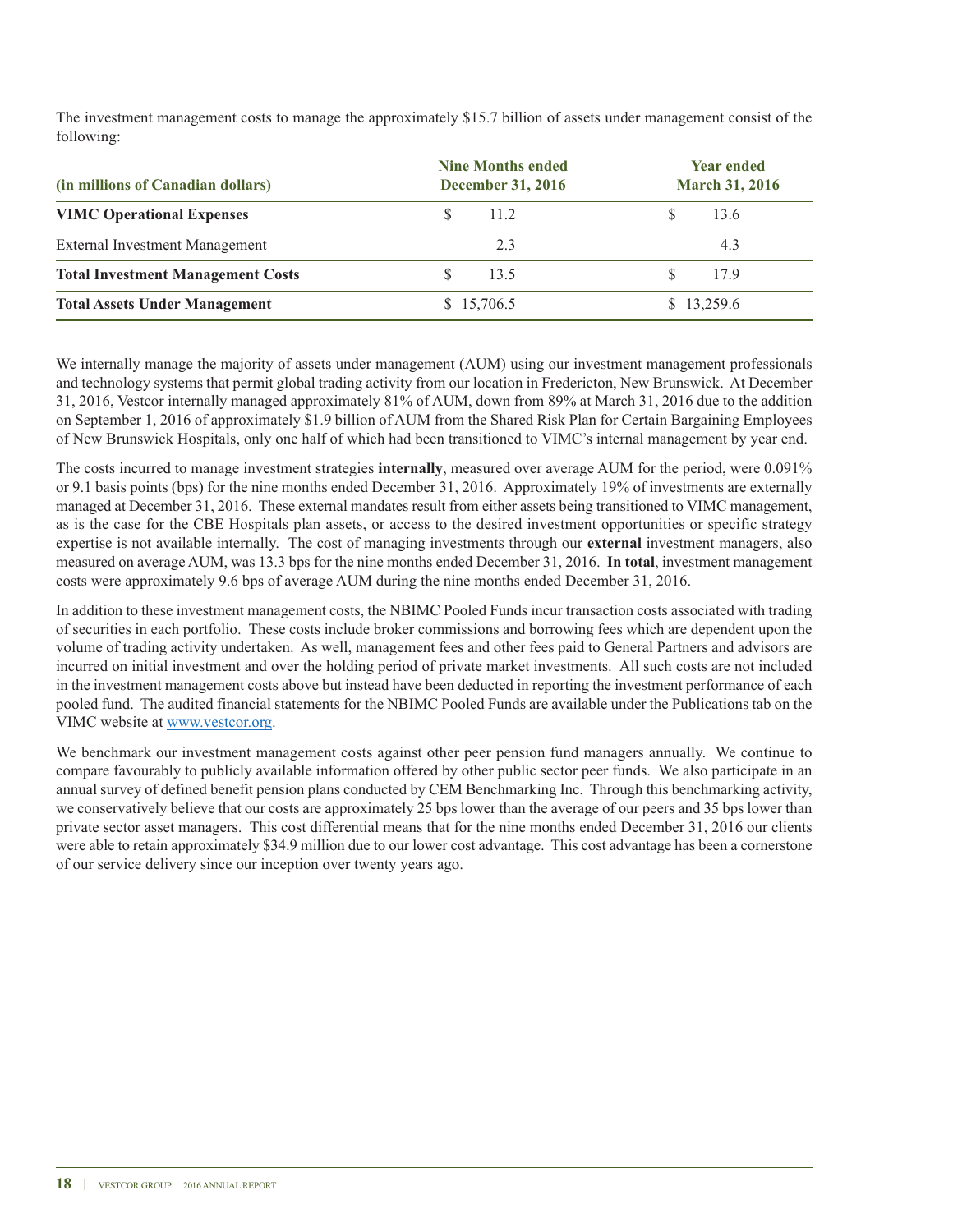The investment management costs to manage the approximately $15.7 billion of assets under management consist of the following:

| (in millions of Canadian dollars) | Nine Months ended December 31, 2016 | Year ended March 31, 2016 |
|---|---|---|
| **VIMC Operational Expenses** | $ 11.2 | $ 13.6 |
| External Investment Management | 2.3 | 4.3 |
| **Total Investment Management Costs** | $ 13.5 | $ 17.9 |
| **Total Assets Under Management** | $ 15,706.5 | $ 13,259.6 |

We internally manage the majority of assets under management (AUM) using our investment management professionals and technology systems that permit global trading activity from our location in Fredericton, New Brunswick. At December 31, 2016, Vestcor internally managed approximately 81% of AUM, down from 89% at March 31, 2016 due to the addition on September 1, 2016 of approximately $1.9 billion of AUM from the Shared Risk Plan for Certain Bargaining Employees of New Brunswick Hospitals, only one half of which had been transitioned to VIMC's internal management by year end.

The costs incurred to manage investment strategies **internally**, measured over average AUM for the period, were 0.091% or 9.1 basis points (bps) for the nine months ended December 31, 2016. Approximately 19% of investments are externally managed at December 31, 2016. These external mandates result from either assets being transitioned to VIMC management, as is the case for the CBE Hospitals plan assets, or access to the desired investment opportunities or specific strategy expertise is not available internally. The cost of managing investments through our **external** investment managers, also measured on average AUM, was 13.3 bps for the nine months ended December 31, 2016. **In total**, investment management costs were approximately 9.6 bps of average AUM during the nine months ended December 31, 2016.

In addition to these investment management costs, the NBIMC Pooled Funds incur transaction costs associated with trading of securities in each portfolio. These costs include broker commissions and borrowing fees which are dependent upon the volume of trading activity undertaken. As well, management fees and other fees paid to General Partners and advisors are incurred on initial investment and over the holding period of private market investments. All such costs are not included in the investment management costs above but instead have been deducted in reporting the investment performance of each pooled fund. The audited financial statements for the NBIMC Pooled Funds are available under the Publications tab on the VIMC website at www.vestcor.org.

We benchmark our investment management costs against other peer pension fund managers annually. We continue to compare favourably to publicly available information offered by other public sector peer funds. We also participate in an annual survey of defined benefit pension plans conducted by CEM Benchmarking Inc. Through this benchmarking activity, we conservatively believe that our costs are approximately 25 bps lower than the average of our peers and 35 bps lower than private sector asset managers. This cost differential means that for the nine months ended December 31, 2016 our clients were able to retain approximately $34.9 million due to our lower cost advantage. This cost advantage has been a cornerstone of our service delivery since our inception over twenty years ago.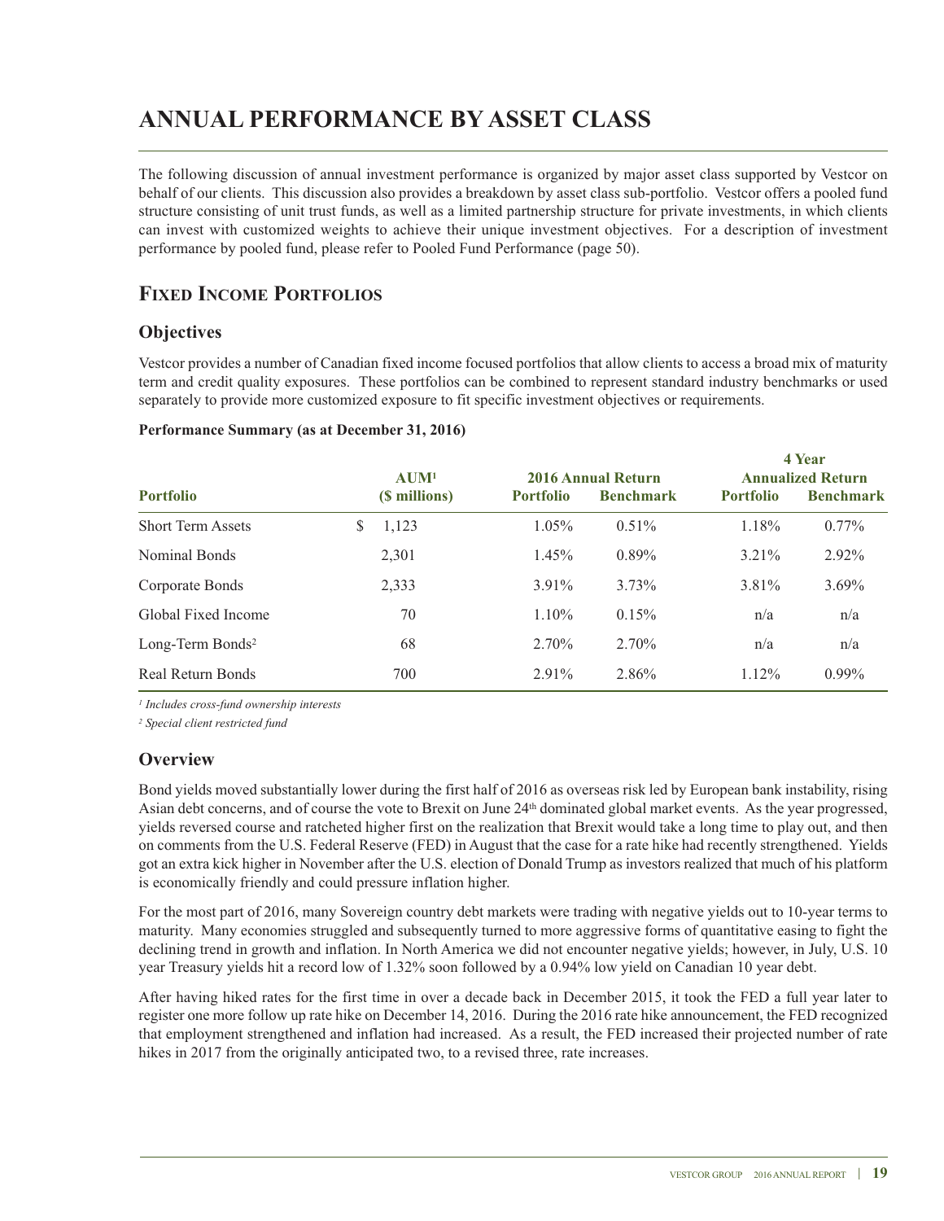# ANNUAL PERFORMANCE BY ASSET CLASS

The following discussion of annual investment performance is organized by major asset class supported by Vestcor on behalf of our clients. This discussion also provides a breakdown by asset class sub-portfolio. Vestcor offers a pooled fund structure consisting of unit trust funds, as well as a limited partnership structure for private investments, in which clients can invest with customized weights to achieve their unique investment objectives. For a description of investment performance by pooled fund, please refer to Pooled Fund Performance (page 50).

## FIXED INCOME PORTFOLIOS

### Objectives

Vestcor provides a number of Canadian fixed income focused portfolios that allow clients to access a broad mix of maturity term and credit quality exposures. These portfolios can be combined to represent standard industry benchmarks or used separately to provide more customized exposure to fit specific investment objectives or requirements.

**Performance Summary (as at December 31, 2016)**

| Portfolio | AUM[1] ($ millions) | 2016 Annual Return | | 4 Year Annualized Return | |
|---|---|---|---|---|---|
| | | Portfolio | Benchmark | Portfolio | Benchmark |
| Short Term Assets | $ 1,123 | 1.05% | 0.51% | 1.18% | 0.77% |
| Nominal Bonds | 2,301 | 1.45% | 0.89% | 3.21% | 2.92% |
| Corporate Bonds | 2,333 | 3.91% | 3.73% | 3.81% | 3.69% |
| Global Fixed Income | 70 | 1.10% | 0.15% | n/a | n/a |
| Long-Term Bonds[2] | 68 | 2.70% | 2.70% | n/a | n/a |
| Real Return Bonds | 700 | 2.91% | 2.86% | 1.12% | 0.99% |

*[1] Includes cross-fund ownership interests*

*[2] Special client restricted fund*

### Overview

Bond yields moved substantially lower during the first half of 2016 as overseas risk led by European bank instability, rising Asian debt concerns, and of course the vote to Brexit on June 24th dominated global market events. As the year progressed, yields reversed course and ratcheted higher first on the realization that Brexit would take a long time to play out, and then on comments from the U.S. Federal Reserve (FED) in August that the case for a rate hike had recently strengthened. Yields got an extra kick higher in November after the U.S. election of Donald Trump as investors realized that much of his platform is economically friendly and could pressure inflation higher.

For the most part of 2016, many Sovereign country debt markets were trading with negative yields out to 10-year terms to maturity. Many economies struggled and subsequently turned to more aggressive forms of quantitative easing to fight the declining trend in growth and inflation. In North America we did not encounter negative yields; however, in July, U.S. 10 year Treasury yields hit a record low of 1.32% soon followed by a 0.94% low yield on Canadian 10 year debt.

After having hiked rates for the first time in over a decade back in December 2015, it took the FED a full year later to register one more follow up rate hike on December 14, 2016. During the 2016 rate hike announcement, the FED recognized that employment strengthened and inflation had increased. As a result, the FED increased their projected number of rate hikes in 2017 from the originally anticipated two, to a revised three, rate increases.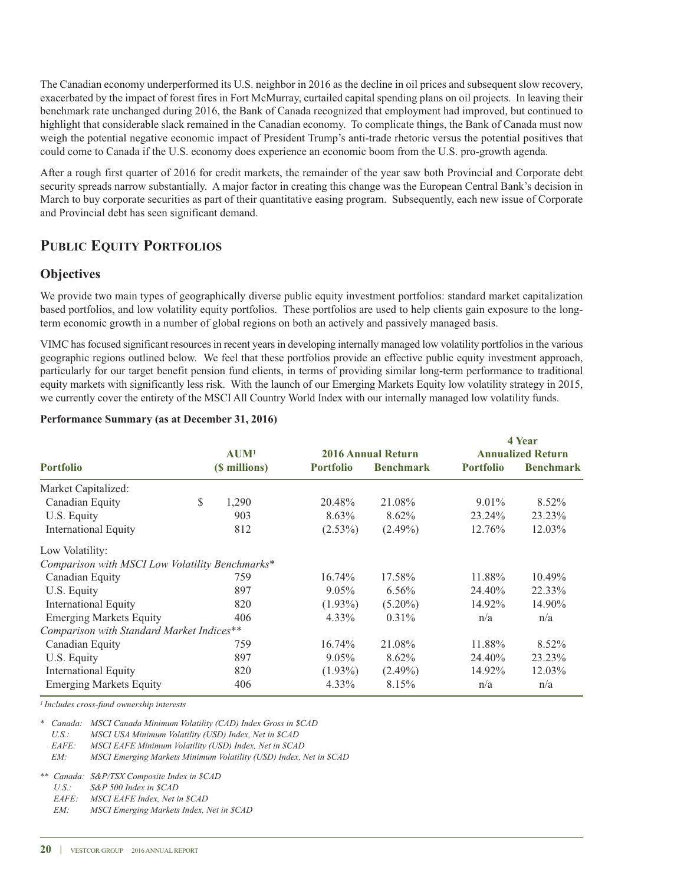The Canadian economy underperformed its U.S. neighbor in 2016 as the decline in oil prices and subsequent slow recovery, exacerbated by the impact of forest fires in Fort McMurray, curtailed capital spending plans on oil projects. In leaving their benchmark rate unchanged during 2016, the Bank of Canada recognized that employment had improved, but continued to highlight that considerable slack remained in the Canadian economy. To complicate things, the Bank of Canada must now weigh the potential negative economic impact of President Trump's anti-trade rhetoric versus the potential positives that could come to Canada if the U.S. economy does experience an economic boom from the U.S. pro-growth agenda.

After a rough first quarter of 2016 for credit markets, the remainder of the year saw both Provincial and Corporate debt security spreads narrow substantially. A major factor in creating this change was the European Central Bank's decision in March to buy corporate securities as part of their quantitative easing program. Subsequently, each new issue of Corporate and Provincial debt has seen significant demand.

## Public Equity Portfolios

### Objectives

We provide two main types of geographically diverse public equity investment portfolios: standard market capitalization based portfolios, and low volatility equity portfolios. These portfolios are used to help clients gain exposure to the long-term economic growth in a number of global regions on both an actively and passively managed basis.

VIMC has focused significant resources in recent years in developing internally managed low volatility portfolios in the various geographic regions outlined below. We feel that these portfolios provide an effective public equity investment approach, particularly for our target benefit pension fund clients, in terms of providing similar long-term performance to traditional equity markets with significantly less risk. With the launch of our Emerging Markets Equity low volatility strategy in 2015, we currently cover the entirety of the MSCI All Country World Index with our internally managed low volatility funds.

**Performance Summary (as at December 31, 2016)**

| Portfolio | AUM[1] ($ millions) | 2016 Annual Return | | 4 Year Annualized Return | |
|---|---|---|---|---|---|
| | | Portfolio | Benchmark | Portfolio | Benchmark |
| Market Capitalized: | | | | | |
| Canadian Equity | $ 1,290 | 20.48% | 21.08% | 9.01% | 8.52% |
| U.S. Equity | 903 | 8.63% | 8.62% | 23.24% | 23.23% |
| International Equity | 812 | (2.53%) | (2.49%) | 12.76% | 12.03% |
| Low Volatility: | | | | | |
| *Comparison with MSCI Low Volatility Benchmarks** | | | | | |
| Canadian Equity | 759 | 16.74% | 17.58% | 11.88% | 10.49% |
| U.S. Equity | 897 | 9.05% | 6.56% | 24.40% | 22.33% |
| International Equity | 820 | (1.93%) | (5.20%) | 14.92% | 14.90% |
| Emerging Markets Equity | 406 | 4.33% | 0.31% | n/a | n/a |
| *Comparison with Standard Market Indices*** | | | | | |
| Canadian Equity | 759 | 16.74% | 21.08% | 11.88% | 8.52% |
| U.S. Equity | 897 | 9.05% | 8.62% | 24.40% | 23.23% |
| International Equity | 820 | (1.93%) | (2.49%) | 14.92% | 12.03% |
| Emerging Markets Equity | 406 | 4.33% | 8.15% | n/a | n/a |

*[1] Includes cross-fund ownership interests*

\* *Canada: MSCI Canada Minimum Volatility (CAD) Index Gross in $CAD*
*U.S.: MSCI USA Minimum Volatility (USD) Index, Net in $CAD*
*EAFE: MSCI EAFE Minimum Volatility (USD) Index, Net in $CAD*
*EM: MSCI Emerging Markets Minimum Volatility (USD) Index, Net in $CAD*

\** *Canada: S&P/TSX Composite Index in $CAD*
*U.S.: S&P 500 Index in $CAD*
*EAFE: MSCI EAFE Index, Net in $CAD*
*EM: MSCI Emerging Markets Index, Net in $CAD*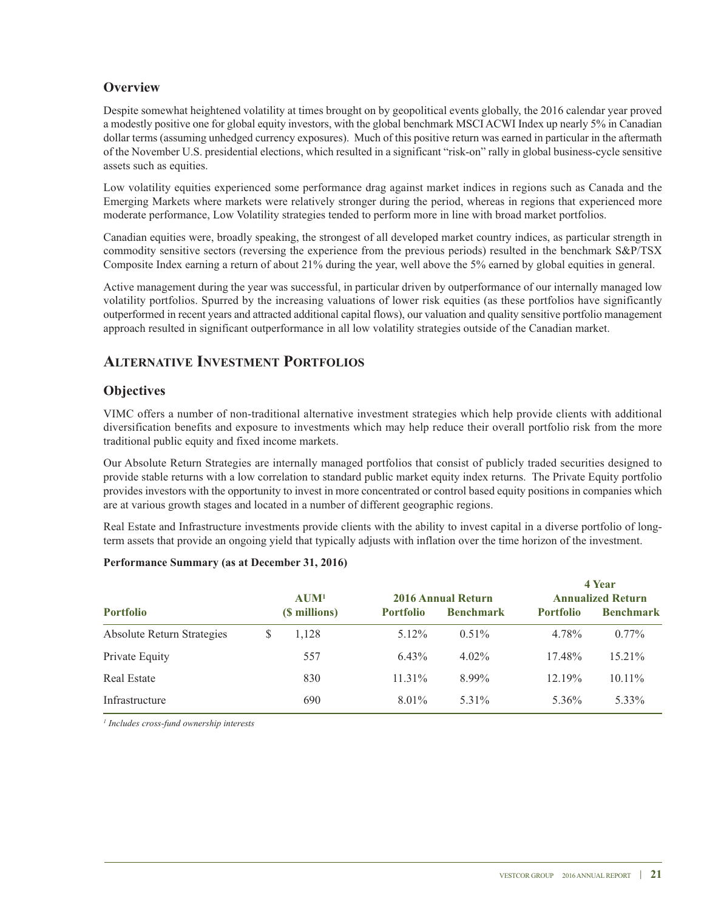## Overview

Despite somewhat heightened volatility at times brought on by geopolitical events globally, the 2016 calendar year proved a modestly positive one for global equity investors, with the global benchmark MSCI ACWI Index up nearly 5% in Canadian dollar terms (assuming unhedged currency exposures). Much of this positive return was earned in particular in the aftermath of the November U.S. presidential elections, which resulted in a significant "risk-on" rally in global business-cycle sensitive assets such as equities.

Low volatility equities experienced some performance drag against market indices in regions such as Canada and the Emerging Markets where markets were relatively stronger during the period, whereas in regions that experienced more moderate performance, Low Volatility strategies tended to perform more in line with broad market portfolios.

Canadian equities were, broadly speaking, the strongest of all developed market country indices, as particular strength in commodity sensitive sectors (reversing the experience from the previous periods) resulted in the benchmark S&P/TSX Composite Index earning a return of about 21% during the year, well above the 5% earned by global equities in general.

Active management during the year was successful, in particular driven by outperformance of our internally managed low volatility portfolios. Spurred by the increasing valuations of lower risk equities (as these portfolios have significantly outperformed in recent years and attracted additional capital flows), our valuation and quality sensitive portfolio management approach resulted in significant outperformance in all low volatility strategies outside of the Canadian market.

# Alternative Investment Portfolios

## Objectives

VIMC offers a number of non-traditional alternative investment strategies which help provide clients with additional diversification benefits and exposure to investments which may help reduce their overall portfolio risk from the more traditional public equity and fixed income markets.

Our Absolute Return Strategies are internally managed portfolios that consist of publicly traded securities designed to provide stable returns with a low correlation to standard public market equity index returns. The Private Equity portfolio provides investors with the opportunity to invest in more concentrated or control based equity positions in companies which are at various growth stages and located in a number of different geographic regions.

Real Estate and Infrastructure investments provide clients with the ability to invest capital in a diverse portfolio of long-term assets that provide an ongoing yield that typically adjusts with inflation over the time horizon of the investment.

**Performance Summary (as at December 31, 2016)**

| Portfolio | AUM[1] ($ millions) | 2016 Annual Return | | 4 Year Annualized Return | |
|---|---|---|---|---|---|
| | | Portfolio | Benchmark | Portfolio | Benchmark |
| Absolute Return Strategies | $ 1,128 | 5.12% | 0.51% | 4.78% | 0.77% |
| Private Equity | 557 | 6.43% | 4.02% | 17.48% | 15.21% |
| Real Estate | 830 | 11.31% | 8.99% | 12.19% | 10.11% |
| Infrastructure | 690 | 8.01% | 5.31% | 5.36% | 5.33% |

*[1] Includes cross-fund ownership interests*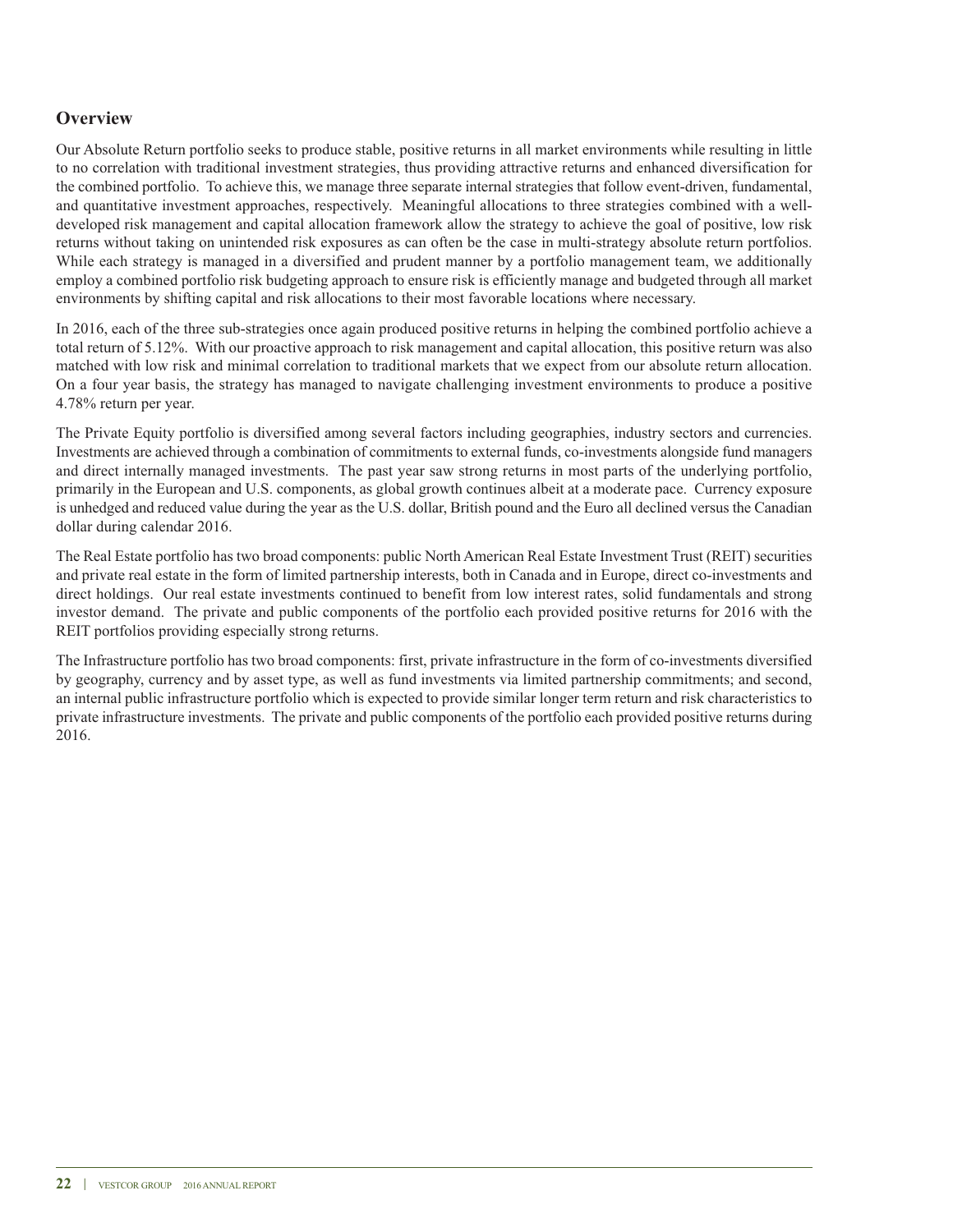## Overview

Our Absolute Return portfolio seeks to produce stable, positive returns in all market environments while resulting in little to no correlation with traditional investment strategies, thus providing attractive returns and enhanced diversification for the combined portfolio. To achieve this, we manage three separate internal strategies that follow event-driven, fundamental, and quantitative investment approaches, respectively. Meaningful allocations to three strategies combined with a well-developed risk management and capital allocation framework allow the strategy to achieve the goal of positive, low risk returns without taking on unintended risk exposures as can often be the case in multi-strategy absolute return portfolios. While each strategy is managed in a diversified and prudent manner by a portfolio management team, we additionally employ a combined portfolio risk budgeting approach to ensure risk is efficiently manage and budgeted through all market environments by shifting capital and risk allocations to their most favorable locations where necessary.

In 2016, each of the three sub-strategies once again produced positive returns in helping the combined portfolio achieve a total return of 5.12%. With our proactive approach to risk management and capital allocation, this positive return was also matched with low risk and minimal correlation to traditional markets that we expect from our absolute return allocation. On a four year basis, the strategy has managed to navigate challenging investment environments to produce a positive 4.78% return per year.

The Private Equity portfolio is diversified among several factors including geographies, industry sectors and currencies. Investments are achieved through a combination of commitments to external funds, co-investments alongside fund managers and direct internally managed investments. The past year saw strong returns in most parts of the underlying portfolio, primarily in the European and U.S. components, as global growth continues albeit at a moderate pace. Currency exposure is unhedged and reduced value during the year as the U.S. dollar, British pound and the Euro all declined versus the Canadian dollar during calendar 2016.

The Real Estate portfolio has two broad components: public North American Real Estate Investment Trust (REIT) securities and private real estate in the form of limited partnership interests, both in Canada and in Europe, direct co-investments and direct holdings. Our real estate investments continued to benefit from low interest rates, solid fundamentals and strong investor demand. The private and public components of the portfolio each provided positive returns for 2016 with the REIT portfolios providing especially strong returns.

The Infrastructure portfolio has two broad components: first, private infrastructure in the form of co-investments diversified by geography, currency and by asset type, as well as fund investments via limited partnership commitments; and second, an internal public infrastructure portfolio which is expected to provide similar longer term return and risk characteristics to private infrastructure investments. The private and public components of the portfolio each provided positive returns during 2016.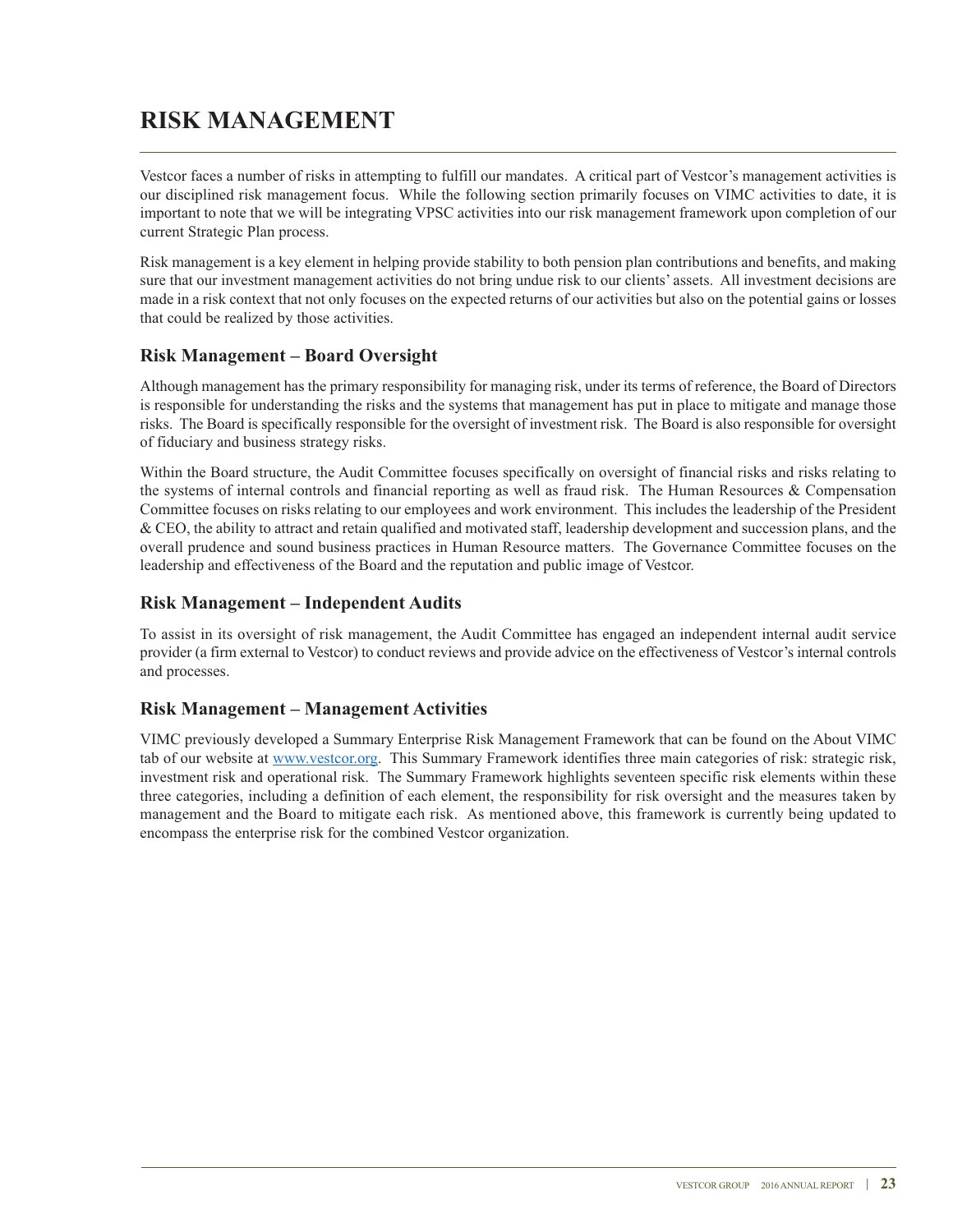# RISK MANAGEMENT

Vestcor faces a number of risks in attempting to fulfill our mandates. A critical part of Vestcor's management activities is our disciplined risk management focus. While the following section primarily focuses on VIMC activities to date, it is important to note that we will be integrating VPSC activities into our risk management framework upon completion of our current Strategic Plan process.

Risk management is a key element in helping provide stability to both pension plan contributions and benefits, and making sure that our investment management activities do not bring undue risk to our clients' assets. All investment decisions are made in a risk context that not only focuses on the expected returns of our activities but also on the potential gains or losses that could be realized by those activities.

## Risk Management – Board Oversight

Although management has the primary responsibility for managing risk, under its terms of reference, the Board of Directors is responsible for understanding the risks and the systems that management has put in place to mitigate and manage those risks. The Board is specifically responsible for the oversight of investment risk. The Board is also responsible for oversight of fiduciary and business strategy risks.

Within the Board structure, the Audit Committee focuses specifically on oversight of financial risks and risks relating to the systems of internal controls and financial reporting as well as fraud risk. The Human Resources & Compensation Committee focuses on risks relating to our employees and work environment. This includes the leadership of the President & CEO, the ability to attract and retain qualified and motivated staff, leadership development and succession plans, and the overall prudence and sound business practices in Human Resource matters. The Governance Committee focuses on the leadership and effectiveness of the Board and the reputation and public image of Vestcor.

## Risk Management – Independent Audits

To assist in its oversight of risk management, the Audit Committee has engaged an independent internal audit service provider (a firm external to Vestcor) to conduct reviews and provide advice on the effectiveness of Vestcor's internal controls and processes.

## Risk Management – Management Activities

VIMC previously developed a Summary Enterprise Risk Management Framework that can be found on the About VIMC tab of our website at www.vestcor.org. This Summary Framework identifies three main categories of risk: strategic risk, investment risk and operational risk. The Summary Framework highlights seventeen specific risk elements within these three categories, including a definition of each element, the responsibility for risk oversight and the measures taken by management and the Board to mitigate each risk. As mentioned above, this framework is currently being updated to encompass the enterprise risk for the combined Vestcor organization.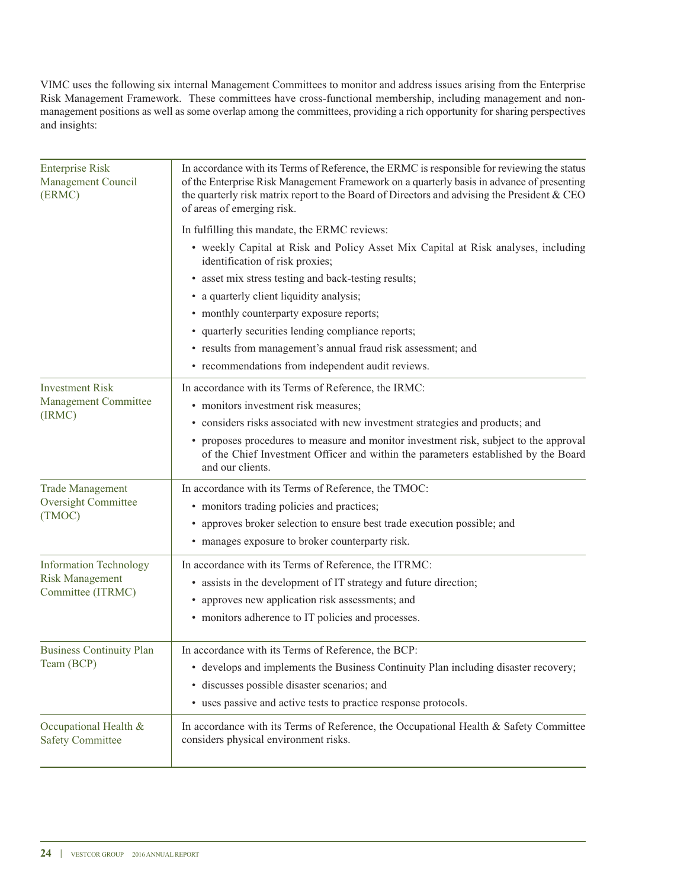VIMC uses the following six internal Management Committees to monitor and address issues arising from the Enterprise Risk Management Framework. These committees have cross-functional membership, including management and non-management positions as well as some overlap among the committees, providing a rich opportunity for sharing perspectives and insights:

| Committee | Description |
|---|---|
| Enterprise Risk Management Council (ERMC) | In accordance with its Terms of Reference, the ERMC is responsible for reviewing the status of the Enterprise Risk Management Framework on a quarterly basis in advance of presenting the quarterly risk matrix report to the Board of Directors and advising the President & CEO of areas of emerging risk.<br><br>In fulfilling this mandate, the ERMC reviews:<br>• weekly Capital at Risk and Policy Asset Mix Capital at Risk analyses, including identification of risk proxies;<br>• asset mix stress testing and back-testing results;<br>• a quarterly client liquidity analysis;<br>• monthly counterparty exposure reports;<br>• quarterly securities lending compliance reports;<br>• results from management's annual fraud risk assessment; and<br>• recommendations from independent audit reviews. |
| Investment Risk Management Committee (IRMC) | In accordance with its Terms of Reference, the IRMC:<br>• monitors investment risk measures;<br>• considers risks associated with new investment strategies and products; and<br>• proposes procedures to measure and monitor investment risk, subject to the approval of the Chief Investment Officer and within the parameters established by the Board and our clients. |
| Trade Management Oversight Committee (TMOC) | In accordance with its Terms of Reference, the TMOC:<br>• monitors trading policies and practices;<br>• approves broker selection to ensure best trade execution possible; and<br>• manages exposure to broker counterparty risk. |
| Information Technology Risk Management Committee (ITRMC) | In accordance with its Terms of Reference, the ITRMC:<br>• assists in the development of IT strategy and future direction;<br>• approves new application risk assessments; and<br>• monitors adherence to IT policies and processes. |
| Business Continuity Plan Team (BCP) | In accordance with its Terms of Reference, the BCP:<br>• develops and implements the Business Continuity Plan including disaster recovery;<br>• discusses possible disaster scenarios; and<br>• uses passive and active tests to practice response protocols. |
| Occupational Health & Safety Committee | In accordance with its Terms of Reference, the Occupational Health & Safety Committee considers physical environment risks. |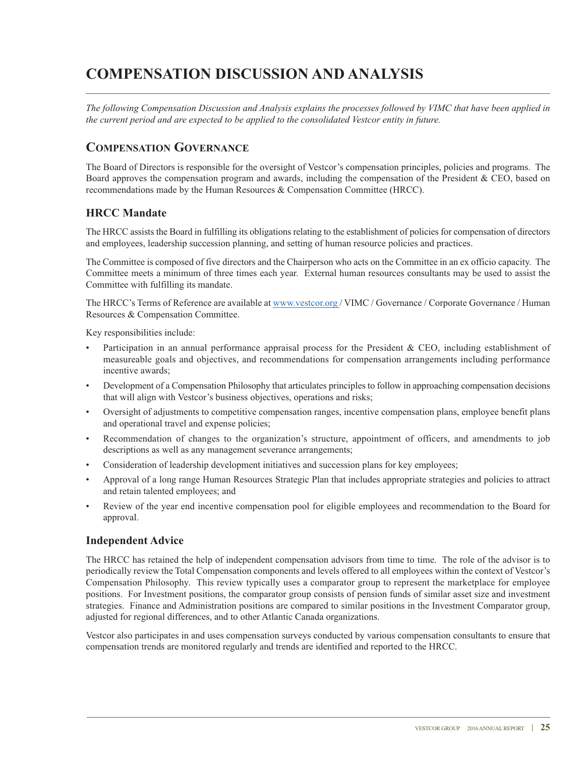# COMPENSATION DISCUSSION AND ANALYSIS

*The following Compensation Discussion and Analysis explains the processes followed by VIMC that have been applied in the current period and are expected to be applied to the consolidated Vestcor entity in future.*

## Compensation Governance

The Board of Directors is responsible for the oversight of Vestcor's compensation principles, policies and programs. The Board approves the compensation program and awards, including the compensation of the President & CEO, based on recommendations made by the Human Resources & Compensation Committee (HRCC).

### HRCC Mandate

The HRCC assists the Board in fulfilling its obligations relating to the establishment of policies for compensation of directors and employees, leadership succession planning, and setting of human resource policies and practices.

The Committee is composed of five directors and the Chairperson who acts on the Committee in an ex officio capacity. The Committee meets a minimum of three times each year. External human resources consultants may be used to assist the Committee with fulfilling its mandate.

The HRCC's Terms of Reference are available at www.vestcor.org / VIMC / Governance / Corporate Governance / Human Resources & Compensation Committee.

Key responsibilities include:

- Participation in an annual performance appraisal process for the President & CEO, including establishment of measureable goals and objectives, and recommendations for compensation arrangements including performance incentive awards;
- Development of a Compensation Philosophy that articulates principles to follow in approaching compensation decisions that will align with Vestcor's business objectives, operations and risks;
- Oversight of adjustments to competitive compensation ranges, incentive compensation plans, employee benefit plans and operational travel and expense policies;
- Recommendation of changes to the organization's structure, appointment of officers, and amendments to job descriptions as well as any management severance arrangements;
- Consideration of leadership development initiatives and succession plans for key employees;
- Approval of a long range Human Resources Strategic Plan that includes appropriate strategies and policies to attract and retain talented employees; and
- Review of the year end incentive compensation pool for eligible employees and recommendation to the Board for approval.

### Independent Advice

The HRCC has retained the help of independent compensation advisors from time to time. The role of the advisor is to periodically review the Total Compensation components and levels offered to all employees within the context of Vestcor's Compensation Philosophy. This review typically uses a comparator group to represent the marketplace for employee positions. For Investment positions, the comparator group consists of pension funds of similar asset size and investment strategies. Finance and Administration positions are compared to similar positions in the Investment Comparator group, adjusted for regional differences, and to other Atlantic Canada organizations.

Vestcor also participates in and uses compensation surveys conducted by various compensation consultants to ensure that compensation trends are monitored regularly and trends are identified and reported to the HRCC.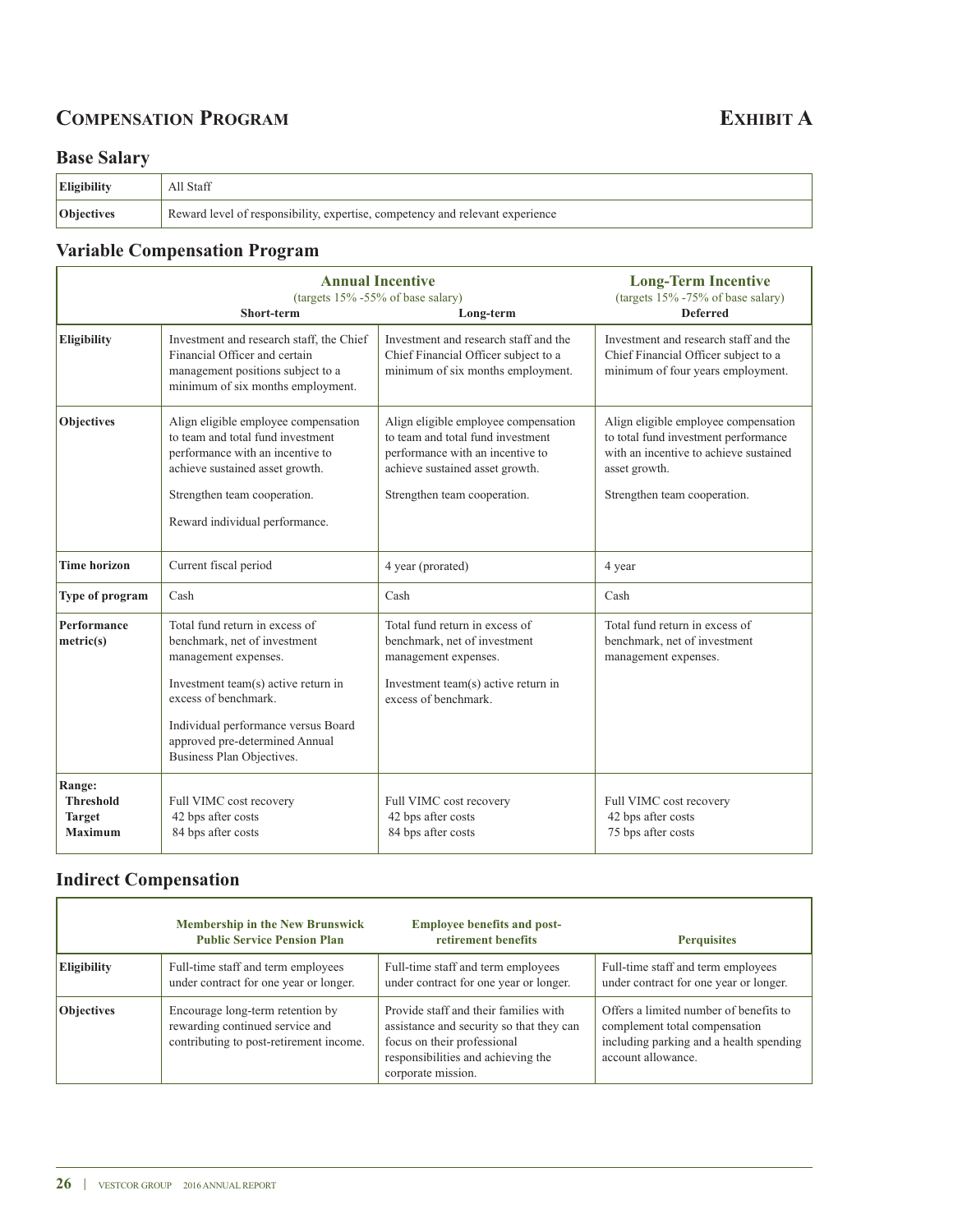## Compensation Program

## Exhibit A

### Base Salary

| | |
|---|---|
| **Eligibility** | All Staff |
| **Objectives** | Reward level of responsibility, expertise, competency and relevant experience |

### Variable Compensation Program

| | Annual Incentive (targets 15% -55% of base salary) | | Long-Term Incentive (targets 15% -75% of base salary) |
|---|---|---|---|
| | **Short-term** | **Long-term** | **Deferred** |
| **Eligibility** | Investment and research staff, the Chief Financial Officer and certain management positions subject to a minimum of six months employment. | Investment and research staff and the Chief Financial Officer subject to a minimum of six months employment. | Investment and research staff and the Chief Financial Officer subject to a minimum of four years employment. |
| **Objectives** | Align eligible employee compensation to team and total fund investment performance with an incentive to achieve sustained asset growth.<br><br>Strengthen team cooperation.<br><br>Reward individual performance. | Align eligible employee compensation to team and total fund investment performance with an incentive to achieve sustained asset growth.<br><br>Strengthen team cooperation. | Align eligible employee compensation to total fund investment performance with an incentive to achieve sustained asset growth.<br><br>Strengthen team cooperation. |
| **Time horizon** | Current fiscal period | 4 year (prorated) | 4 year |
| **Type of program** | Cash | Cash | Cash |
| **Performance metric(s)** | Total fund return in excess of benchmark, net of investment management expenses.<br><br>Investment team(s) active return in excess of benchmark.<br><br>Individual performance versus Board approved pre-determined Annual Business Plan Objectives. | Total fund return in excess of benchmark, net of investment management expenses.<br><br>Investment team(s) active return in excess of benchmark. | Total fund return in excess of benchmark, net of investment management expenses. |
| **Range:**<br>**Threshold**<br>**Target**<br>**Maximum** | <br>Full VIMC cost recovery<br>42 bps after costs<br>84 bps after costs | <br>Full VIMC cost recovery<br>42 bps after costs<br>84 bps after costs | <br>Full VIMC cost recovery<br>42 bps after costs<br>75 bps after costs |

### Indirect Compensation

| | Membership in the New Brunswick Public Service Pension Plan | Employee benefits and post-retirement benefits | Perquisites |
|---|---|---|---|
| **Eligibility** | Full-time staff and term employees under contract for one year or longer. | Full-time staff and term employees under contract for one year or longer. | Full-time staff and term employees under contract for one year or longer. |
| **Objectives** | Encourage long-term retention by rewarding continued service and contributing to post-retirement income. | Provide staff and their families with assistance and security so that they can focus on their professional responsibilities and achieving the corporate mission. | Offers a limited number of benefits to complement total compensation including parking and a health spending account allowance. |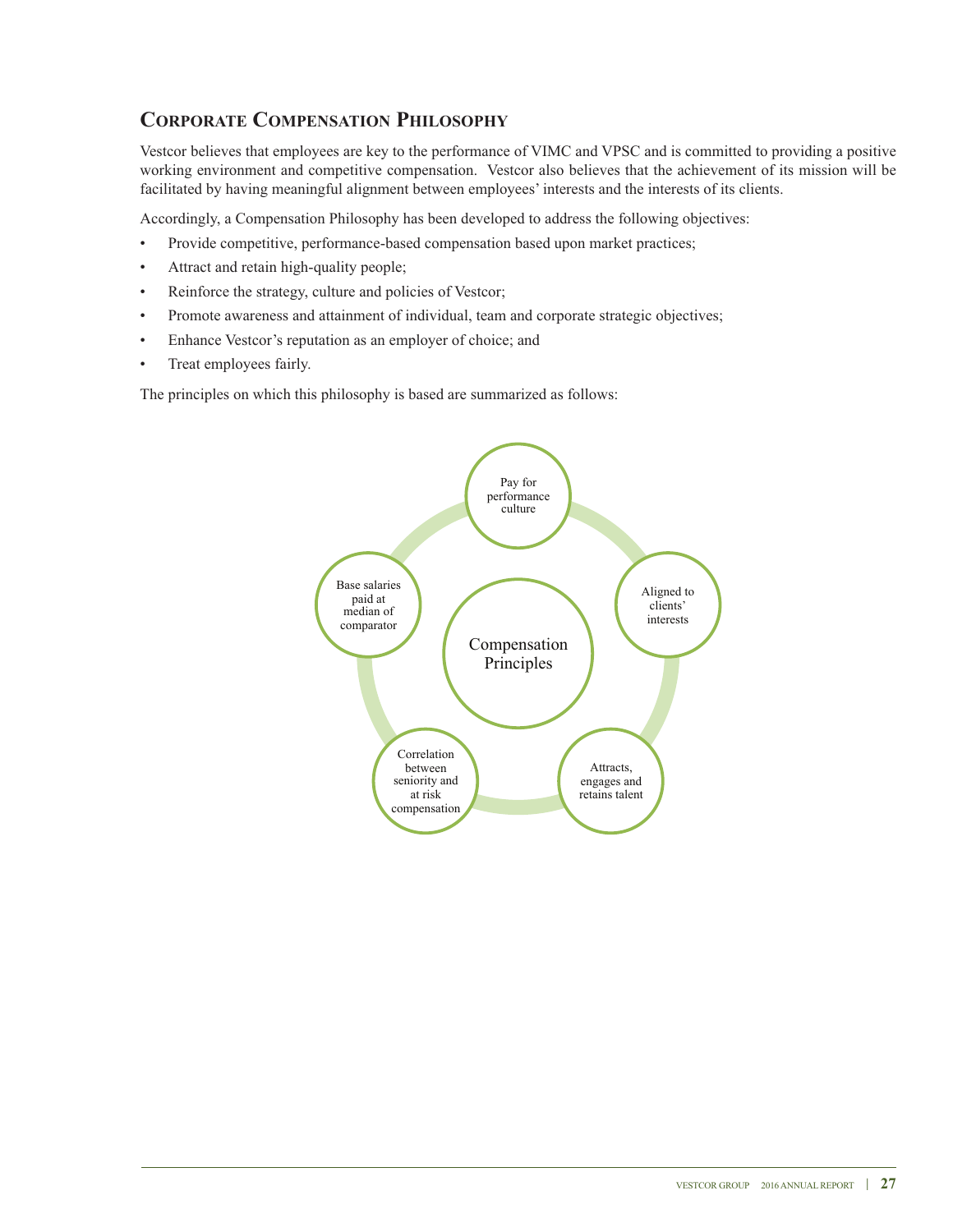## Corporate Compensation Philosophy

Vestcor believes that employees are key to the performance of VIMC and VPSC and is committed to providing a positive working environment and competitive compensation. Vestcor also believes that the achievement of its mission will be facilitated by having meaningful alignment between employees' interests and the interests of its clients.

Accordingly, a Compensation Philosophy has been developed to address the following objectives:

- Provide competitive, performance-based compensation based upon market practices;
- Attract and retain high-quality people;
- Reinforce the strategy, culture and policies of Vestcor;
- Promote awareness and attainment of individual, team and corporate strategic objectives;
- Enhance Vestcor's reputation as an employer of choice; and
- Treat employees fairly.

The principles on which this philosophy is based are summarized as follows:

Compensation Principles

- Pay for performance culture
- Aligned to clients' interests
- Attracts, engages and retains talent
- Correlation between seniority and at risk compensation
- Base salaries paid at median of comparator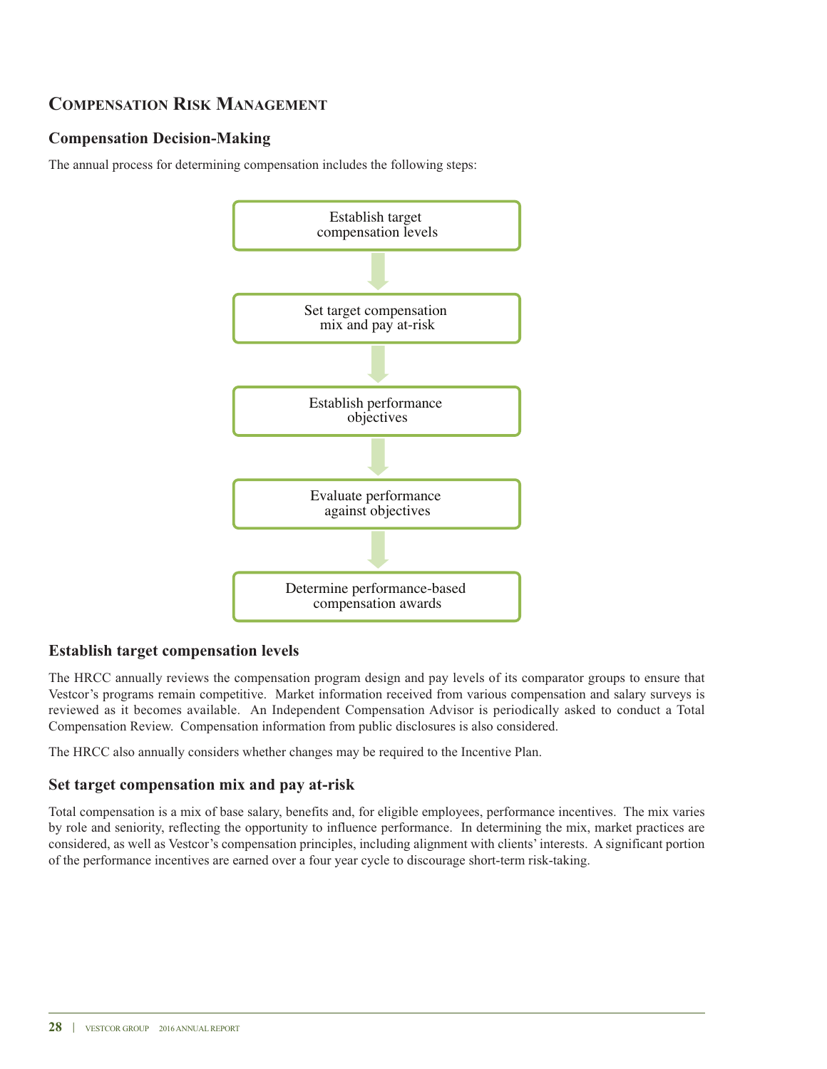## Compensation Risk Management

### Compensation Decision-Making

The annual process for determining compensation includes the following steps:

1. Establish target compensation levels
2. Set target compensation mix and pay at-risk
3. Establish performance objectives
4. Evaluate performance against objectives
5. Determine performance-based compensation awards

### Establish target compensation levels

The HRCC annually reviews the compensation program design and pay levels of its comparator groups to ensure that Vestcor's programs remain competitive. Market information received from various compensation and salary surveys is reviewed as it becomes available. An Independent Compensation Advisor is periodically asked to conduct a Total Compensation Review. Compensation information from public disclosures is also considered.

The HRCC also annually considers whether changes may be required to the Incentive Plan.

### Set target compensation mix and pay at-risk

Total compensation is a mix of base salary, benefits and, for eligible employees, performance incentives. The mix varies by role and seniority, reflecting the opportunity to influence performance. In determining the mix, market practices are considered, as well as Vestcor's compensation principles, including alignment with clients' interests. A significant portion of the performance incentives are earned over a four year cycle to discourage short-term risk-taking.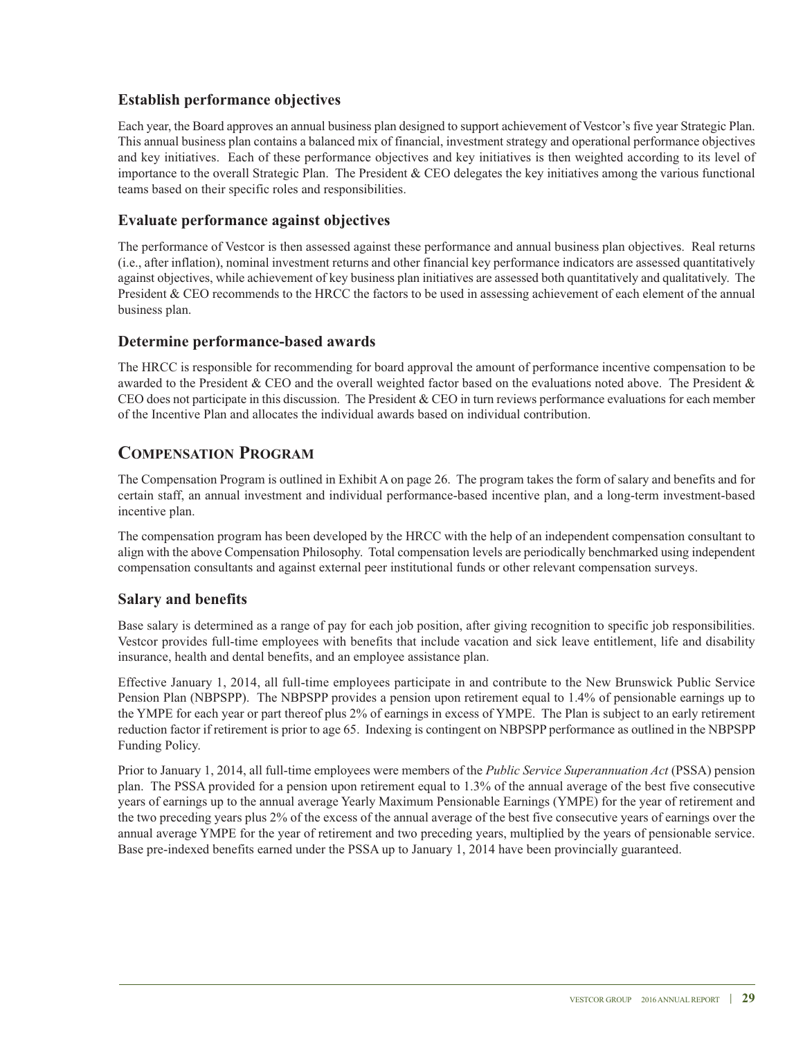### Establish performance objectives

Each year, the Board approves an annual business plan designed to support achievement of Vestcor's five year Strategic Plan. This annual business plan contains a balanced mix of financial, investment strategy and operational performance objectives and key initiatives. Each of these performance objectives and key initiatives is then weighted according to its level of importance to the overall Strategic Plan. The President & CEO delegates the key initiatives among the various functional teams based on their specific roles and responsibilities.

### Evaluate performance against objectives

The performance of Vestcor is then assessed against these performance and annual business plan objectives. Real returns (i.e., after inflation), nominal investment returns and other financial key performance indicators are assessed quantitatively against objectives, while achievement of key business plan initiatives are assessed both quantitatively and qualitatively. The President & CEO recommends to the HRCC the factors to be used in assessing achievement of each element of the annual business plan.

### Determine performance-based awards

The HRCC is responsible for recommending for board approval the amount of performance incentive compensation to be awarded to the President & CEO and the overall weighted factor based on the evaluations noted above. The President & CEO does not participate in this discussion. The President & CEO in turn reviews performance evaluations for each member of the Incentive Plan and allocates the individual awards based on individual contribution.

## Compensation Program

The Compensation Program is outlined in Exhibit A on page 26. The program takes the form of salary and benefits and for certain staff, an annual investment and individual performance-based incentive plan, and a long-term investment-based incentive plan.

The compensation program has been developed by the HRCC with the help of an independent compensation consultant to align with the above Compensation Philosophy. Total compensation levels are periodically benchmarked using independent compensation consultants and against external peer institutional funds or other relevant compensation surveys.

### Salary and benefits

Base salary is determined as a range of pay for each job position, after giving recognition to specific job responsibilities. Vestcor provides full-time employees with benefits that include vacation and sick leave entitlement, life and disability insurance, health and dental benefits, and an employee assistance plan.

Effective January 1, 2014, all full-time employees participate in and contribute to the New Brunswick Public Service Pension Plan (NBPSPP). The NBPSPP provides a pension upon retirement equal to 1.4% of pensionable earnings up to the YMPE for each year or part thereof plus 2% of earnings in excess of YMPE. The Plan is subject to an early retirement reduction factor if retirement is prior to age 65. Indexing is contingent on NBPSPP performance as outlined in the NBPSPP Funding Policy.

Prior to January 1, 2014, all full-time employees were members of the *Public Service Superannuation Act* (PSSA) pension plan. The PSSA provided for a pension upon retirement equal to 1.3% of the annual average of the best five consecutive years of earnings up to the annual average Yearly Maximum Pensionable Earnings (YMPE) for the year of retirement and the two preceding years plus 2% of the excess of the annual average of the best five consecutive years of earnings over the annual average YMPE for the year of retirement and two preceding years, multiplied by the years of pensionable service. Base pre-indexed benefits earned under the PSSA up to January 1, 2014 have been provincially guaranteed.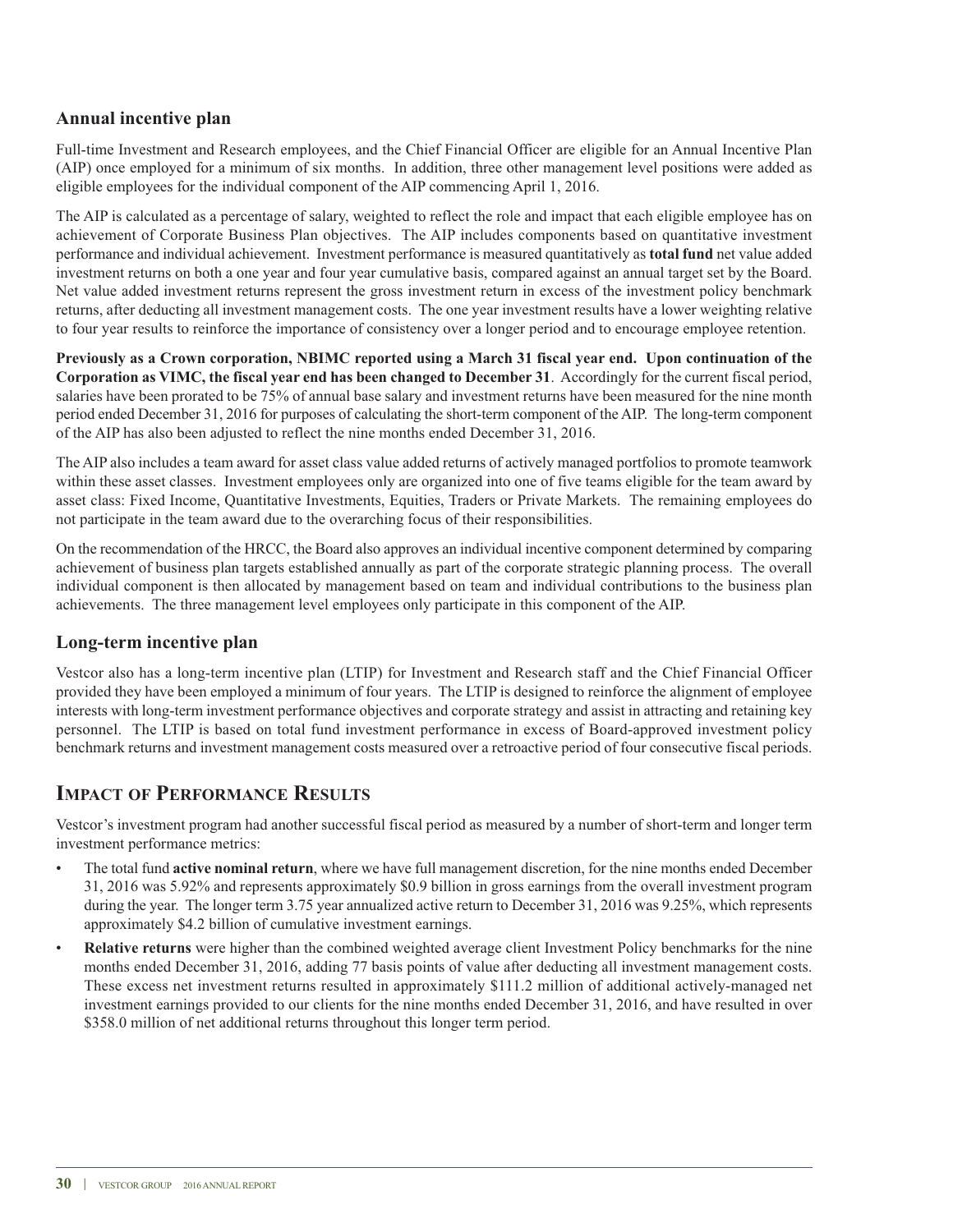## Annual incentive plan

Full-time Investment and Research employees, and the Chief Financial Officer are eligible for an Annual Incentive Plan (AIP) once employed for a minimum of six months. In addition, three other management level positions were added as eligible employees for the individual component of the AIP commencing April 1, 2016.

The AIP is calculated as a percentage of salary, weighted to reflect the role and impact that each eligible employee has on achievement of Corporate Business Plan objectives. The AIP includes components based on quantitative investment performance and individual achievement. Investment performance is measured quantitatively as **total fund** net value added investment returns on both a one year and four year cumulative basis, compared against an annual target set by the Board. Net value added investment returns represent the gross investment return in excess of the investment policy benchmark returns, after deducting all investment management costs. The one year investment results have a lower weighting relative to four year results to reinforce the importance of consistency over a longer period and to encourage employee retention.

**Previously as a Crown corporation, NBIMC reported using a March 31 fiscal year end. Upon continuation of the Corporation as VIMC, the fiscal year end has been changed to December 31**. Accordingly for the current fiscal period, salaries have been prorated to be 75% of annual base salary and investment returns have been measured for the nine month period ended December 31, 2016 for purposes of calculating the short-term component of the AIP. The long-term component of the AIP has also been adjusted to reflect the nine months ended December 31, 2016.

The AIP also includes a team award for asset class value added returns of actively managed portfolios to promote teamwork within these asset classes. Investment employees only are organized into one of five teams eligible for the team award by asset class: Fixed Income, Quantitative Investments, Equities, Traders or Private Markets. The remaining employees do not participate in the team award due to the overarching focus of their responsibilities.

On the recommendation of the HRCC, the Board also approves an individual incentive component determined by comparing achievement of business plan targets established annually as part of the corporate strategic planning process. The overall individual component is then allocated by management based on team and individual contributions to the business plan achievements. The three management level employees only participate in this component of the AIP.

## Long-term incentive plan

Vestcor also has a long-term incentive plan (LTIP) for Investment and Research staff and the Chief Financial Officer provided they have been employed a minimum of four years. The LTIP is designed to reinforce the alignment of employee interests with long-term investment performance objectives and corporate strategy and assist in attracting and retaining key personnel. The LTIP is based on total fund investment performance in excess of Board-approved investment policy benchmark returns and investment management costs measured over a retroactive period of four consecutive fiscal periods.

# Impact of Performance Results

Vestcor's investment program had another successful fiscal period as measured by a number of short-term and longer term investment performance metrics:

- The total fund **active nominal return**, where we have full management discretion, for the nine months ended December 31, 2016 was 5.92% and represents approximately $0.9 billion in gross earnings from the overall investment program during the year. The longer term 3.75 year annualized active return to December 31, 2016 was 9.25%, which represents approximately $4.2 billion of cumulative investment earnings.
- **Relative returns** were higher than the combined weighted average client Investment Policy benchmarks for the nine months ended December 31, 2016, adding 77 basis points of value after deducting all investment management costs. These excess net investment returns resulted in approximately $111.2 million of additional actively-managed net investment earnings provided to our clients for the nine months ended December 31, 2016, and have resulted in over $358.0 million of net additional returns throughout this longer term period.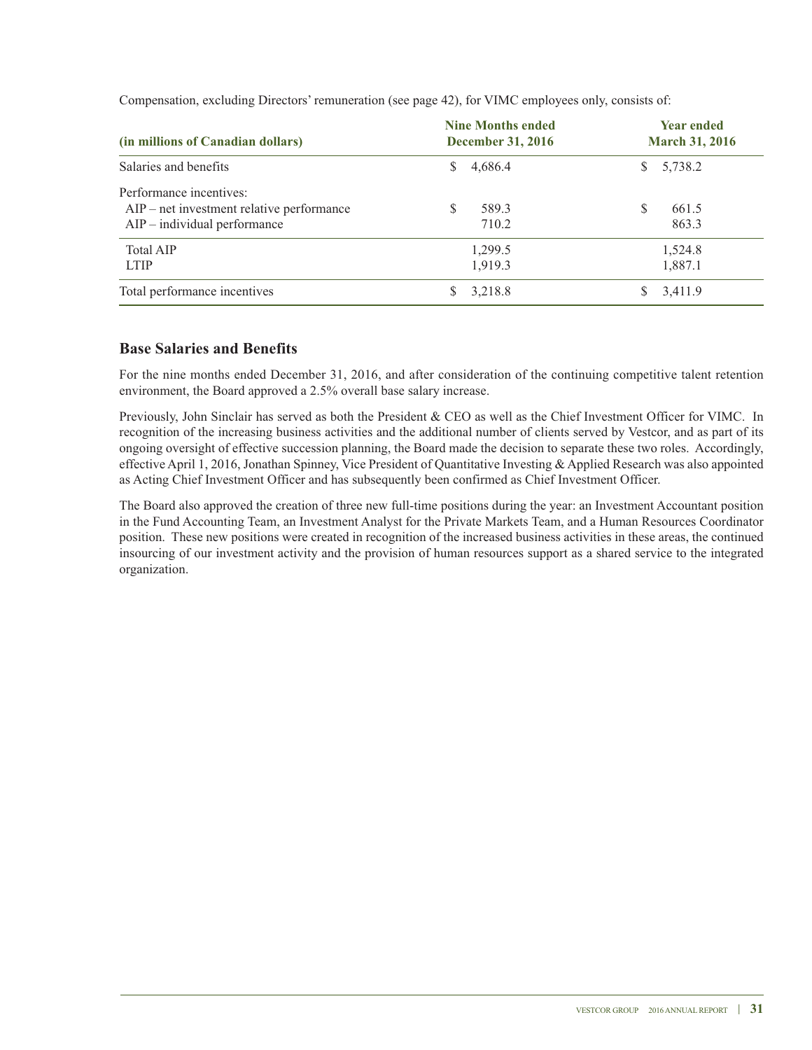Compensation, excluding Directors' remuneration (see page 42), for VIMC employees only, consists of:

| (in millions of Canadian dollars) | Nine Months ended December 31, 2016 | Year ended March 31, 2016 |
|---|---|---|
| Salaries and benefits | $ 4,686.4 | $ 5,738.2 |
| Performance incentives: | | |
| AIP – net investment relative performance | $ 589.3 | $ 661.5 |
| AIP – individual performance | 710.2 | 863.3 |
| Total AIP | 1,299.5 | 1,524.8 |
| LTIP | 1,919.3 | 1,887.1 |
| Total performance incentives | $ 3,218.8 | $ 3,411.9 |

## Base Salaries and Benefits

For the nine months ended December 31, 2016, and after consideration of the continuing competitive talent retention environment, the Board approved a 2.5% overall base salary increase.

Previously, John Sinclair has served as both the President & CEO as well as the Chief Investment Officer for VIMC. In recognition of the increasing business activities and the additional number of clients served by Vestcor, and as part of its ongoing oversight of effective succession planning, the Board made the decision to separate these two roles. Accordingly, effective April 1, 2016, Jonathan Spinney, Vice President of Quantitative Investing & Applied Research was also appointed as Acting Chief Investment Officer and has subsequently been confirmed as Chief Investment Officer.

The Board also approved the creation of three new full-time positions during the year: an Investment Accountant position in the Fund Accounting Team, an Investment Analyst for the Private Markets Team, and a Human Resources Coordinator position. These new positions were created in recognition of the increased business activities in these areas, the continued insourcing of our investment activity and the provision of human resources support as a shared service to the integrated organization.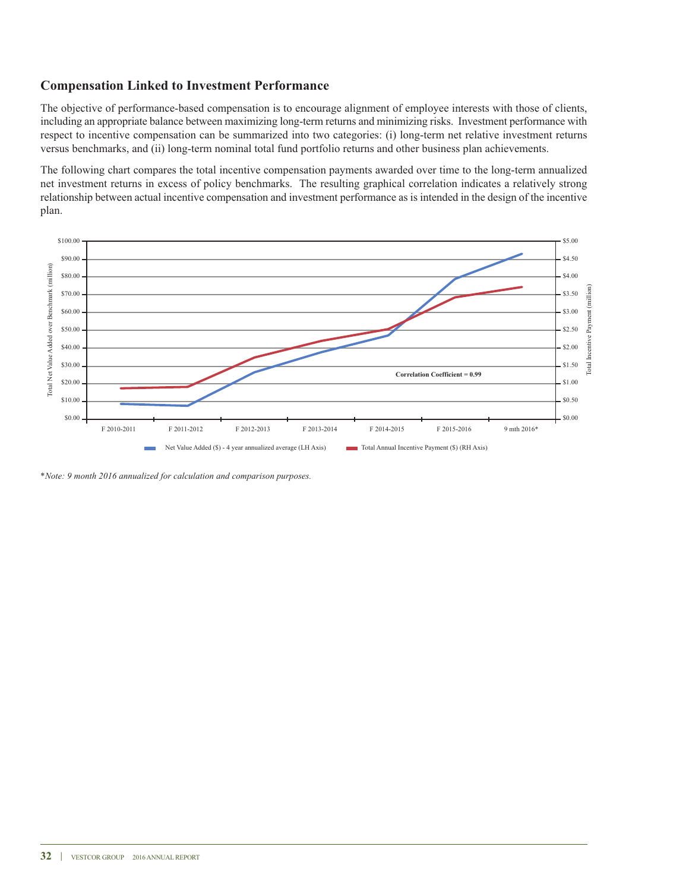## Compensation Linked to Investment Performance

The objective of performance-based compensation is to encourage alignment of employee interests with those of clients, including an appropriate balance between maximizing long-term returns and minimizing risks. Investment performance with respect to incentive compensation can be summarized into two categories: (i) long-term net relative investment returns versus benchmarks, and (ii) long-term nominal total fund portfolio returns and other business plan achievements.

The following chart compares the total incentive compensation payments awarded over time to the long-term annualized net investment returns in excess of policy benchmarks. The resulting graphical correlation indicates a relatively strong relationship between actual incentive compensation and investment performance as is intended in the design of the incentive plan.

Total Net Value Added over Benchmark (million) | Total Incentive Payment (million)

Correlation Coefficient = 0.99

F 2010-2011 | F 2011-2012 | F 2012-2013 | F 2013-2014 | F 2014-2015 | F 2015-2016 | 9 mth 2016*

Net Value Added ($) - 4 year annualized average (LH Axis) | Total Annual Incentive Payment ($) (RH Axis)

**Note: 9 month 2016 annualized for calculation and comparison purposes.*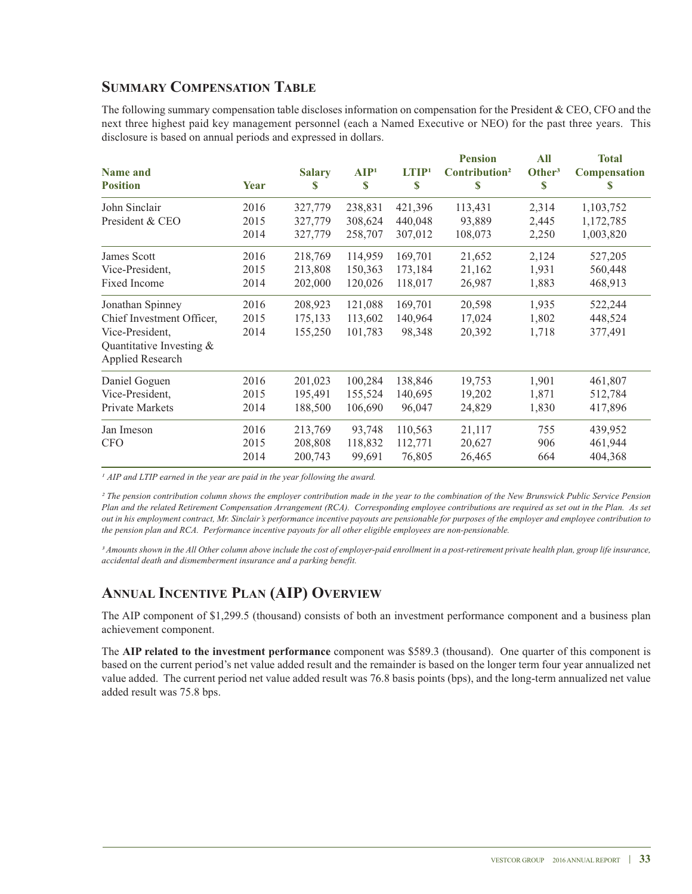## Summary Compensation Table

The following summary compensation table discloses information on compensation for the President & CEO, CFO and the next three highest paid key management personnel (each a Named Executive or NEO) for the past three years. This disclosure is based on annual periods and expressed in dollars.

| Name and Position | Year | Salary $ | AIP[1] $ | LTIP[1] $ | Pension Contribution[2] $ | All Other[3] $ | Total Compensation $ |
|---|---|---|---|---|---|---|---|
| John Sinclair | 2016 | 327,779 | 238,831 | 421,396 | 113,431 | 2,314 | 1,103,752 |
| President & CEO | 2015 | 327,779 | 308,624 | 440,048 | 93,889 | 2,445 | 1,172,785 |
| | 2014 | 327,779 | 258,707 | 307,012 | 108,073 | 2,250 | 1,003,820 |
| James Scott | 2016 | 218,769 | 114,959 | 169,701 | 21,652 | 2,124 | 527,205 |
| Vice-President, | 2015 | 213,808 | 150,363 | 173,184 | 21,162 | 1,931 | 560,448 |
| Fixed Income | 2014 | 202,000 | 120,026 | 118,017 | 26,987 | 1,883 | 468,913 |
| Jonathan Spinney | 2016 | 208,923 | 121,088 | 169,701 | 20,598 | 1,935 | 522,244 |
| Chief Investment Officer, | 2015 | 175,133 | 113,602 | 140,964 | 17,024 | 1,802 | 448,524 |
| Vice-President, | 2014 | 155,250 | 101,783 | 98,348 | 20,392 | 1,718 | 377,491 |
| Quantitative Investing & Applied Research | | | | | | | |
| Daniel Goguen | 2016 | 201,023 | 100,284 | 138,846 | 19,753 | 1,901 | 461,807 |
| Vice-President, | 2015 | 195,491 | 155,524 | 140,695 | 19,202 | 1,871 | 512,784 |
| Private Markets | 2014 | 188,500 | 106,690 | 96,047 | 24,829 | 1,830 | 417,896 |
| Jan Imeson | 2016 | 213,769 | 93,748 | 110,563 | 21,117 | 755 | 439,952 |
| CFO | 2015 | 208,808 | 118,832 | 112,771 | 20,627 | 906 | 461,944 |
| | 2014 | 200,743 | 99,691 | 76,805 | 26,465 | 664 | 404,368 |

*[1] AIP and LTIP earned in the year are paid in the year following the award.*

*[2] The pension contribution column shows the employer contribution made in the year to the combination of the New Brunswick Public Service Pension Plan and the related Retirement Compensation Arrangement (RCA). Corresponding employee contributions are required as set out in the Plan. As set out in his employment contract, Mr. Sinclair's performance incentive payouts are pensionable for purposes of the employer and employee contribution to the pension plan and RCA. Performance incentive payouts for all other eligible employees are non-pensionable.*

*[3] Amounts shown in the All Other column above include the cost of employer-paid enrollment in a post-retirement private health plan, group life insurance, accidental death and dismemberment insurance and a parking benefit.*

## Annual Incentive Plan (AIP) Overview

The AIP component of $1,299.5 (thousand) consists of both an investment performance component and a business plan achievement component.

The **AIP related to the investment performance** component was $589.3 (thousand). One quarter of this component is based on the current period's net value added result and the remainder is based on the longer term four year annualized net value added. The current period net value added result was 76.8 basis points (bps), and the long-term annualized net value added result was 75.8 bps.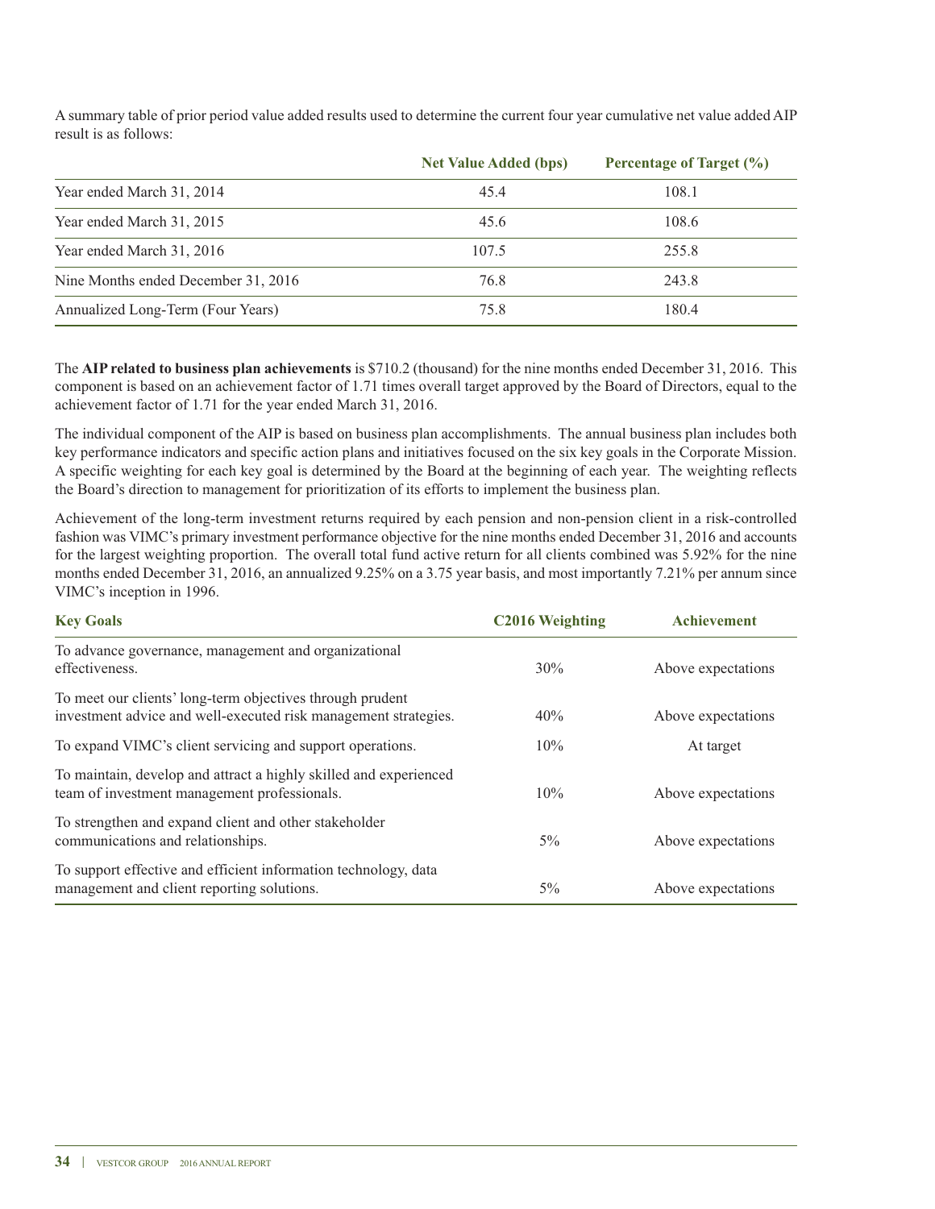A summary table of prior period value added results used to determine the current four year cumulative net value added AIP result is as follows:

| | Net Value Added (bps) | Percentage of Target (%) |
|---|---|---|
| Year ended March 31, 2014 | 45.4 | 108.1 |
| Year ended March 31, 2015 | 45.6 | 108.6 |
| Year ended March 31, 2016 | 107.5 | 255.8 |
| Nine Months ended December 31, 2016 | 76.8 | 243.8 |
| Annualized Long-Term (Four Years) | 75.8 | 180.4 |

The **AIP related to business plan achievements** is $710.2 (thousand) for the nine months ended December 31, 2016. This component is based on an achievement factor of 1.71 times overall target approved by the Board of Directors, equal to the achievement factor of 1.71 for the year ended March 31, 2016.

The individual component of the AIP is based on business plan accomplishments. The annual business plan includes both key performance indicators and specific action plans and initiatives focused on the six key goals in the Corporate Mission. A specific weighting for each key goal is determined by the Board at the beginning of each year. The weighting reflects the Board's direction to management for prioritization of its efforts to implement the business plan.

Achievement of the long-term investment returns required by each pension and non-pension client in a risk-controlled fashion was VIMC's primary investment performance objective for the nine months ended December 31, 2016 and accounts for the largest weighting proportion. The overall total fund active return for all clients combined was 5.92% for the nine months ended December 31, 2016, an annualized 9.25% on a 3.75 year basis, and most importantly 7.21% per annum since VIMC's inception in 1996.

| Key Goals | C2016 Weighting | Achievement |
|---|---|---|
| To advance governance, management and organizational effectiveness. | 30% | Above expectations |
| To meet our clients' long-term objectives through prudent investment advice and well-executed risk management strategies. | 40% | Above expectations |
| To expand VIMC's client servicing and support operations. | 10% | At target |
| To maintain, develop and attract a highly skilled and experienced team of investment management professionals. | 10% | Above expectations |
| To strengthen and expand client and other stakeholder communications and relationships. | 5% | Above expectations |
| To support effective and efficient information technology, data management and client reporting solutions. | 5% | Above expectations |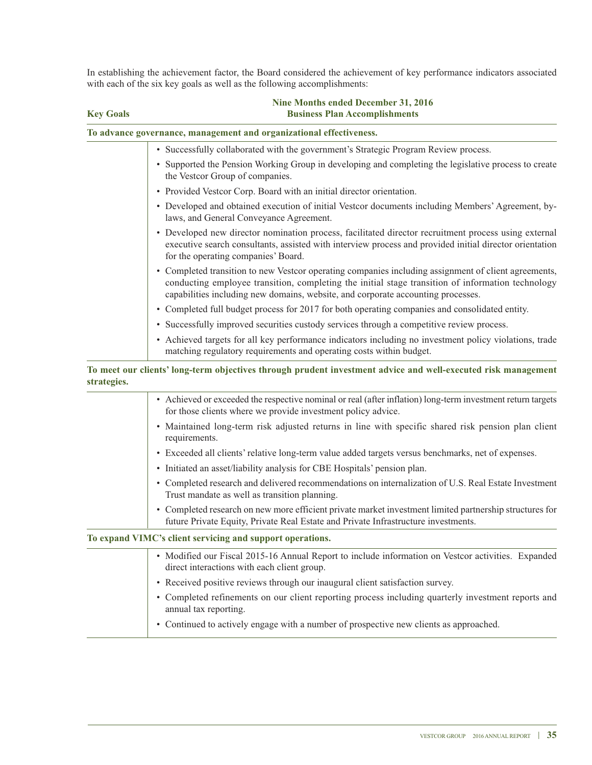In establishing the achievement factor, the Board considered the achievement of key performance indicators associated with each of the six key goals as well as the following accomplishments:

| Key Goals | Nine Months ended December 31, 2016 Business Plan Accomplishments |
|---|---|
| **To advance governance, management and organizational effectiveness.** | |
| | • Successfully collaborated with the government's Strategic Program Review process.<br>• Supported the Pension Working Group in developing and completing the legislative process to create the Vestcor Group of companies.<br>• Provided Vestcor Corp. Board with an initial director orientation.<br>• Developed and obtained execution of initial Vestcor documents including Members' Agreement, by-laws, and General Conveyance Agreement.<br>• Developed new director nomination process, facilitated director recruitment process using external executive search consultants, assisted with interview process and provided initial director orientation for the operating companies' Board.<br>• Completed transition to new Vestcor operating companies including assignment of client agreements, conducting employee transition, completing the initial stage transition of information technology capabilities including new domains, website, and corporate accounting processes.<br>• Completed full budget process for 2017 for both operating companies and consolidated entity.<br>• Successfully improved securities custody services through a competitive review process.<br>• Achieved targets for all key performance indicators including no investment policy violations, trade matching regulatory requirements and operating costs within budget. |
| **To meet our clients' long-term objectives through prudent investment advice and well-executed risk management strategies.** | |
| | • Achieved or exceeded the respective nominal or real (after inflation) long-term investment return targets for those clients where we provide investment policy advice.<br>• Maintained long-term risk adjusted returns in line with specific shared risk pension plan client requirements.<br>• Exceeded all clients' relative long-term value added targets versus benchmarks, net of expenses.<br>• Initiated an asset/liability analysis for CBE Hospitals' pension plan.<br>• Completed research and delivered recommendations on internalization of U.S. Real Estate Investment Trust mandate as well as transition planning.<br>• Completed research on new more efficient private market investment limited partnership structures for future Private Equity, Private Real Estate and Private Infrastructure investments. |
| **To expand VIMC's client servicing and support operations.** | |
| | • Modified our Fiscal 2015-16 Annual Report to include information on Vestcor activities. Expanded direct interactions with each client group.<br>• Received positive reviews through our inaugural client satisfaction survey.<br>• Completed refinements on our client reporting process including quarterly investment reports and annual tax reporting.<br>• Continued to actively engage with a number of prospective new clients as approached. |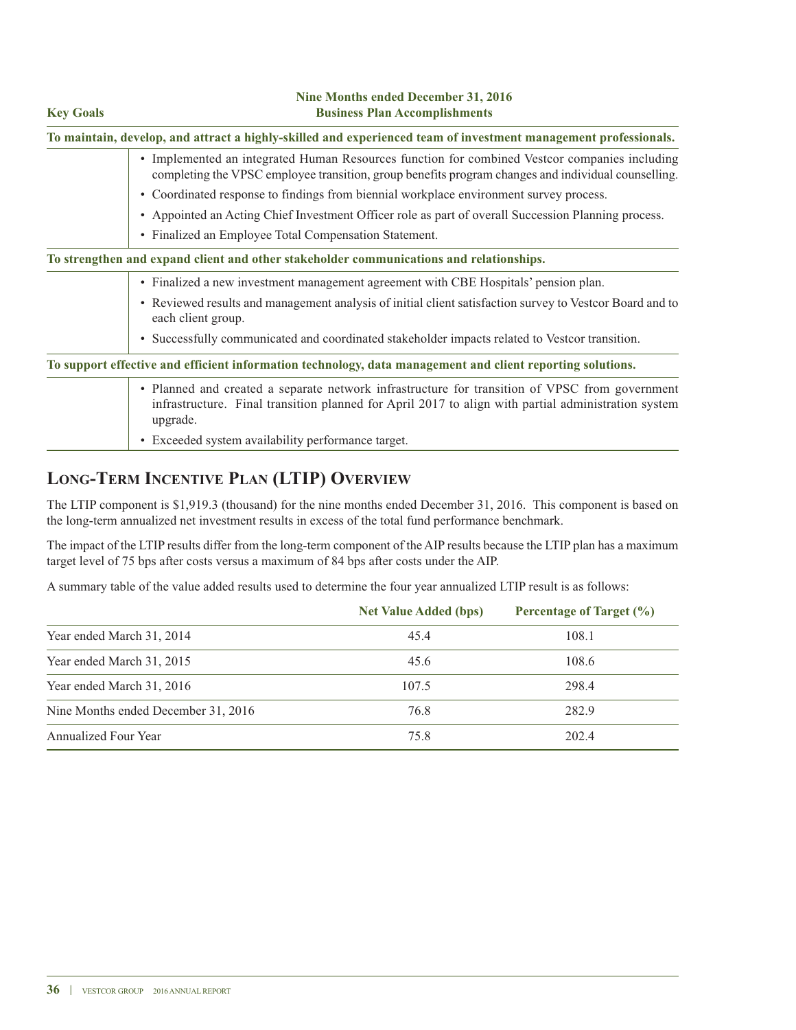| Key Goals | Nine Months ended December 31, 2016 Business Plan Accomplishments |
|---|---|
| **To maintain, develop, and attract a highly-skilled and experienced team of investment management professionals.** | |
| | • Implemented an integrated Human Resources function for combined Vestcor companies including completing the VPSC employee transition, group benefits program changes and individual counselling.<br>• Coordinated response to findings from biennial workplace environment survey process.<br>• Appointed an Acting Chief Investment Officer role as part of overall Succession Planning process.<br>• Finalized an Employee Total Compensation Statement. |
| **To strengthen and expand client and other stakeholder communications and relationships.** | |
| | • Finalized a new investment management agreement with CBE Hospitals' pension plan.<br>• Reviewed results and management analysis of initial client satisfaction survey to Vestcor Board and to each client group.<br>• Successfully communicated and coordinated stakeholder impacts related to Vestcor transition. |
| **To support effective and efficient information technology, data management and client reporting solutions.** | |
| | • Planned and created a separate network infrastructure for transition of VPSC from government infrastructure. Final transition planned for April 2017 to align with partial administration system upgrade.<br>• Exceeded system availability performance target. |

## Long-Term Incentive Plan (LTIP) Overview

The LTIP component is $1,919.3 (thousand) for the nine months ended December 31, 2016. This component is based on the long-term annualized net investment results in excess of the total fund performance benchmark.

The impact of the LTIP results differ from the long-term component of the AIP results because the LTIP plan has a maximum target level of 75 bps after costs versus a maximum of 84 bps after costs under the AIP.

A summary table of the value added results used to determine the four year annualized LTIP result is as follows:

| | Net Value Added (bps) | Percentage of Target (%) |
|---|---|---|
| Year ended March 31, 2014 | 45.4 | 108.1 |
| Year ended March 31, 2015 | 45.6 | 108.6 |
| Year ended March 31, 2016 | 107.5 | 298.4 |
| Nine Months ended December 31, 2016 | 76.8 | 282.9 |
| Annualized Four Year | 75.8 | 202.4 |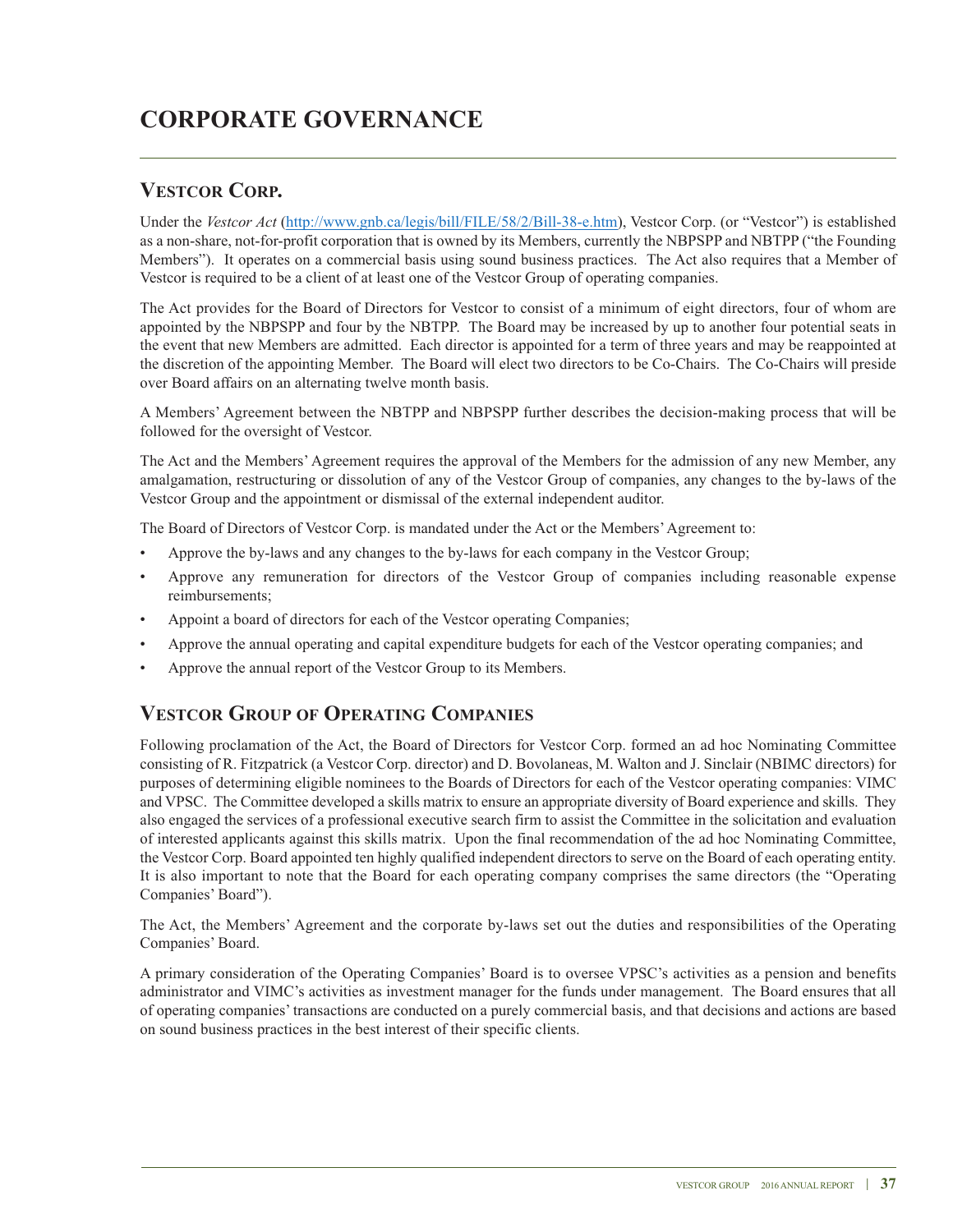# CORPORATE GOVERNANCE

## Vestcor Corp.

Under the *Vestcor Act* (http://www.gnb.ca/legis/bill/FILE/58/2/Bill-38-e.htm), Vestcor Corp. (or "Vestcor") is established as a non-share, not-for-profit corporation that is owned by its Members, currently the NBPSPP and NBTPP ("the Founding Members"). It operates on a commercial basis using sound business practices. The Act also requires that a Member of Vestcor is required to be a client of at least one of the Vestcor Group of operating companies.

The Act provides for the Board of Directors for Vestcor to consist of a minimum of eight directors, four of whom are appointed by the NBPSPP and four by the NBTPP. The Board may be increased by up to another four potential seats in the event that new Members are admitted. Each director is appointed for a term of three years and may be reappointed at the discretion of the appointing Member. The Board will elect two directors to be Co-Chairs. The Co-Chairs will preside over Board affairs on an alternating twelve month basis.

A Members' Agreement between the NBTPP and NBPSPP further describes the decision-making process that will be followed for the oversight of Vestcor.

The Act and the Members' Agreement requires the approval of the Members for the admission of any new Member, any amalgamation, restructuring or dissolution of any of the Vestcor Group of companies, any changes to the by-laws of the Vestcor Group and the appointment or dismissal of the external independent auditor.

The Board of Directors of Vestcor Corp. is mandated under the Act or the Members' Agreement to:

- Approve the by-laws and any changes to the by-laws for each company in the Vestcor Group;
- Approve any remuneration for directors of the Vestcor Group of companies including reasonable expense reimbursements;
- Appoint a board of directors for each of the Vestcor operating Companies;
- Approve the annual operating and capital expenditure budgets for each of the Vestcor operating companies; and
- Approve the annual report of the Vestcor Group to its Members.

## Vestcor Group of Operating Companies

Following proclamation of the Act, the Board of Directors for Vestcor Corp. formed an ad hoc Nominating Committee consisting of R. Fitzpatrick (a Vestcor Corp. director) and D. Bovolaneas, M. Walton and J. Sinclair (NBIMC directors) for purposes of determining eligible nominees to the Boards of Directors for each of the Vestcor operating companies: VIMC and VPSC. The Committee developed a skills matrix to ensure an appropriate diversity of Board experience and skills. They also engaged the services of a professional executive search firm to assist the Committee in the solicitation and evaluation of interested applicants against this skills matrix. Upon the final recommendation of the ad hoc Nominating Committee, the Vestcor Corp. Board appointed ten highly qualified independent directors to serve on the Board of each operating entity. It is also important to note that the Board for each operating company comprises the same directors (the "Operating Companies' Board").

The Act, the Members' Agreement and the corporate by-laws set out the duties and responsibilities of the Operating Companies' Board.

A primary consideration of the Operating Companies' Board is to oversee VPSC's activities as a pension and benefits administrator and VIMC's activities as investment manager for the funds under management. The Board ensures that all of operating companies' transactions are conducted on a purely commercial basis, and that decisions and actions are based on sound business practices in the best interest of their specific clients.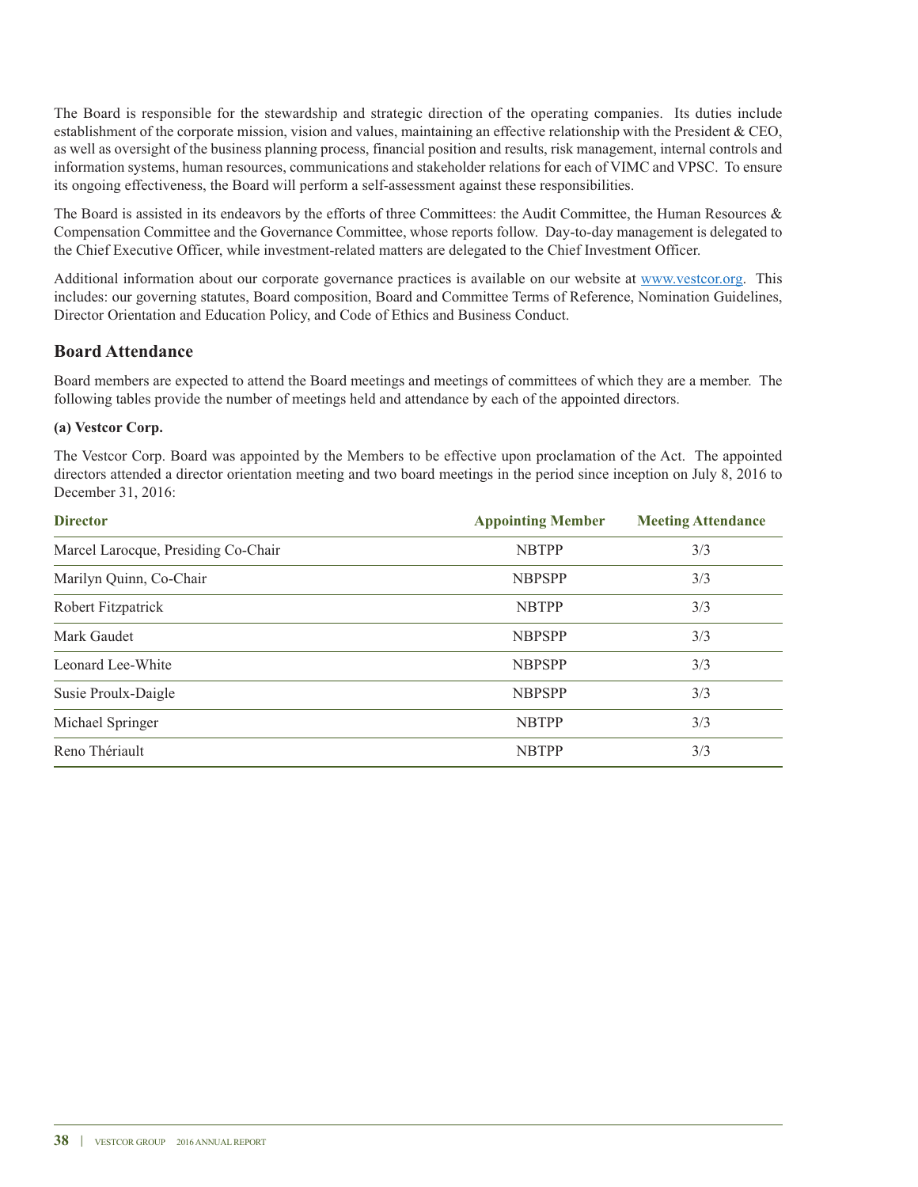The Board is responsible for the stewardship and strategic direction of the operating companies. Its duties include establishment of the corporate mission, vision and values, maintaining an effective relationship with the President & CEO, as well as oversight of the business planning process, financial position and results, risk management, internal controls and information systems, human resources, communications and stakeholder relations for each of VIMC and VPSC. To ensure its ongoing effectiveness, the Board will perform a self-assessment against these responsibilities.

The Board is assisted in its endeavors by the efforts of three Committees: the Audit Committee, the Human Resources & Compensation Committee and the Governance Committee, whose reports follow. Day-to-day management is delegated to the Chief Executive Officer, while investment-related matters are delegated to the Chief Investment Officer.

Additional information about our corporate governance practices is available on our website at www.vestcor.org. This includes: our governing statutes, Board composition, Board and Committee Terms of Reference, Nomination Guidelines, Director Orientation and Education Policy, and Code of Ethics and Business Conduct.

## Board Attendance

Board members are expected to attend the Board meetings and meetings of committees of which they are a member. The following tables provide the number of meetings held and attendance by each of the appointed directors.

**(a) Vestcor Corp.**

The Vestcor Corp. Board was appointed by the Members to be effective upon proclamation of the Act. The appointed directors attended a director orientation meeting and two board meetings in the period since inception on July 8, 2016 to December 31, 2016:

| Director | Appointing Member | Meeting Attendance |
|---|---|---|
| Marcel Larocque, Presiding Co-Chair | NBTPP | 3/3 |
| Marilyn Quinn, Co-Chair | NBPSPP | 3/3 |
| Robert Fitzpatrick | NBTPP | 3/3 |
| Mark Gaudet | NBPSPP | 3/3 |
| Leonard Lee-White | NBPSPP | 3/3 |
| Susie Proulx-Daigle | NBPSPP | 3/3 |
| Michael Springer | NBTPP | 3/3 |
| Reno Thériault | NBTPP | 3/3 |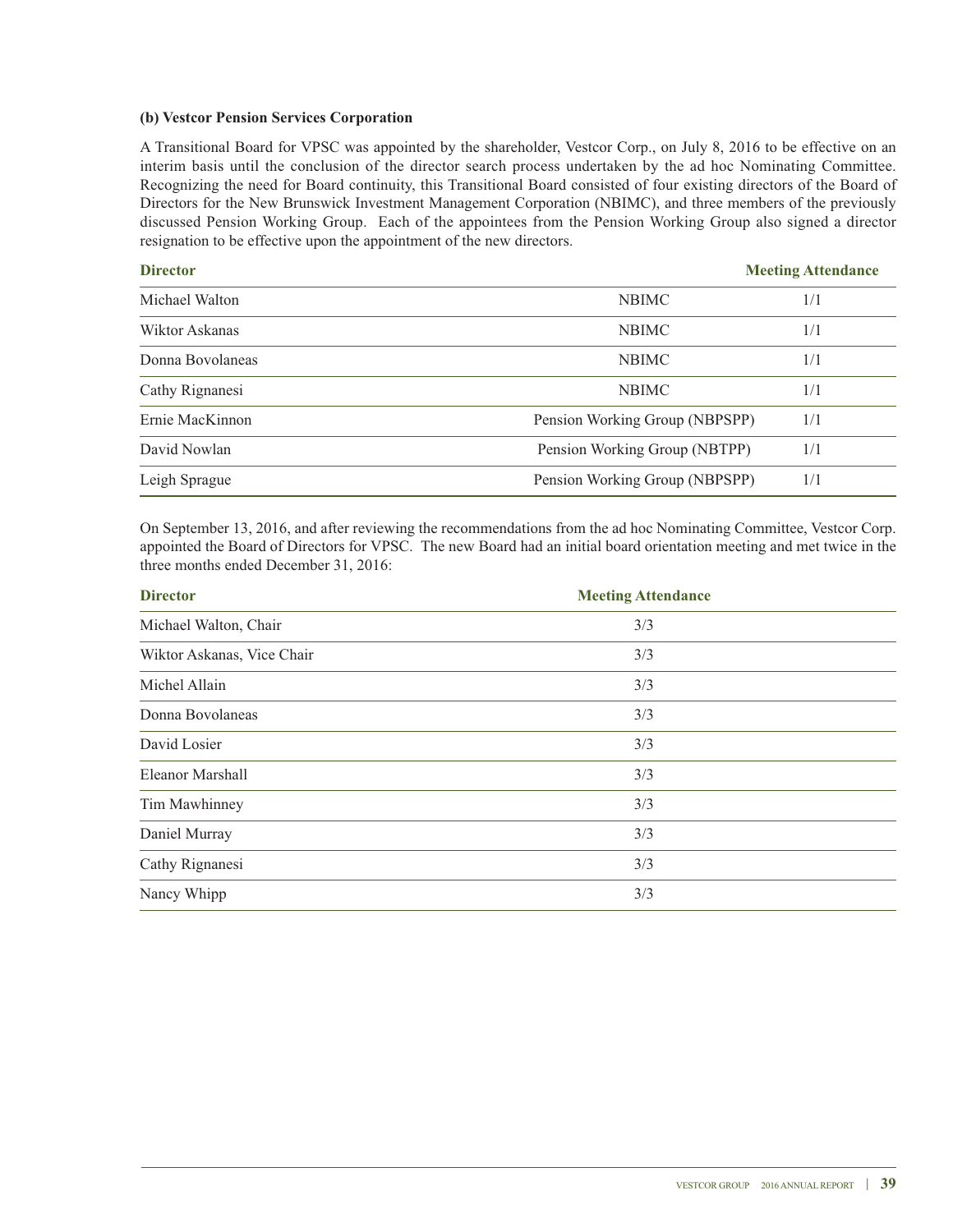**(b) Vestcor Pension Services Corporation**

A Transitional Board for VPSC was appointed by the shareholder, Vestcor Corp., on July 8, 2016 to be effective on an interim basis until the conclusion of the director search process undertaken by the ad hoc Nominating Committee. Recognizing the need for Board continuity, this Transitional Board consisted of four existing directors of the Board of Directors for the New Brunswick Investment Management Corporation (NBIMC), and three members of the previously discussed Pension Working Group. Each of the appointees from the Pension Working Group also signed a director resignation to be effective upon the appointment of the new directors.

| Director | | Meeting Attendance |
|---|---|---|
| Michael Walton | NBIMC | 1/1 |
| Wiktor Askanas | NBIMC | 1/1 |
| Donna Bovolaneas | NBIMC | 1/1 |
| Cathy Rignanesi | NBIMC | 1/1 |
| Ernie MacKinnon | Pension Working Group (NBPSPP) | 1/1 |
| David Nowlan | Pension Working Group (NBTPP) | 1/1 |
| Leigh Sprague | Pension Working Group (NBPSPP) | 1/1 |

On September 13, 2016, and after reviewing the recommendations from the ad hoc Nominating Committee, Vestcor Corp. appointed the Board of Directors for VPSC. The new Board had an initial board orientation meeting and met twice in the three months ended December 31, 2016:

| Director | Meeting Attendance |
|---|---|
| Michael Walton, Chair | 3/3 |
| Wiktor Askanas, Vice Chair | 3/3 |
| Michel Allain | 3/3 |
| Donna Bovolaneas | 3/3 |
| David Losier | 3/3 |
| Eleanor Marshall | 3/3 |
| Tim Mawhinney | 3/3 |
| Daniel Murray | 3/3 |
| Cathy Rignanesi | 3/3 |
| Nancy Whipp | 3/3 |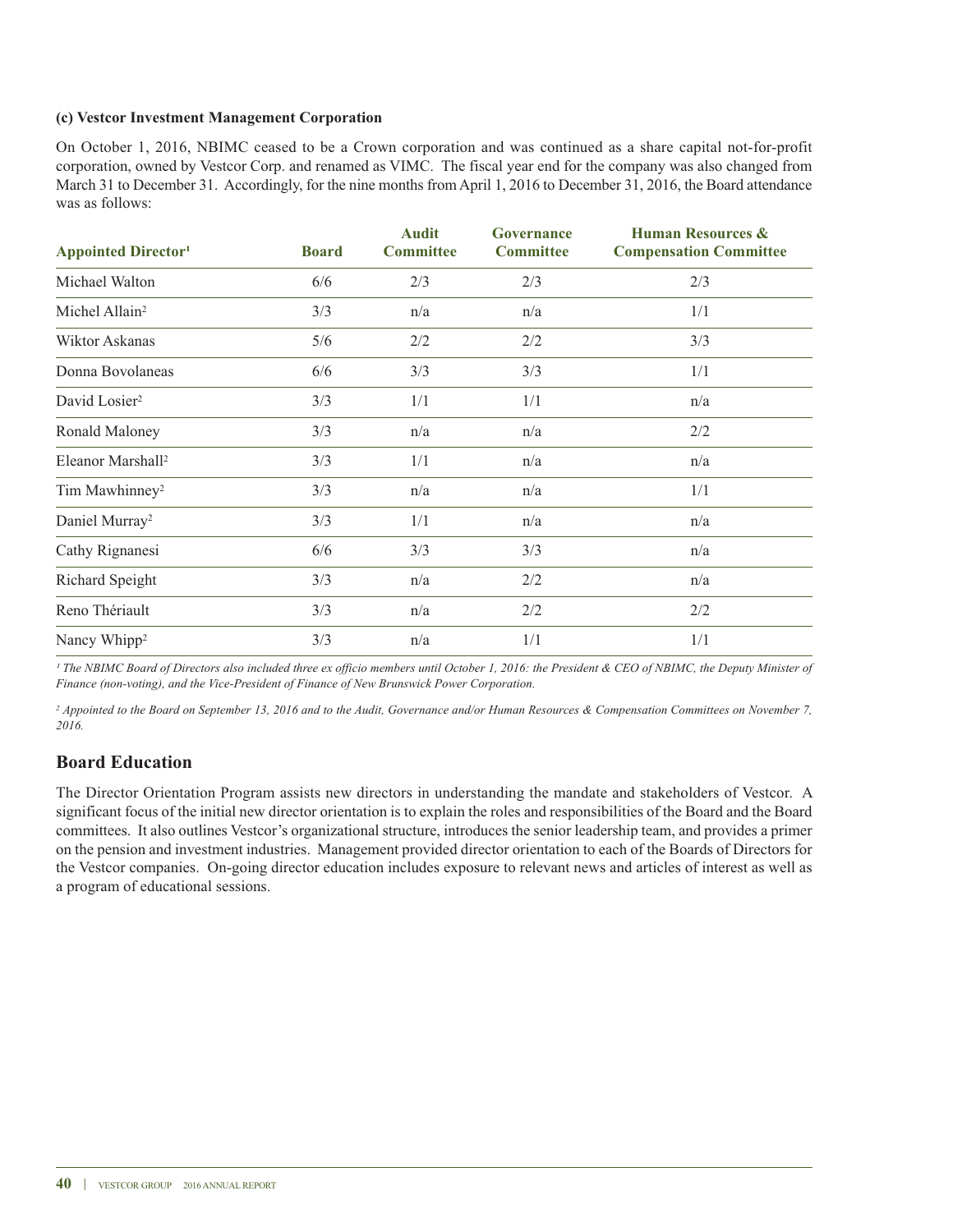**(c) Vestcor Investment Management Corporation**

On October 1, 2016, NBIMC ceased to be a Crown corporation and was continued as a share capital not-for-profit corporation, owned by Vestcor Corp. and renamed as VIMC. The fiscal year end for the company was also changed from March 31 to December 31. Accordingly, for the nine months from April 1, 2016 to December 31, 2016, the Board attendance was as follows:

| Appointed Director[1] | Board | Audit Committee | Governance Committee | Human Resources & Compensation Committee |
|---|---|---|---|---|
| Michael Walton | 6/6 | 2/3 | 2/3 | 2/3 |
| Michel Allain[2] | 3/3 | n/a | n/a | 1/1 |
| Wiktor Askanas | 5/6 | 2/2 | 2/2 | 3/3 |
| Donna Bovolaneas | 6/6 | 3/3 | 3/3 | 1/1 |
| David Losier[2] | 3/3 | 1/1 | 1/1 | n/a |
| Ronald Maloney | 3/3 | n/a | n/a | 2/2 |
| Eleanor Marshall[2] | 3/3 | 1/1 | n/a | n/a |
| Tim Mawhinney[2] | 3/3 | n/a | n/a | 1/1 |
| Daniel Murray[2] | 3/3 | 1/1 | n/a | n/a |
| Cathy Rignanesi | 6/6 | 3/3 | 3/3 | n/a |
| Richard Speight | 3/3 | n/a | 2/2 | n/a |
| Reno Thériault | 3/3 | n/a | 2/2 | 2/2 |
| Nancy Whipp[2] | 3/3 | n/a | 1/1 | 1/1 |

*[1] The NBIMC Board of Directors also included three ex officio members until October 1, 2016: the President & CEO of NBIMC, the Deputy Minister of Finance (non-voting), and the Vice-President of Finance of New Brunswick Power Corporation.*

*[2] Appointed to the Board on September 13, 2016 and to the Audit, Governance and/or Human Resources & Compensation Committees on November 7, 2016.*

## Board Education

The Director Orientation Program assists new directors in understanding the mandate and stakeholders of Vestcor. A significant focus of the initial new director orientation is to explain the roles and responsibilities of the Board and the Board committees. It also outlines Vestcor's organizational structure, introduces the senior leadership team, and provides a primer on the pension and investment industries. Management provided director orientation to each of the Boards of Directors for the Vestcor companies. On-going director education includes exposure to relevant news and articles of interest as well as a program of educational sessions.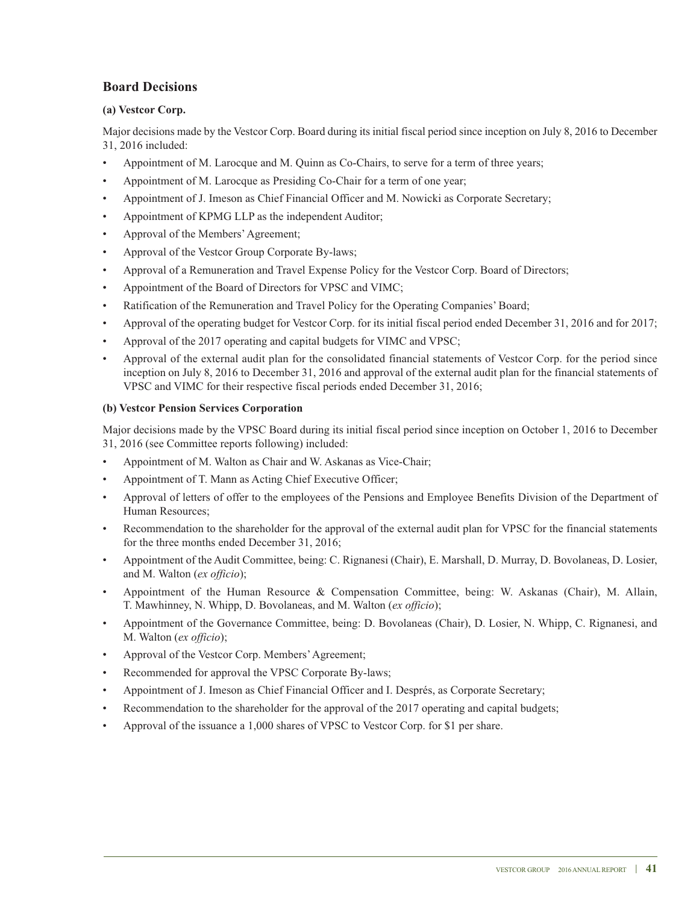## Board Decisions

**(a) Vestcor Corp.**

Major decisions made by the Vestcor Corp. Board during its initial fiscal period since inception on July 8, 2016 to December 31, 2016 included:

- Appointment of M. Larocque and M. Quinn as Co-Chairs, to serve for a term of three years;
- Appointment of M. Larocque as Presiding Co-Chair for a term of one year;
- Appointment of J. Imeson as Chief Financial Officer and M. Nowicki as Corporate Secretary;
- Appointment of KPMG LLP as the independent Auditor;
- Approval of the Members' Agreement;
- Approval of the Vestcor Group Corporate By-laws;
- Approval of a Remuneration and Travel Expense Policy for the Vestcor Corp. Board of Directors;
- Appointment of the Board of Directors for VPSC and VIMC;
- Ratification of the Remuneration and Travel Policy for the Operating Companies' Board;
- Approval of the operating budget for Vestcor Corp. for its initial fiscal period ended December 31, 2016 and for 2017;
- Approval of the 2017 operating and capital budgets for VIMC and VPSC;
- Approval of the external audit plan for the consolidated financial statements of Vestcor Corp. for the period since inception on July 8, 2016 to December 31, 2016 and approval of the external audit plan for the financial statements of VPSC and VIMC for their respective fiscal periods ended December 31, 2016;

**(b) Vestcor Pension Services Corporation**

Major decisions made by the VPSC Board during its initial fiscal period since inception on October 1, 2016 to December 31, 2016 (see Committee reports following) included:

- Appointment of M. Walton as Chair and W. Askanas as Vice-Chair;
- Appointment of T. Mann as Acting Chief Executive Officer;
- Approval of letters of offer to the employees of the Pensions and Employee Benefits Division of the Department of Human Resources;
- Recommendation to the shareholder for the approval of the external audit plan for VPSC for the financial statements for the three months ended December 31, 2016;
- Appointment of the Audit Committee, being: C. Rignanesi (Chair), E. Marshall, D. Murray, D. Bovolaneas, D. Losier, and M. Walton (*ex officio*);
- Appointment of the Human Resource & Compensation Committee, being: W. Askanas (Chair), M. Allain, T. Mawhinney, N. Whipp, D. Bovolaneas, and M. Walton (*ex officio*);
- Appointment of the Governance Committee, being: D. Bovolaneas (Chair), D. Losier, N. Whipp, C. Rignanesi, and M. Walton (*ex officio*);
- Approval of the Vestcor Corp. Members' Agreement;
- Recommended for approval the VPSC Corporate By-laws;
- Appointment of J. Imeson as Chief Financial Officer and I. Després, as Corporate Secretary;
- Recommendation to the shareholder for the approval of the 2017 operating and capital budgets;
- Approval of the issuance a 1,000 shares of VPSC to Vestcor Corp. for $1 per share.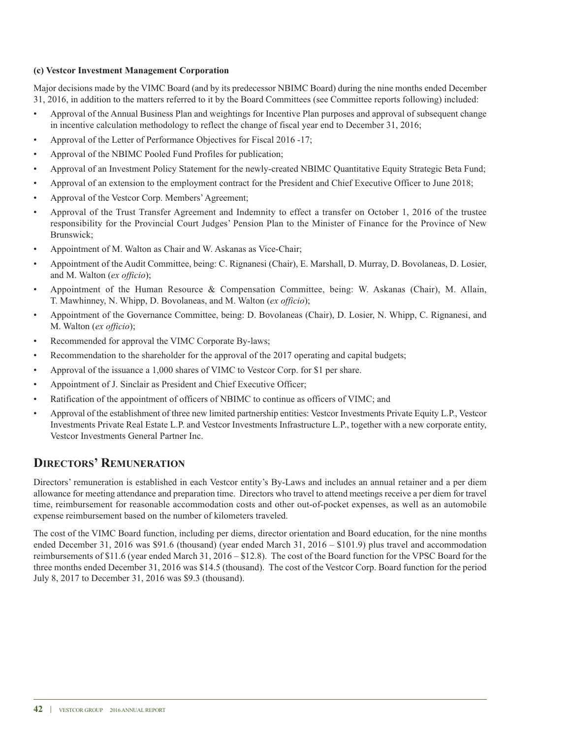**(c) Vestcor Investment Management Corporation**

Major decisions made by the VIMC Board (and by its predecessor NBIMC Board) during the nine months ended December 31, 2016, in addition to the matters referred to it by the Board Committees (see Committee reports following) included:

- Approval of the Annual Business Plan and weightings for Incentive Plan purposes and approval of subsequent change in incentive calculation methodology to reflect the change of fiscal year end to December 31, 2016;
- Approval of the Letter of Performance Objectives for Fiscal 2016 -17;
- Approval of the NBIMC Pooled Fund Profiles for publication;
- Approval of an Investment Policy Statement for the newly-created NBIMC Quantitative Equity Strategic Beta Fund;
- Approval of an extension to the employment contract for the President and Chief Executive Officer to June 2018;
- Approval of the Vestcor Corp. Members' Agreement;
- Approval of the Trust Transfer Agreement and Indemnity to effect a transfer on October 1, 2016 of the trustee responsibility for the Provincial Court Judges' Pension Plan to the Minister of Finance for the Province of New Brunswick;
- Appointment of M. Walton as Chair and W. Askanas as Vice-Chair;
- Appointment of the Audit Committee, being: C. Rignanesi (Chair), E. Marshall, D. Murray, D. Bovolaneas, D. Losier, and M. Walton (*ex officio*);
- Appointment of the Human Resource & Compensation Committee, being: W. Askanas (Chair), M. Allain, T. Mawhinney, N. Whipp, D. Bovolaneas, and M. Walton (*ex officio*);
- Appointment of the Governance Committee, being: D. Bovolaneas (Chair), D. Losier, N. Whipp, C. Rignanesi, and M. Walton (*ex officio*);
- Recommended for approval the VIMC Corporate By-laws;
- Recommendation to the shareholder for the approval of the 2017 operating and capital budgets;
- Approval of the issuance a 1,000 shares of VIMC to Vestcor Corp. for $1 per share.
- Appointment of J. Sinclair as President and Chief Executive Officer;
- Ratification of the appointment of officers of NBIMC to continue as officers of VIMC; and
- Approval of the establishment of three new limited partnership entities: Vestcor Investments Private Equity L.P., Vestcor Investments Private Real Estate L.P. and Vestcor Investments Infrastructure L.P., together with a new corporate entity, Vestcor Investments General Partner Inc.

## Directors' Remuneration

Directors' remuneration is established in each Vestcor entity's By-Laws and includes an annual retainer and a per diem allowance for meeting attendance and preparation time. Directors who travel to attend meetings receive a per diem for travel time, reimbursement for reasonable accommodation costs and other out-of-pocket expenses, as well as an automobile expense reimbursement based on the number of kilometers traveled.

The cost of the VIMC Board function, including per diems, director orientation and Board education, for the nine months ended December 31, 2016 was $91.6 (thousand) (year ended March 31, 2016 – $101.9) plus travel and accommodation reimbursements of $11.6 (year ended March 31, 2016 – $12.8). The cost of the Board function for the VPSC Board for the three months ended December 31, 2016 was $14.5 (thousand). The cost of the Vestcor Corp. Board function for the period July 8, 2017 to December 31, 2016 was $9.3 (thousand).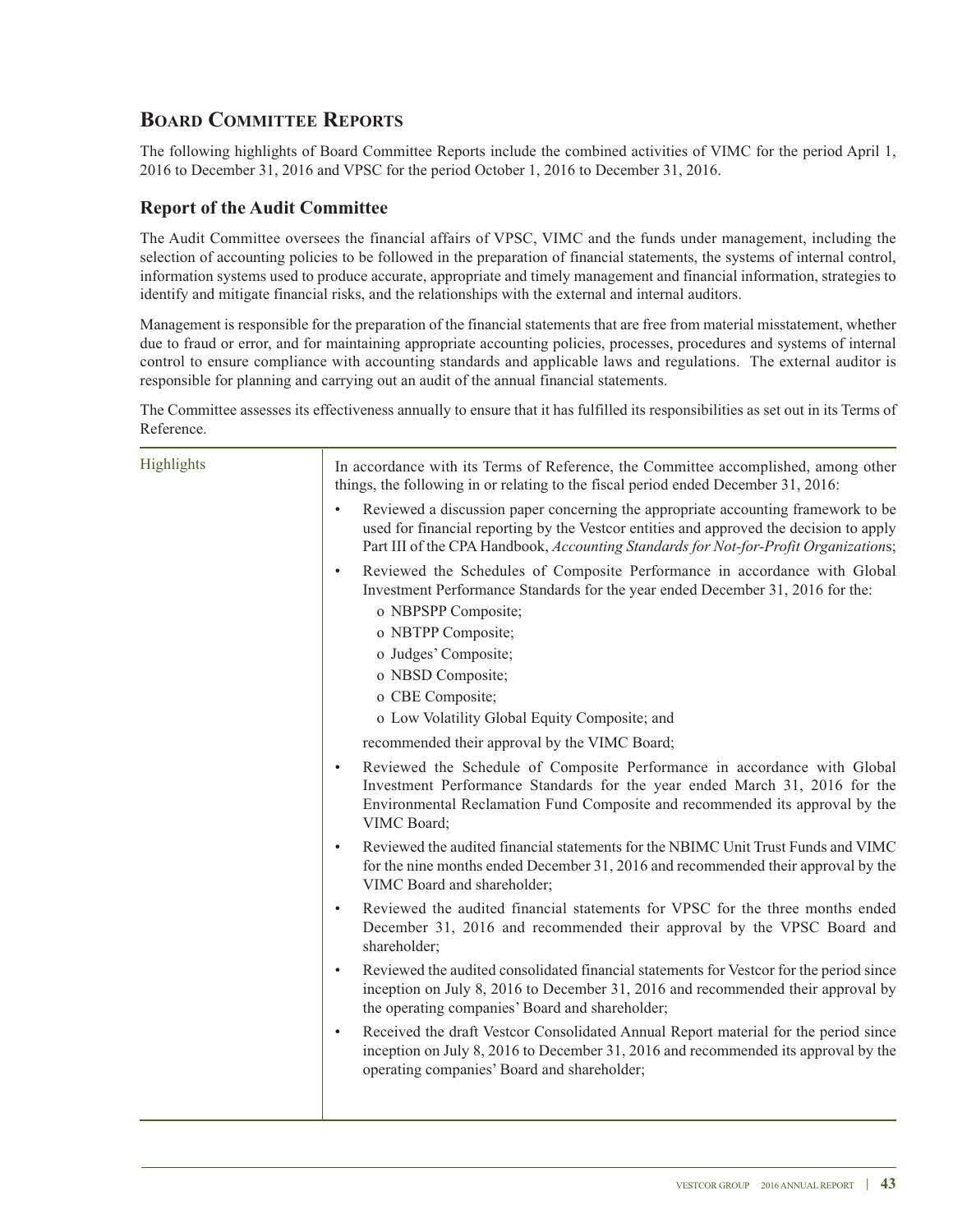## Board Committee Reports

The following highlights of Board Committee Reports include the combined activities of VIMC for the period April 1, 2016 to December 31, 2016 and VPSC for the period October 1, 2016 to December 31, 2016.

### Report of the Audit Committee

The Audit Committee oversees the financial affairs of VPSC, VIMC and the funds under management, including the selection of accounting policies to be followed in the preparation of financial statements, the systems of internal control, information systems used to produce accurate, appropriate and timely management and financial information, strategies to identify and mitigate financial risks, and the relationships with the external and internal auditors.

Management is responsible for the preparation of the financial statements that are free from material misstatement, whether due to fraud or error, and for maintaining appropriate accounting policies, processes, procedures and systems of internal control to ensure compliance with accounting standards and applicable laws and regulations. The external auditor is responsible for planning and carrying out an audit of the annual financial statements.

The Committee assesses its effectiveness annually to ensure that it has fulfilled its responsibilities as set out in its Terms of Reference.

**Highlights**

In accordance with its Terms of Reference, the Committee accomplished, among other things, the following in or relating to the fiscal period ended December 31, 2016:

- Reviewed a discussion paper concerning the appropriate accounting framework to be used for financial reporting by the Vestcor entities and approved the decision to apply Part III of the CPA Handbook, *Accounting Standards for Not-for-Profit Organizations*;
- Reviewed the Schedules of Composite Performance in accordance with Global Investment Performance Standards for the year ended December 31, 2016 for the:
  - o NBPSPP Composite;
  - o NBTPP Composite;
  - o Judges' Composite;
  - o NBSD Composite;
  - o CBE Composite;
  - o Low Volatility Global Equity Composite; and

  recommended their approval by the VIMC Board;
- Reviewed the Schedule of Composite Performance in accordance with Global Investment Performance Standards for the year ended March 31, 2016 for the Environmental Reclamation Fund Composite and recommended its approval by the VIMC Board;
- Reviewed the audited financial statements for the NBIMC Unit Trust Funds and VIMC for the nine months ended December 31, 2016 and recommended their approval by the VIMC Board and shareholder;
- Reviewed the audited financial statements for VPSC for the three months ended December 31, 2016 and recommended their approval by the VPSC Board and shareholder;
- Reviewed the audited consolidated financial statements for Vestcor for the period since inception on July 8, 2016 to December 31, 2016 and recommended their approval by the operating companies' Board and shareholder;
- Received the draft Vestcor Consolidated Annual Report material for the period since inception on July 8, 2016 to December 31, 2016 and recommended its approval by the operating companies' Board and shareholder;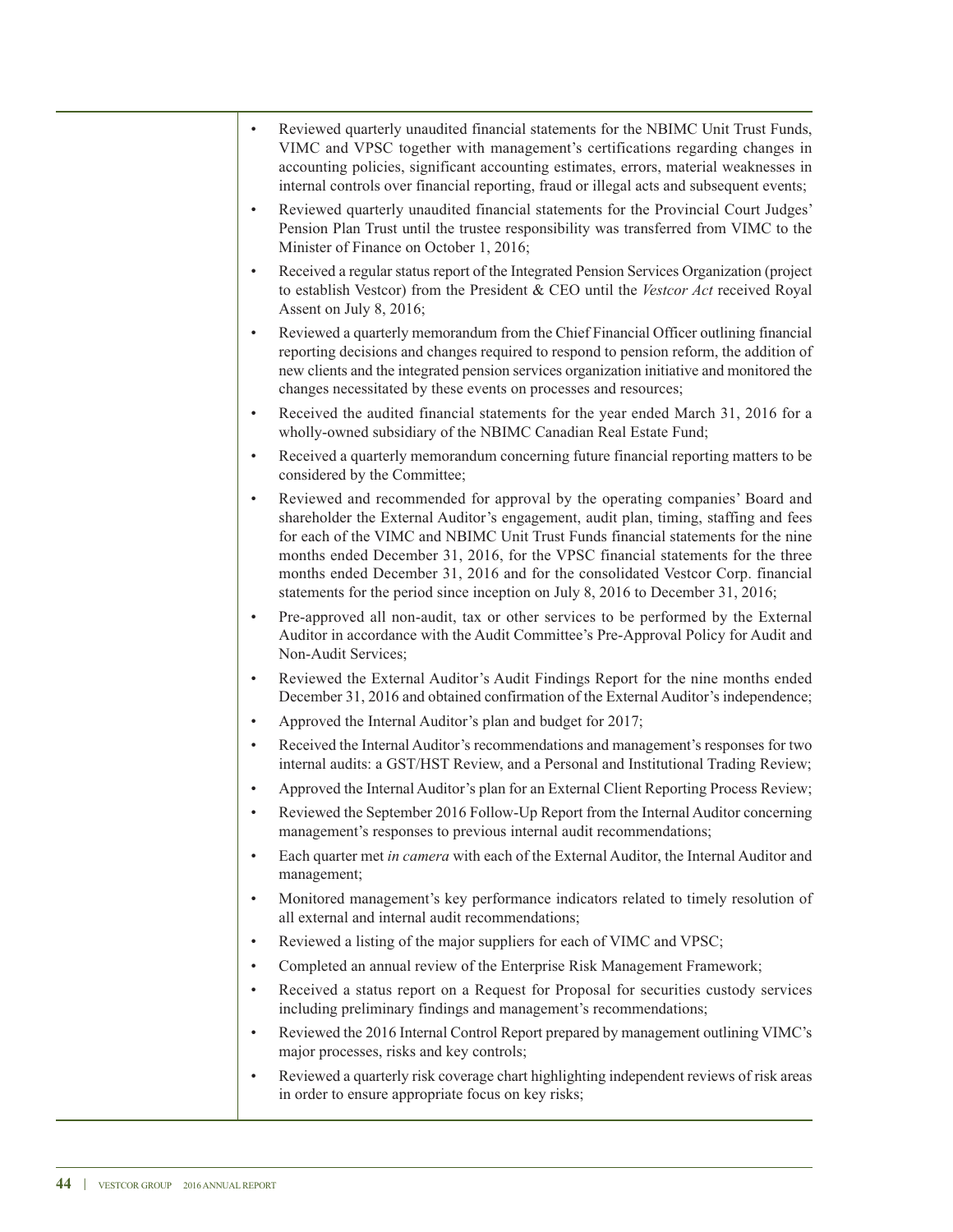- Reviewed quarterly unaudited financial statements for the NBIMC Unit Trust Funds, VIMC and VPSC together with management's certifications regarding changes in accounting policies, significant accounting estimates, errors, material weaknesses in internal controls over financial reporting, fraud or illegal acts and subsequent events;
- Reviewed quarterly unaudited financial statements for the Provincial Court Judges' Pension Plan Trust until the trustee responsibility was transferred from VIMC to the Minister of Finance on October 1, 2016;
- Received a regular status report of the Integrated Pension Services Organization (project to establish Vestcor) from the President & CEO until the *Vestcor Act* received Royal Assent on July 8, 2016;
- Reviewed a quarterly memorandum from the Chief Financial Officer outlining financial reporting decisions and changes required to respond to pension reform, the addition of new clients and the integrated pension services organization initiative and monitored the changes necessitated by these events on processes and resources;
- Received the audited financial statements for the year ended March 31, 2016 for a wholly-owned subsidiary of the NBIMC Canadian Real Estate Fund;
- Received a quarterly memorandum concerning future financial reporting matters to be considered by the Committee;
- Reviewed and recommended for approval by the operating companies' Board and shareholder the External Auditor's engagement, audit plan, timing, staffing and fees for each of the VIMC and NBIMC Unit Trust Funds financial statements for the nine months ended December 31, 2016, for the VPSC financial statements for the three months ended December 31, 2016 and for the consolidated Vestcor Corp. financial statements for the period since inception on July 8, 2016 to December 31, 2016;
- Pre-approved all non-audit, tax or other services to be performed by the External Auditor in accordance with the Audit Committee's Pre-Approval Policy for Audit and Non-Audit Services;
- Reviewed the External Auditor's Audit Findings Report for the nine months ended December 31, 2016 and obtained confirmation of the External Auditor's independence;
- Approved the Internal Auditor's plan and budget for 2017;
- Received the Internal Auditor's recommendations and management's responses for two internal audits: a GST/HST Review, and a Personal and Institutional Trading Review;
- Approved the Internal Auditor's plan for an External Client Reporting Process Review;
- Reviewed the September 2016 Follow-Up Report from the Internal Auditor concerning management's responses to previous internal audit recommendations;
- Each quarter met *in camera* with each of the External Auditor, the Internal Auditor and management;
- Monitored management's key performance indicators related to timely resolution of all external and internal audit recommendations;
- Reviewed a listing of the major suppliers for each of VIMC and VPSC;
- Completed an annual review of the Enterprise Risk Management Framework;
- Received a status report on a Request for Proposal for securities custody services including preliminary findings and management's recommendations;
- Reviewed the 2016 Internal Control Report prepared by management outlining VIMC's major processes, risks and key controls;
- Reviewed a quarterly risk coverage chart highlighting independent reviews of risk areas in order to ensure appropriate focus on key risks;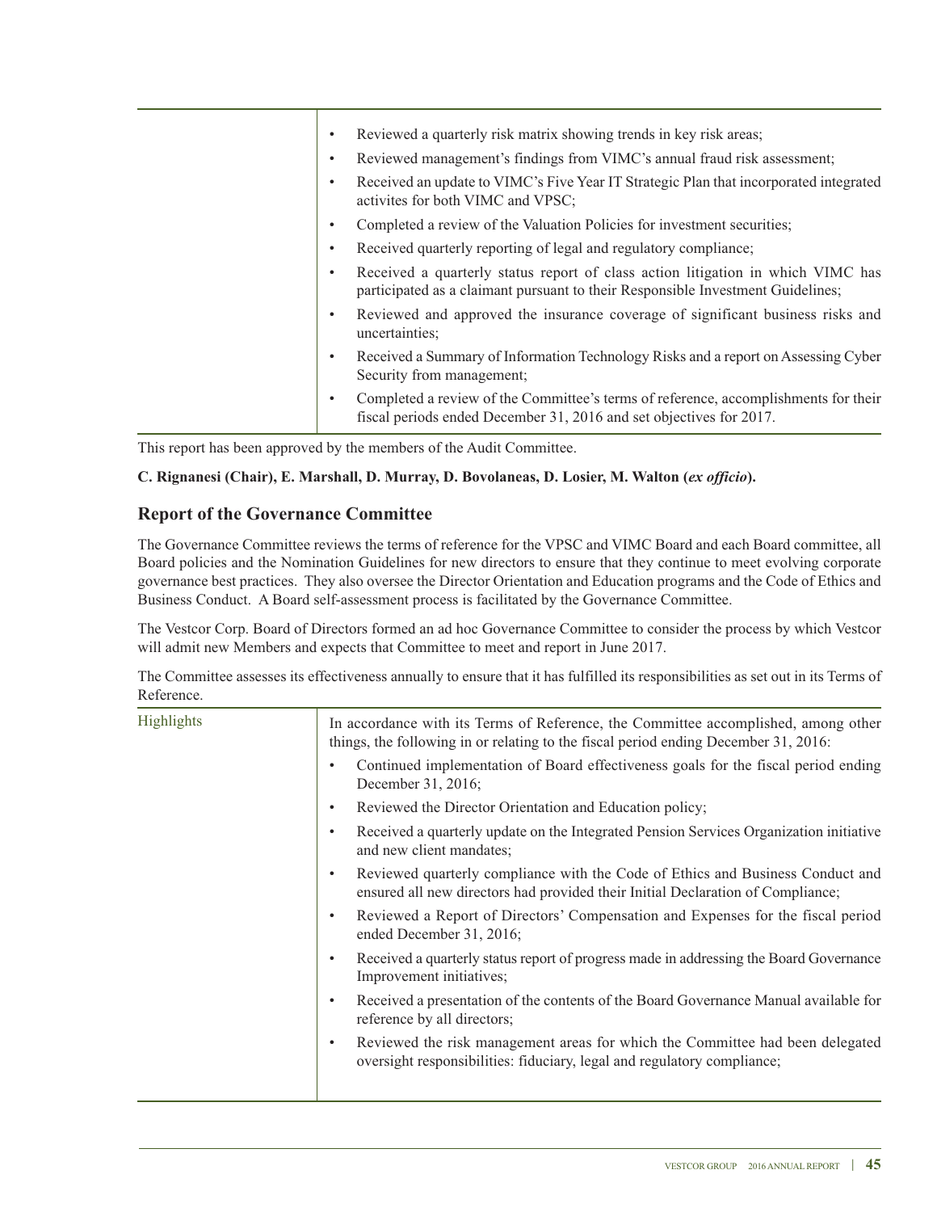| | |
|---|---|
| | • Reviewed a quarterly risk matrix showing trends in key risk areas;<br>• Reviewed management's findings from VIMC's annual fraud risk assessment;<br>• Received an update to VIMC's Five Year IT Strategic Plan that incorporated integrated activites for both VIMC and VPSC;<br>• Completed a review of the Valuation Policies for investment securities;<br>• Received quarterly reporting of legal and regulatory compliance;<br>• Received a quarterly status report of class action litigation in which VIMC has participated as a claimant pursuant to their Responsible Investment Guidelines;<br>• Reviewed and approved the insurance coverage of significant business risks and uncertainties;<br>• Received a Summary of Information Technology Risks and a report on Assessing Cyber Security from management;<br>• Completed a review of the Committee's terms of reference, accomplishments for their fiscal periods ended December 31, 2016 and set objectives for 2017. |

This report has been approved by the members of the Audit Committee.

**C. Rignanesi (Chair), E. Marshall, D. Murray, D. Bovolaneas, D. Losier, M. Walton (*ex officio*).**

## Report of the Governance Committee

The Governance Committee reviews the terms of reference for the VPSC and VIMC Board and each Board committee, all Board policies and the Nomination Guidelines for new directors to ensure that they continue to meet evolving corporate governance best practices. They also oversee the Director Orientation and Education programs and the Code of Ethics and Business Conduct. A Board self-assessment process is facilitated by the Governance Committee.

The Vestcor Corp. Board of Directors formed an ad hoc Governance Committee to consider the process by which Vestcor will admit new Members and expects that Committee to meet and report in June 2017.

The Committee assesses its effectiveness annually to ensure that it has fulfilled its responsibilities as set out in its Terms of Reference.

| | |
|---|---|
| Highlights | In accordance with its Terms of Reference, the Committee accomplished, among other things, the following in or relating to the fiscal period ending December 31, 2016:<br>• Continued implementation of Board effectiveness goals for the fiscal period ending December 31, 2016;<br>• Reviewed the Director Orientation and Education policy;<br>• Received a quarterly update on the Integrated Pension Services Organization initiative and new client mandates;<br>• Reviewed quarterly compliance with the Code of Ethics and Business Conduct and ensured all new directors had provided their Initial Declaration of Compliance;<br>• Reviewed a Report of Directors' Compensation and Expenses for the fiscal period ended December 31, 2016;<br>• Received a quarterly status report of progress made in addressing the Board Governance Improvement initiatives;<br>• Received a presentation of the contents of the Board Governance Manual available for reference by all directors;<br>• Reviewed the risk management areas for which the Committee had been delegated oversight responsibilities: fiduciary, legal and regulatory compliance; |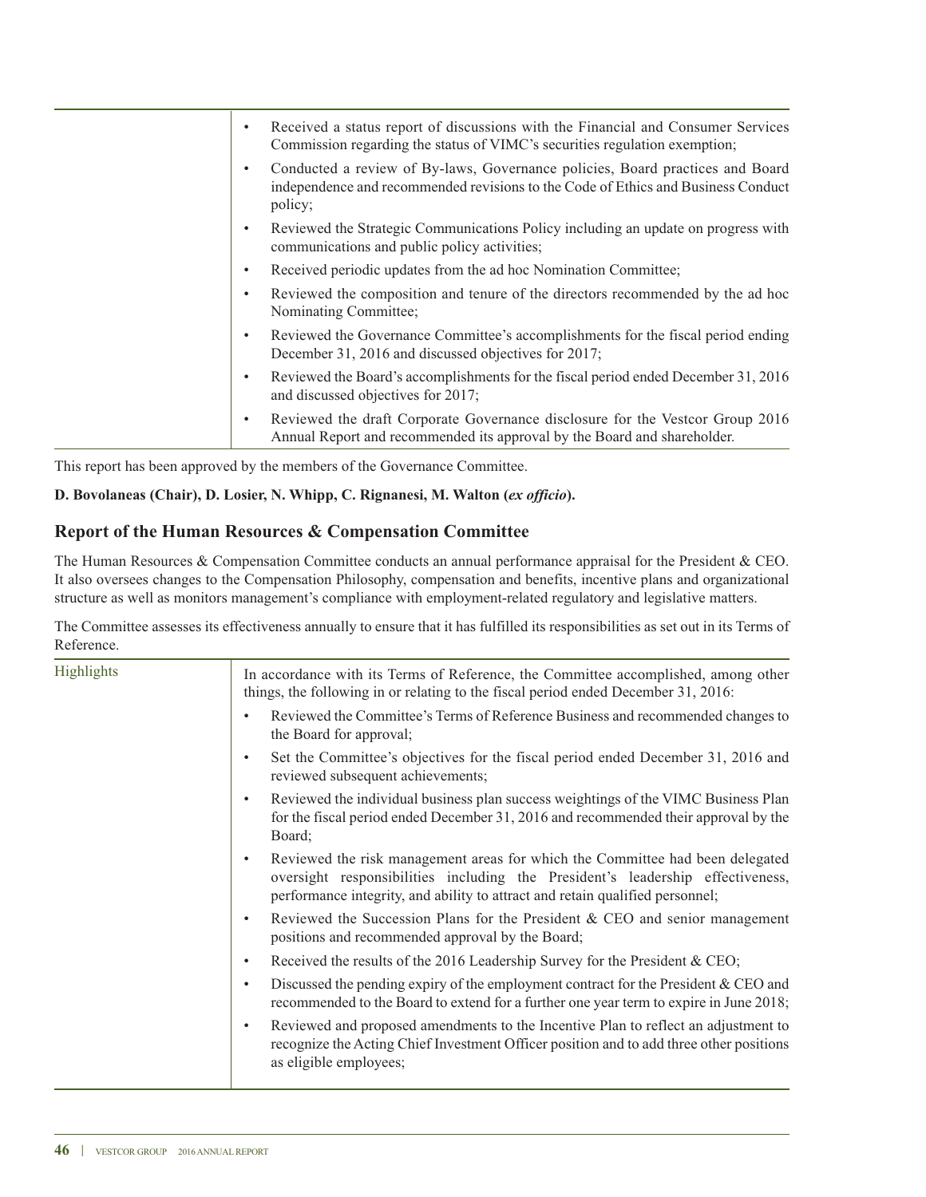| | |
|---|---|
| | • Received a status report of discussions with the Financial and Consumer Services Commission regarding the status of VIMC's securities regulation exemption;<br>• Conducted a review of By-laws, Governance policies, Board practices and Board independence and recommended revisions to the Code of Ethics and Business Conduct policy;<br>• Reviewed the Strategic Communications Policy including an update on progress with communications and public policy activities;<br>• Received periodic updates from the ad hoc Nomination Committee;<br>• Reviewed the composition and tenure of the directors recommended by the ad hoc Nominating Committee;<br>• Reviewed the Governance Committee's accomplishments for the fiscal period ending December 31, 2016 and discussed objectives for 2017;<br>• Reviewed the Board's accomplishments for the fiscal period ended December 31, 2016 and discussed objectives for 2017;<br>• Reviewed the draft Corporate Governance disclosure for the Vestcor Group 2016 Annual Report and recommended its approval by the Board and shareholder. |

This report has been approved by the members of the Governance Committee.

**D. Bovolaneas (Chair), D. Losier, N. Whipp, C. Rignanesi, M. Walton (*ex officio*).**

## Report of the Human Resources & Compensation Committee

The Human Resources & Compensation Committee conducts an annual performance appraisal for the President & CEO. It also oversees changes to the Compensation Philosophy, compensation and benefits, incentive plans and organizational structure as well as monitors management's compliance with employment-related regulatory and legislative matters.

The Committee assesses its effectiveness annually to ensure that it has fulfilled its responsibilities as set out in its Terms of Reference.

| | |
|---|---|
| Highlights | In accordance with its Terms of Reference, the Committee accomplished, among other things, the following in or relating to the fiscal period ended December 31, 2016:<br>• Reviewed the Committee's Terms of Reference Business and recommended changes to the Board for approval;<br>• Set the Committee's objectives for the fiscal period ended December 31, 2016 and reviewed subsequent achievements;<br>• Reviewed the individual business plan success weightings of the VIMC Business Plan for the fiscal period ended December 31, 2016 and recommended their approval by the Board;<br>• Reviewed the risk management areas for which the Committee had been delegated oversight responsibilities including the President's leadership effectiveness, performance integrity, and ability to attract and retain qualified personnel;<br>• Reviewed the Succession Plans for the President & CEO and senior management positions and recommended approval by the Board;<br>• Received the results of the 2016 Leadership Survey for the President & CEO;<br>• Discussed the pending expiry of the employment contract for the President & CEO and recommended to the Board to extend for a further one year term to expire in June 2018;<br>• Reviewed and proposed amendments to the Incentive Plan to reflect an adjustment to recognize the Acting Chief Investment Officer position and to add three other positions as eligible employees; |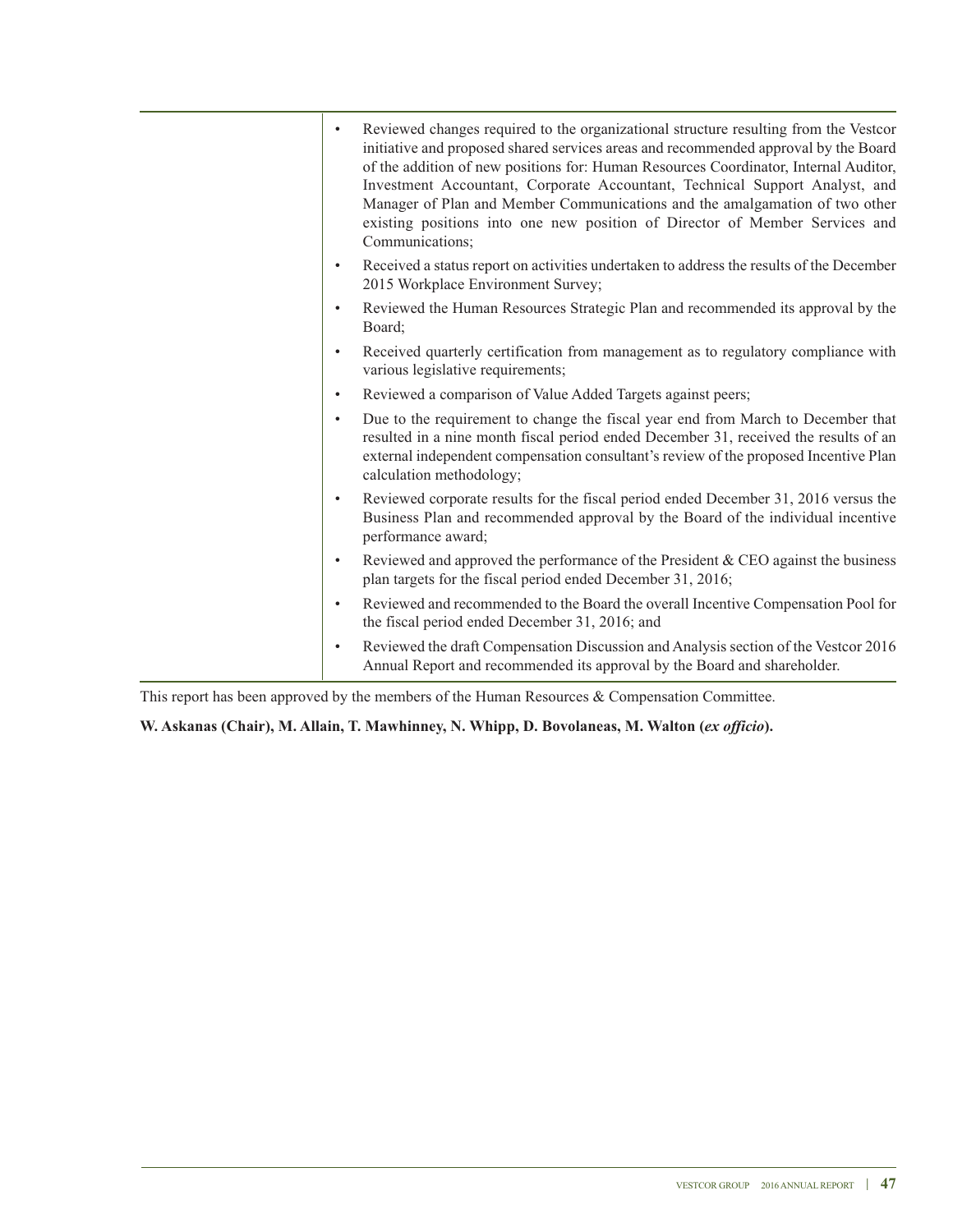- Reviewed changes required to the organizational structure resulting from the Vestcor initiative and proposed shared services areas and recommended approval by the Board of the addition of new positions for: Human Resources Coordinator, Internal Auditor, Investment Accountant, Corporate Accountant, Technical Support Analyst, and Manager of Plan and Member Communications and the amalgamation of two other existing positions into one new position of Director of Member Services and Communications;
- Received a status report on activities undertaken to address the results of the December 2015 Workplace Environment Survey;
- Reviewed the Human Resources Strategic Plan and recommended its approval by the Board;
- Received quarterly certification from management as to regulatory compliance with various legislative requirements;
- Reviewed a comparison of Value Added Targets against peers;
- Due to the requirement to change the fiscal year end from March to December that resulted in a nine month fiscal period ended December 31, received the results of an external independent compensation consultant's review of the proposed Incentive Plan calculation methodology;
- Reviewed corporate results for the fiscal period ended December 31, 2016 versus the Business Plan and recommended approval by the Board of the individual incentive performance award;
- Reviewed and approved the performance of the President & CEO against the business plan targets for the fiscal period ended December 31, 2016;
- Reviewed and recommended to the Board the overall Incentive Compensation Pool for the fiscal period ended December 31, 2016; and
- Reviewed the draft Compensation Discussion and Analysis section of the Vestcor 2016 Annual Report and recommended its approval by the Board and shareholder.

This report has been approved by the members of the Human Resources & Compensation Committee.

**W. Askanas (Chair), M. Allain, T. Mawhinney, N. Whipp, D. Bovolaneas, M. Walton (*ex officio*).**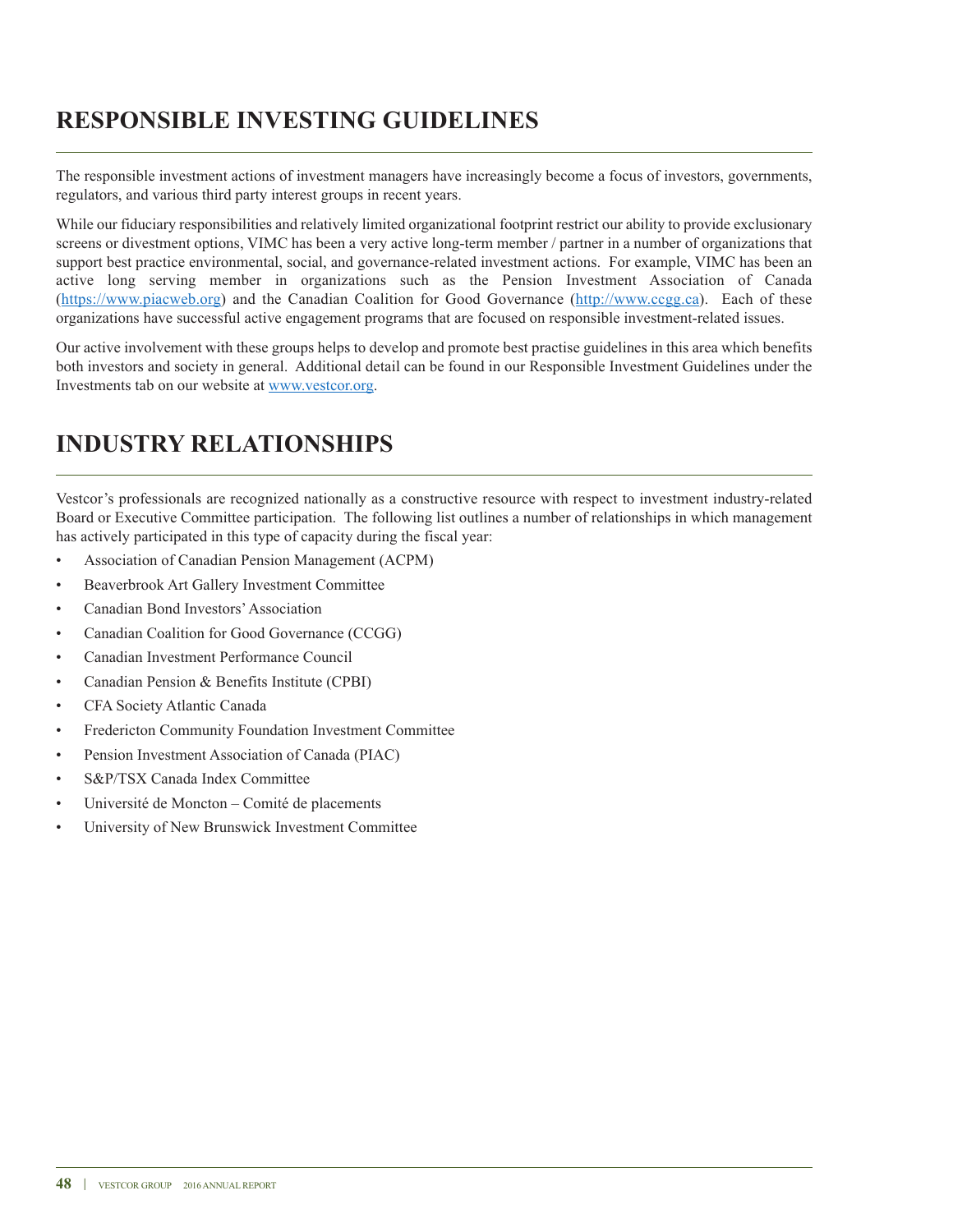## RESPONSIBLE INVESTING GUIDELINES

The responsible investment actions of investment managers have increasingly become a focus of investors, governments, regulators, and various third party interest groups in recent years.

While our fiduciary responsibilities and relatively limited organizational footprint restrict our ability to provide exclusionary screens or divestment options, VIMC has been a very active long-term member / partner in a number of organizations that support best practice environmental, social, and governance-related investment actions. For example, VIMC has been an active long serving member in organizations such as the Pension Investment Association of Canada (https://www.piacweb.org) and the Canadian Coalition for Good Governance (http://www.ccgg.ca). Each of these organizations have successful active engagement programs that are focused on responsible investment-related issues.

Our active involvement with these groups helps to develop and promote best practise guidelines in this area which benefits both investors and society in general. Additional detail can be found in our Responsible Investment Guidelines under the Investments tab on our website at www.vestcor.org.

## INDUSTRY RELATIONSHIPS

Vestcor's professionals are recognized nationally as a constructive resource with respect to investment industry-related Board or Executive Committee participation. The following list outlines a number of relationships in which management has actively participated in this type of capacity during the fiscal year:

- Association of Canadian Pension Management (ACPM)
- Beaverbrook Art Gallery Investment Committee
- Canadian Bond Investors' Association
- Canadian Coalition for Good Governance (CCGG)
- Canadian Investment Performance Council
- Canadian Pension & Benefits Institute (CPBI)
- CFA Society Atlantic Canada
- Fredericton Community Foundation Investment Committee
- Pension Investment Association of Canada (PIAC)
- S&P/TSX Canada Index Committee
- Université de Moncton – Comité de placements
- University of New Brunswick Investment Committee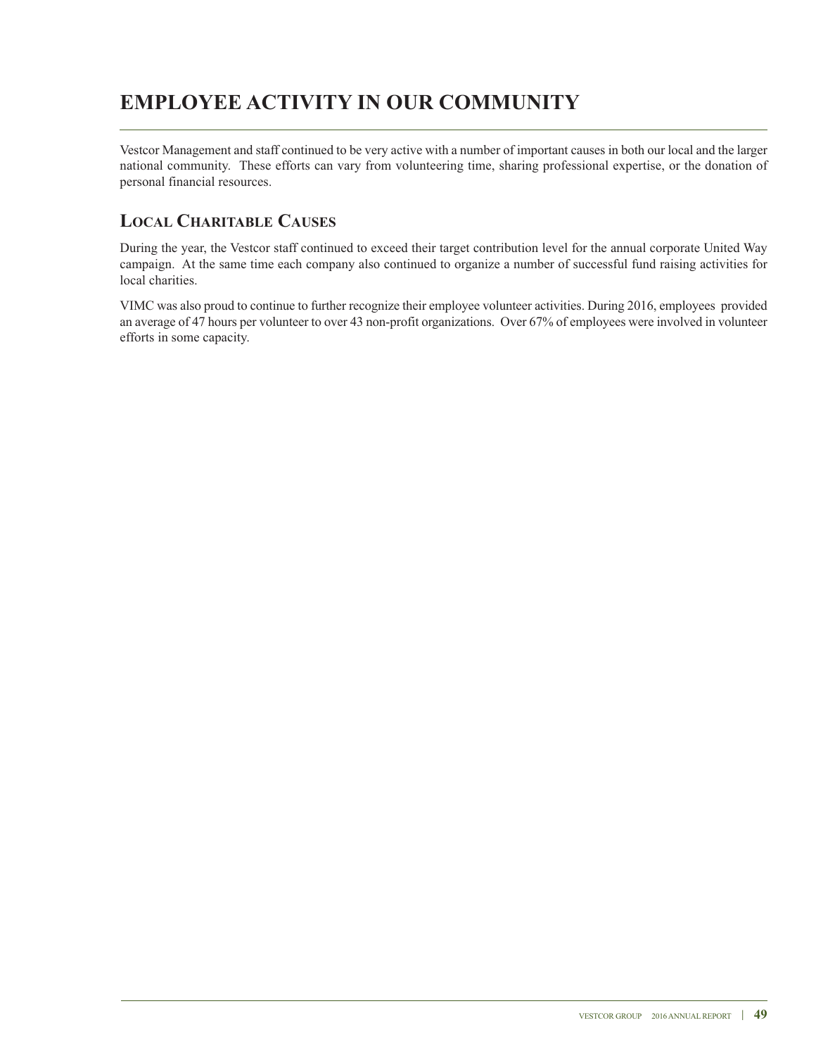# EMPLOYEE ACTIVITY IN OUR COMMUNITY

Vestcor Management and staff continued to be very active with a number of important causes in both our local and the larger national community. These efforts can vary from volunteering time, sharing professional expertise, or the donation of personal financial resources.

## Local Charitable Causes

During the year, the Vestcor staff continued to exceed their target contribution level for the annual corporate United Way campaign. At the same time each company also continued to organize a number of successful fund raising activities for local charities.

VIMC was also proud to continue to further recognize their employee volunteer activities. During 2016, employees provided an average of 47 hours per volunteer to over 43 non-profit organizations. Over 67% of employees were involved in volunteer efforts in some capacity.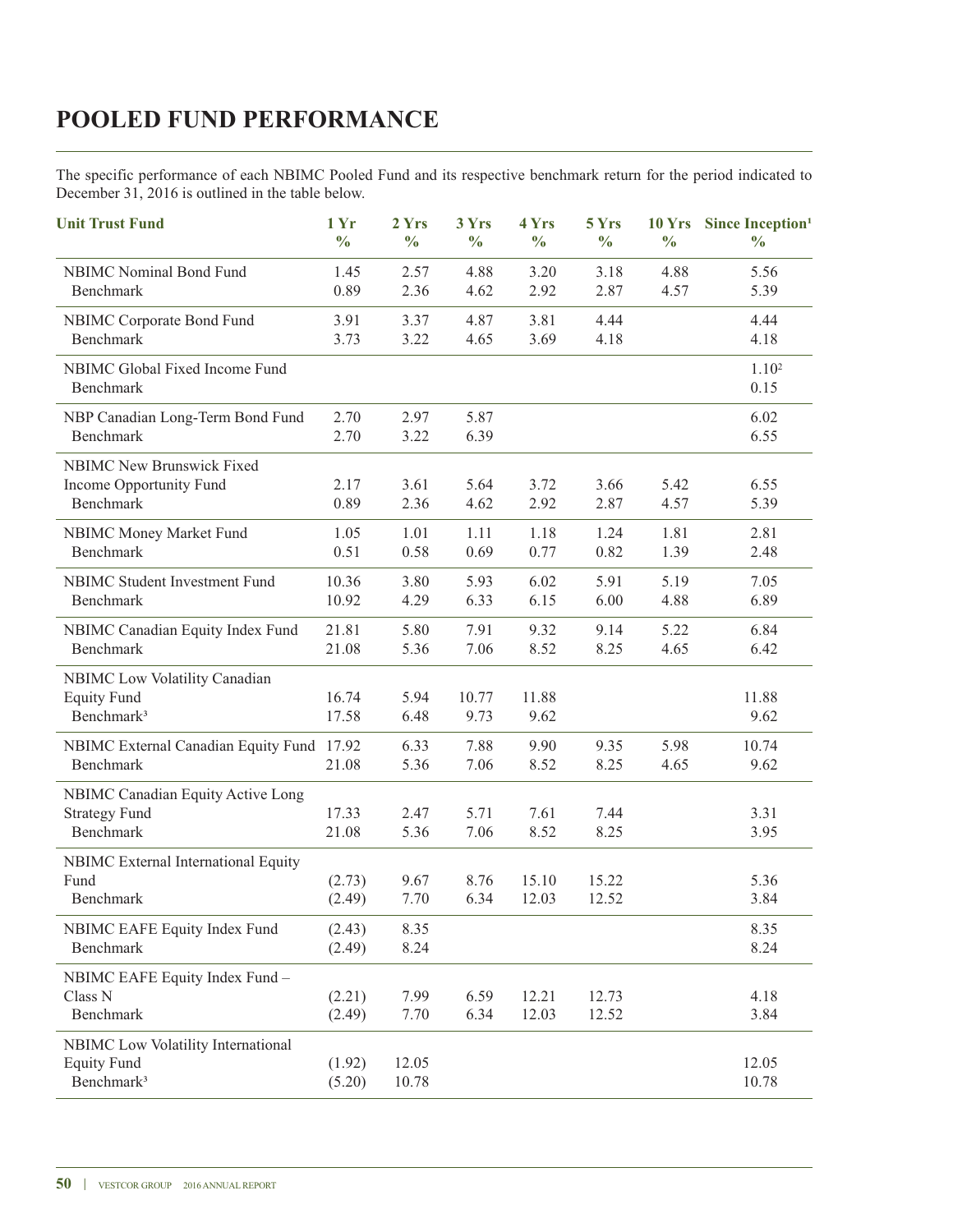# POOLED FUND PERFORMANCE

The specific performance of each NBIMC Pooled Fund and its respective benchmark return for the period indicated to December 31, 2016 is outlined in the table below.

| Unit Trust Fund | 1 Yr % | 2 Yrs % | 3 Yrs % | 4 Yrs % | 5 Yrs % | 10 Yrs % | Since Inception[1] % |
|---|---|---|---|---|---|---|---|
| NBIMC Nominal Bond Fund | 1.45 | 2.57 | 4.88 | 3.20 | 3.18 | 4.88 | 5.56 |
| Benchmark | 0.89 | 2.36 | 4.62 | 2.92 | 2.87 | 4.57 | 5.39 |
| NBIMC Corporate Bond Fund | 3.91 | 3.37 | 4.87 | 3.81 | 4.44 | | 4.44 |
| Benchmark | 3.73 | 3.22 | 4.65 | 3.69 | 4.18 | | 4.18 |
| NBIMC Global Fixed Income Fund | | | | | | | 1.10[2] |
| Benchmark | | | | | | | 0.15 |
| NBP Canadian Long-Term Bond Fund | 2.70 | 2.97 | 5.87 | | | | 6.02 |
| Benchmark | 2.70 | 3.22 | 6.39 | | | | 6.55 |
| NBIMC New Brunswick Fixed Income Opportunity Fund | 2.17 | 3.61 | 5.64 | 3.72 | 3.66 | 5.42 | 6.55 |
| Benchmark | 0.89 | 2.36 | 4.62 | 2.92 | 2.87 | 4.57 | 5.39 |
| NBIMC Money Market Fund | 1.05 | 1.01 | 1.11 | 1.18 | 1.24 | 1.81 | 2.81 |
| Benchmark | 0.51 | 0.58 | 0.69 | 0.77 | 0.82 | 1.39 | 2.48 |
| NBIMC Student Investment Fund | 10.36 | 3.80 | 5.93 | 6.02 | 5.91 | 5.19 | 7.05 |
| Benchmark | 10.92 | 4.29 | 6.33 | 6.15 | 6.00 | 4.88 | 6.89 |
| NBIMC Canadian Equity Index Fund | 21.81 | 5.80 | 7.91 | 9.32 | 9.14 | 5.22 | 6.84 |
| Benchmark | 21.08 | 5.36 | 7.06 | 8.52 | 8.25 | 4.65 | 6.42 |
| NBIMC Low Volatility Canadian Equity Fund | 16.74 | 5.94 | 10.77 | 11.88 | | | 11.88 |
| Benchmark[3] | 17.58 | 6.48 | 9.73 | 9.62 | | | 9.62 |
| NBIMC External Canadian Equity Fund | 17.92 | 6.33 | 7.88 | 9.90 | 9.35 | 5.98 | 10.74 |
| Benchmark | 21.08 | 5.36 | 7.06 | 8.52 | 8.25 | 4.65 | 9.62 |
| NBIMC Canadian Equity Active Long Strategy Fund | 17.33 | 2.47 | 5.71 | 7.61 | 7.44 | | 3.31 |
| Benchmark | 21.08 | 5.36 | 7.06 | 8.52 | 8.25 | | 3.95 |
| NBIMC External International Equity Fund | (2.73) | 9.67 | 8.76 | 15.10 | 15.22 | | 5.36 |
| Benchmark | (2.49) | 7.70 | 6.34 | 12.03 | 12.52 | | 3.84 |
| NBIMC EAFE Equity Index Fund | (2.43) | 8.35 | | | | | 8.35 |
| Benchmark | (2.49) | 8.24 | | | | | 8.24 |
| NBIMC EAFE Equity Index Fund – Class N | (2.21) | 7.99 | 6.59 | 12.21 | 12.73 | | 4.18 |
| Benchmark | (2.49) | 7.70 | 6.34 | 12.03 | 12.52 | | 3.84 |
| NBIMC Low Volatility International Equity Fund | (1.92) | 12.05 | | | | | 12.05 |
| Benchmark[3] | (5.20) | 10.78 | | | | | 10.78 |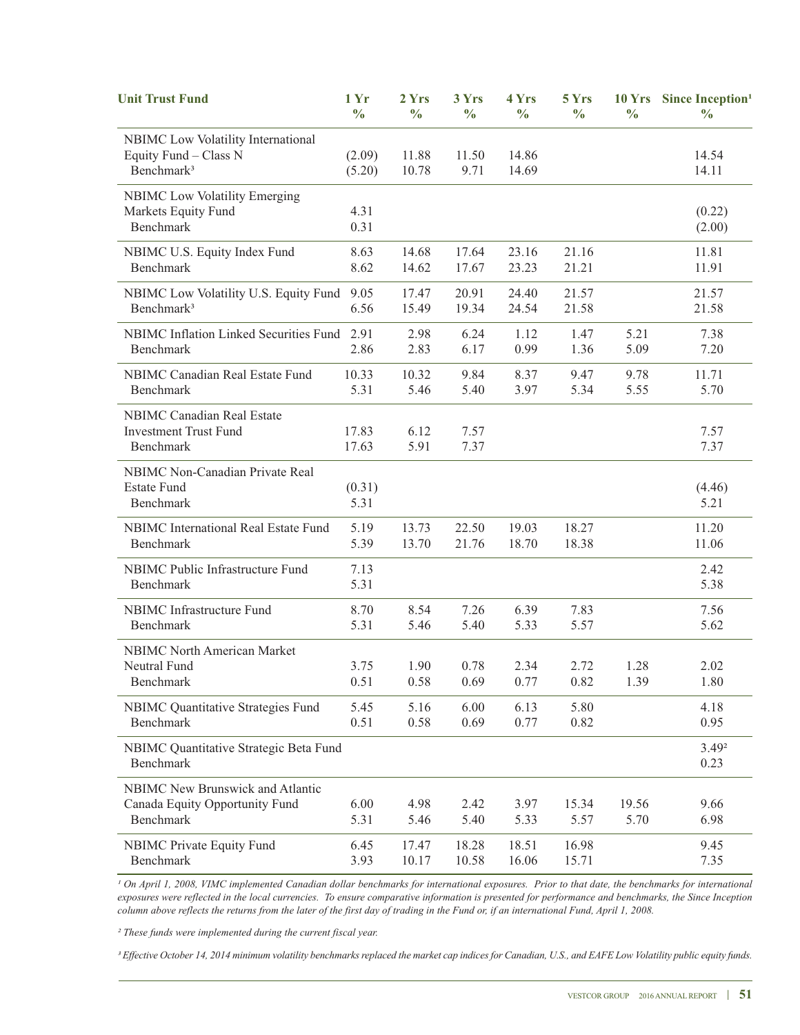| Unit Trust Fund | 1 Yr % | 2 Yrs % | 3 Yrs % | 4 Yrs % | 5 Yrs % | 10 Yrs % | Since Inception[1] % |
|---|---|---|---|---|---|---|---|
| NBIMC Low Volatility International Equity Fund – Class N | (2.09) | 11.88 | 11.50 | 14.86 | | | 14.54 |
| Benchmark[3] | (5.20) | 10.78 | 9.71 | 14.69 | | | 14.11 |
| NBIMC Low Volatility Emerging Markets Equity Fund | 4.31 | | | | | | (0.22) |
| Benchmark | 0.31 | | | | | | (2.00) |
| NBIMC U.S. Equity Index Fund | 8.63 | 14.68 | 17.64 | 23.16 | 21.16 | | 11.81 |
| Benchmark | 8.62 | 14.62 | 17.67 | 23.23 | 21.21 | | 11.91 |
| NBIMC Low Volatility U.S. Equity Fund | 9.05 | 17.47 | 20.91 | 24.40 | 21.57 | | 21.57 |
| Benchmark[3] | 6.56 | 15.49 | 19.34 | 24.54 | 21.58 | | 21.58 |
| NBIMC Inflation Linked Securities Fund | 2.91 | 2.98 | 6.24 | 1.12 | 1.47 | 5.21 | 7.38 |
| Benchmark | 2.86 | 2.83 | 6.17 | 0.99 | 1.36 | 5.09 | 7.20 |
| NBIMC Canadian Real Estate Fund | 10.33 | 10.32 | 9.84 | 8.37 | 9.47 | 9.78 | 11.71 |
| Benchmark | 5.31 | 5.46 | 5.40 | 3.97 | 5.34 | 5.55 | 5.70 |
| NBIMC Canadian Real Estate Investment Trust Fund | 17.83 | 6.12 | 7.57 | | | | 7.57 |
| Benchmark | 17.63 | 5.91 | 7.37 | | | | 7.37 |
| NBIMC Non-Canadian Private Real Estate Fund | (0.31) | | | | | | (4.46) |
| Benchmark | 5.31 | | | | | | 5.21 |
| NBIMC International Real Estate Fund | 5.19 | 13.73 | 22.50 | 19.03 | 18.27 | | 11.20 |
| Benchmark | 5.39 | 13.70 | 21.76 | 18.70 | 18.38 | | 11.06 |
| NBIMC Public Infrastructure Fund | 7.13 | | | | | | 2.42 |
| Benchmark | 5.31 | | | | | | 5.38 |
| NBIMC Infrastructure Fund | 8.70 | 8.54 | 7.26 | 6.39 | 7.83 | | 7.56 |
| Benchmark | 5.31 | 5.46 | 5.40 | 5.33 | 5.57 | | 5.62 |
| NBIMC North American Market Neutral Fund | 3.75 | 1.90 | 0.78 | 2.34 | 2.72 | 1.28 | 2.02 |
| Benchmark | 0.51 | 0.58 | 0.69 | 0.77 | 0.82 | 1.39 | 1.80 |
| NBIMC Quantitative Strategies Fund | 5.45 | 5.16 | 6.00 | 6.13 | 5.80 | | 4.18 |
| Benchmark | 0.51 | 0.58 | 0.69 | 0.77 | 0.82 | | 0.95 |
| NBIMC Quantitative Strategic Beta Fund | | | | | | | 3.49[2] |
| Benchmark | | | | | | | 0.23 |
| NBIMC New Brunswick and Atlantic Canada Equity Opportunity Fund | 6.00 | 4.98 | 2.42 | 3.97 | 15.34 | 19.56 | 9.66 |
| Benchmark | 5.31 | 5.46 | 5.40 | 5.33 | 5.57 | 5.70 | 6.98 |
| NBIMC Private Equity Fund | 6.45 | 17.47 | 18.28 | 18.51 | 16.98 | | 9.45 |
| Benchmark | 3.93 | 10.17 | 10.58 | 16.06 | 15.71 | | 7.35 |

*[1] On April 1, 2008, VIMC implemented Canadian dollar benchmarks for international exposures. Prior to that date, the benchmarks for international exposures were reflected in the local currencies. To ensure comparative information is presented for performance and benchmarks, the Since Inception column above reflects the returns from the later of the first day of trading in the Fund or, if an international Fund, April 1, 2008.*

*[2] These funds were implemented during the current fiscal year.*

*[3] Effective October 14, 2014 minimum volatility benchmarks replaced the market cap indices for Canadian, U.S., and EAFE Low Volatility public equity funds.*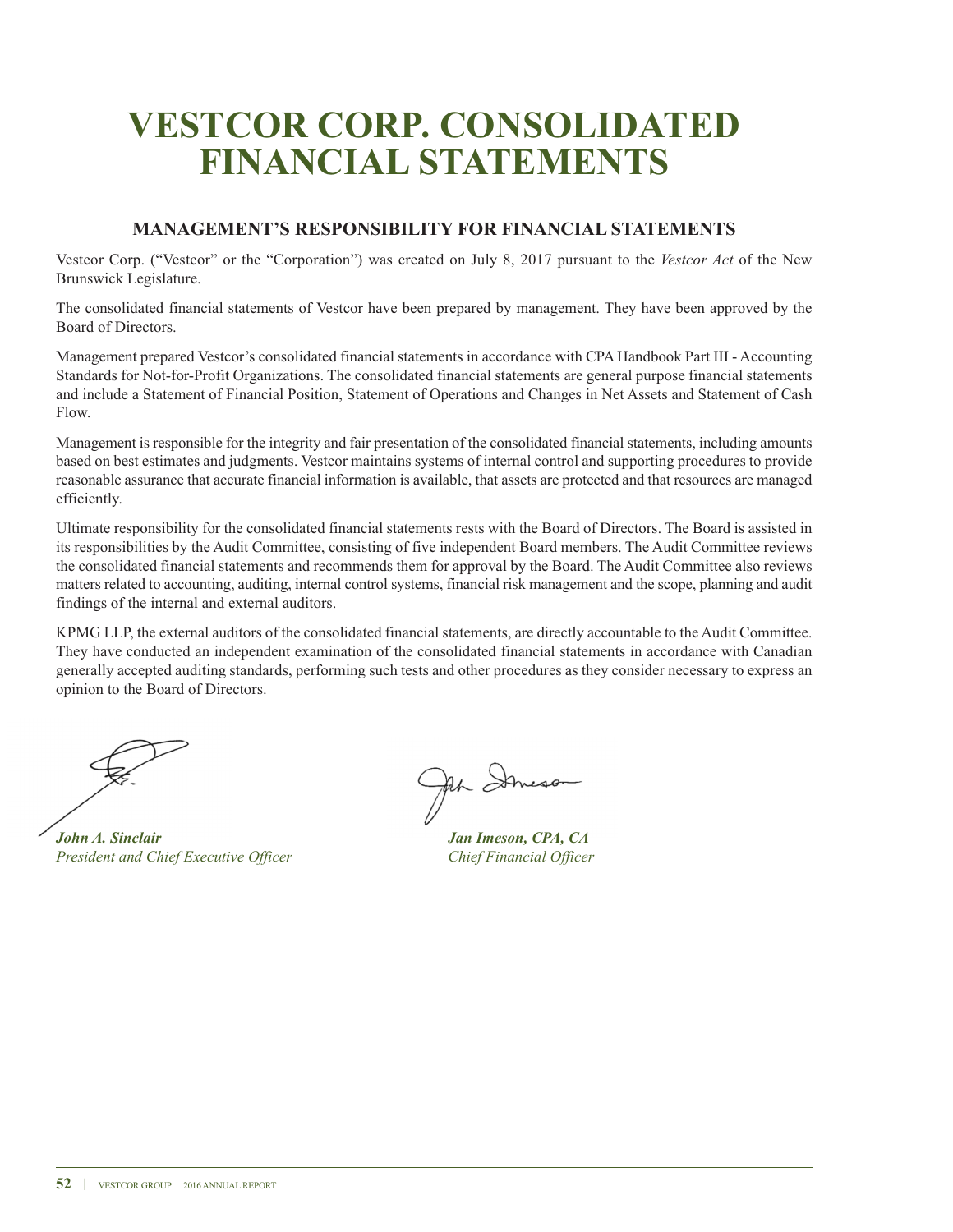# VESTCOR CORP. CONSOLIDATED FINANCIAL STATEMENTS

## MANAGEMENT'S RESPONSIBILITY FOR FINANCIAL STATEMENTS

Vestcor Corp. ("Vestcor" or the "Corporation") was created on July 8, 2017 pursuant to the *Vestcor Act* of the New Brunswick Legislature.

The consolidated financial statements of Vestcor have been prepared by management. They have been approved by the Board of Directors.

Management prepared Vestcor's consolidated financial statements in accordance with CPA Handbook Part III - Accounting Standards for Not-for-Profit Organizations. The consolidated financial statements are general purpose financial statements and include a Statement of Financial Position, Statement of Operations and Changes in Net Assets and Statement of Cash Flow.

Management is responsible for the integrity and fair presentation of the consolidated financial statements, including amounts based on best estimates and judgments. Vestcor maintains systems of internal control and supporting procedures to provide reasonable assurance that accurate financial information is available, that assets are protected and that resources are managed efficiently.

Ultimate responsibility for the consolidated financial statements rests with the Board of Directors. The Board is assisted in its responsibilities by the Audit Committee, consisting of five independent Board members. The Audit Committee reviews the consolidated financial statements and recommends them for approval by the Board. The Audit Committee also reviews matters related to accounting, auditing, internal control systems, financial risk management and the scope, planning and audit findings of the internal and external auditors.

KPMG LLP, the external auditors of the consolidated financial statements, are directly accountable to the Audit Committee. They have conducted an independent examination of the consolidated financial statements in accordance with Canadian generally accepted auditing standards, performing such tests and other procedures as they consider necessary to express an opinion to the Board of Directors.

***John A. Sinclair***
*President and Chief Executive Officer*

***Jan Imeson, CPA, CA***
*Chief Financial Officer*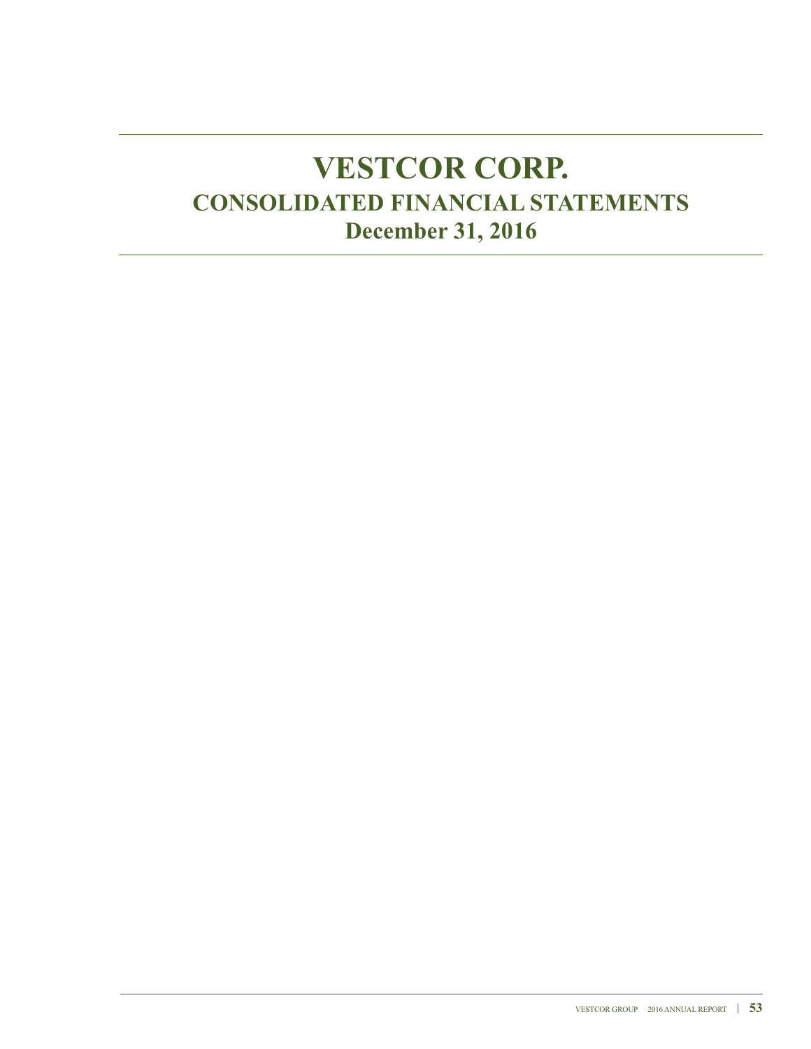# VESTCOR CORP.

## CONSOLIDATED FINANCIAL STATEMENTS

## December 31, 2016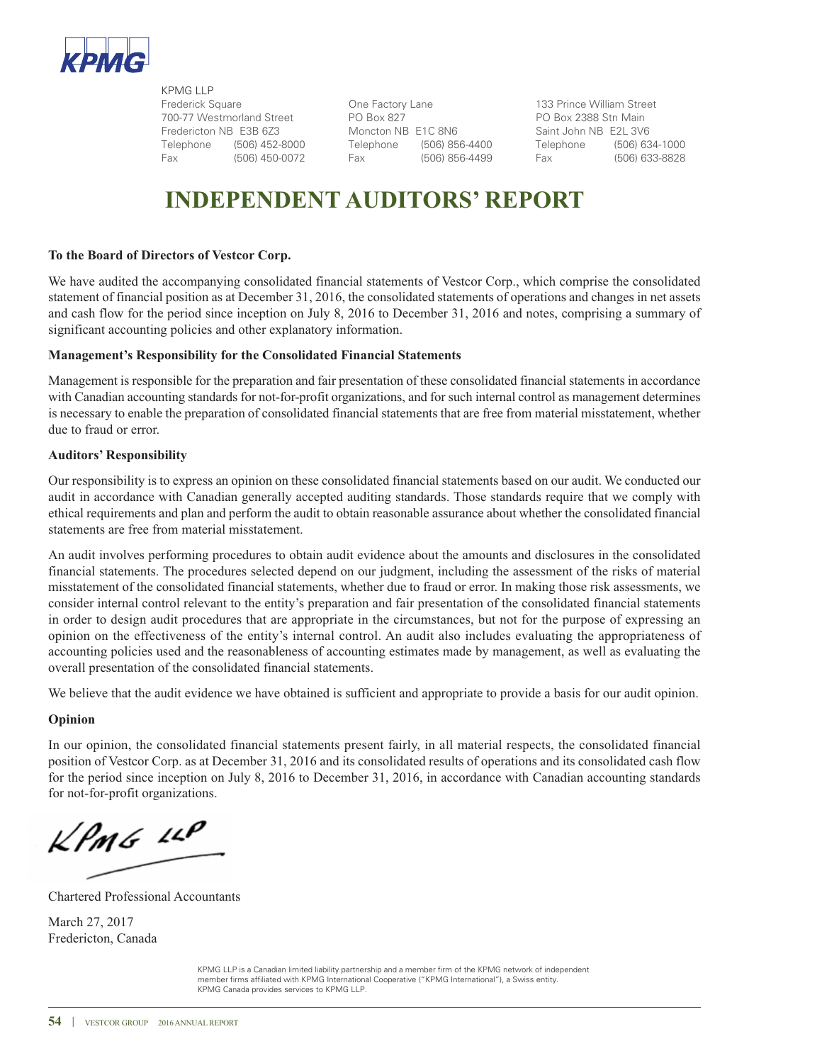KPMG LLP
Frederick Square
700-77 Westmorland Street
Fredericton NB E3B 6Z3
Telephone (506) 452-8000
Fax (506) 450-0072

One Factory Lane
PO Box 827
Moncton NB E1C 8N6
Telephone (506) 856-4400
Fax (506) 856-4499

133 Prince William Street
PO Box 2388 Stn Main
Saint John NB E2L 3V6
Telephone (506) 634-1000
Fax (506) 633-8828

# INDEPENDENT AUDITORS' REPORT

**To the Board of Directors of Vestcor Corp.**

We have audited the accompanying consolidated financial statements of Vestcor Corp., which comprise the consolidated statement of financial position as at December 31, 2016, the consolidated statements of operations and changes in net assets and cash flow for the period since inception on July 8, 2016 to December 31, 2016 and notes, comprising a summary of significant accounting policies and other explanatory information.

**Management's Responsibility for the Consolidated Financial Statements**

Management is responsible for the preparation and fair presentation of these consolidated financial statements in accordance with Canadian accounting standards for not-for-profit organizations, and for such internal control as management determines is necessary to enable the preparation of consolidated financial statements that are free from material misstatement, whether due to fraud or error.

**Auditors' Responsibility**

Our responsibility is to express an opinion on these consolidated financial statements based on our audit. We conducted our audit in accordance with Canadian generally accepted auditing standards. Those standards require that we comply with ethical requirements and plan and perform the audit to obtain reasonable assurance about whether the consolidated financial statements are free from material misstatement.

An audit involves performing procedures to obtain audit evidence about the amounts and disclosures in the consolidated financial statements. The procedures selected depend on our judgment, including the assessment of the risks of material misstatement of the consolidated financial statements, whether due to fraud or error. In making those risk assessments, we consider internal control relevant to the entity's preparation and fair presentation of the consolidated financial statements in order to design audit procedures that are appropriate in the circumstances, but not for the purpose of expressing an opinion on the effectiveness of the entity's internal control. An audit also includes evaluating the appropriateness of accounting policies used and the reasonableness of accounting estimates made by management, as well as evaluating the overall presentation of the consolidated financial statements.

We believe that the audit evidence we have obtained is sufficient and appropriate to provide a basis for our audit opinion.

**Opinion**

In our opinion, the consolidated financial statements present fairly, in all material respects, the consolidated financial position of Vestcor Corp. as at December 31, 2016 and its consolidated results of operations and its consolidated cash flow for the period since inception on July 8, 2016 to December 31, 2016, in accordance with Canadian accounting standards for not-for-profit organizations.

KPMG LLP

Chartered Professional Accountants

March 27, 2017
Fredericton, Canada

KPMG LLP is a Canadian limited liability partnership and a member firm of the KPMG network of independent member firms affiliated with KPMG International Cooperative ("KPMG International"), a Swiss entity. KPMG Canada provides services to KPMG LLP.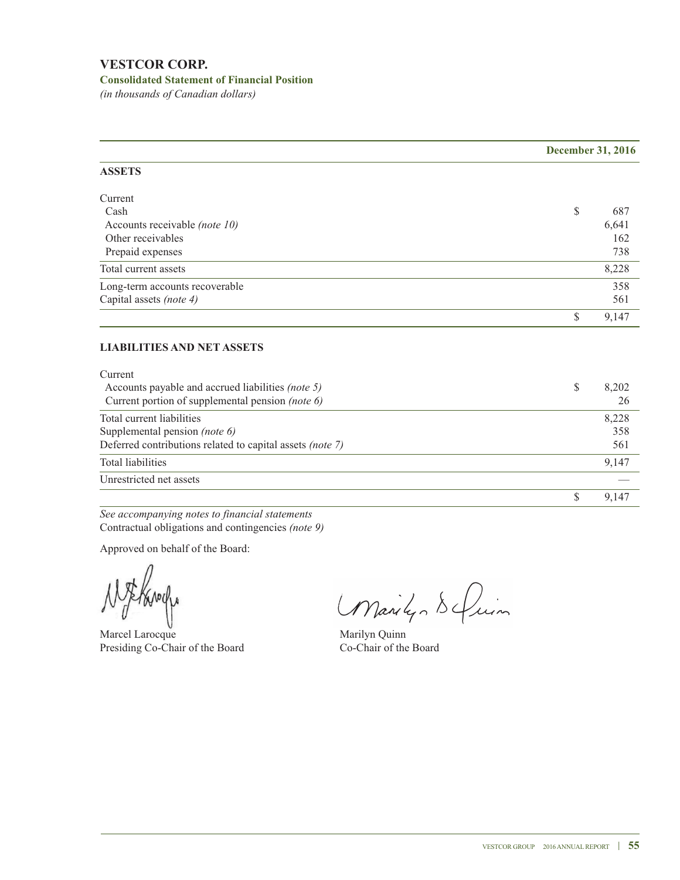# VESTCOR CORP.

### Consolidated Statement of Financial Position

*(in thousands of Canadian dollars)*

| | | December 31, 2016 |
|---|---|---|
| **ASSETS** | | |
| Current | | |
| Cash | $ | 687 |
| Accounts receivable *(note 10)* | | 6,641 |
| Other receivables | | 162 |
| Prepaid expenses | | 738 |
| Total current assets | | 8,228 |
| Long-term accounts recoverable | | 358 |
| Capital assets *(note 4)* | | 561 |
| | $ | 9,147 |
| **LIABILITIES AND NET ASSETS** | | |
| Current | | |
| Accounts payable and accrued liabilities *(note 5)* | $ | 8,202 |
| Current portion of supplemental pension *(note 6)* | | 26 |
| Total current liabilities | | 8,228 |
| Supplemental pension *(note 6)* | | 358 |
| Deferred contributions related to capital assets *(note 7)* | | 561 |
| Total liabilities | | 9,147 |
| Unrestricted net assets | | — |
| | $ | 9,147 |

*See accompanying notes to financial statements*
Contractual obligations and contingencies *(note 9)*

Approved on behalf of the Board:

Marcel Larocque
Presiding Co-Chair of the Board

Marilyn Quinn
Co-Chair of the Board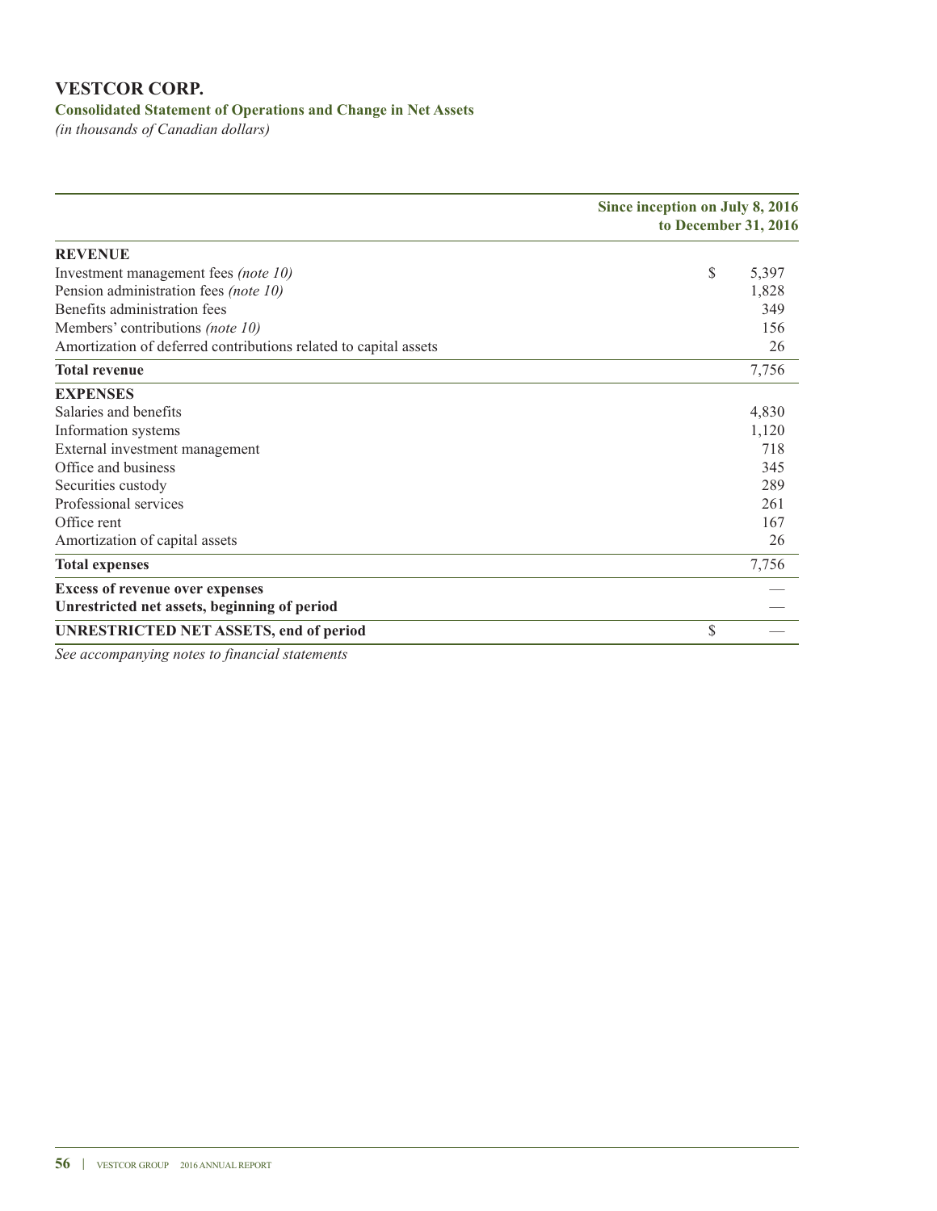# VESTCOR CORP.

## Consolidated Statement of Operations and Change in Net Assets

*(in thousands of Canadian dollars)*

| | Since inception on July 8, 2016 to December 31, 2016 |
|---|---|
| **REVENUE** | |
| Investment management fees *(note 10)* | $ 5,397 |
| Pension administration fees *(note 10)* | 1,828 |
| Benefits administration fees | 349 |
| Members' contributions *(note 10)* | 156 |
| Amortization of deferred contributions related to capital assets | 26 |
| **Total revenue** | 7,756 |
| **EXPENSES** | |
| Salaries and benefits | 4,830 |
| Information systems | 1,120 |
| External investment management | 718 |
| Office and business | 345 |
| Securities custody | 289 |
| Professional services | 261 |
| Office rent | 167 |
| Amortization of capital assets | 26 |
| **Total expenses** | 7,756 |
| **Excess of revenue over expenses** | — |
| **Unrestricted net assets, beginning of period** | — |
| **UNRESTRICTED NET ASSETS, end of period** | $ — |

*See accompanying notes to financial statements*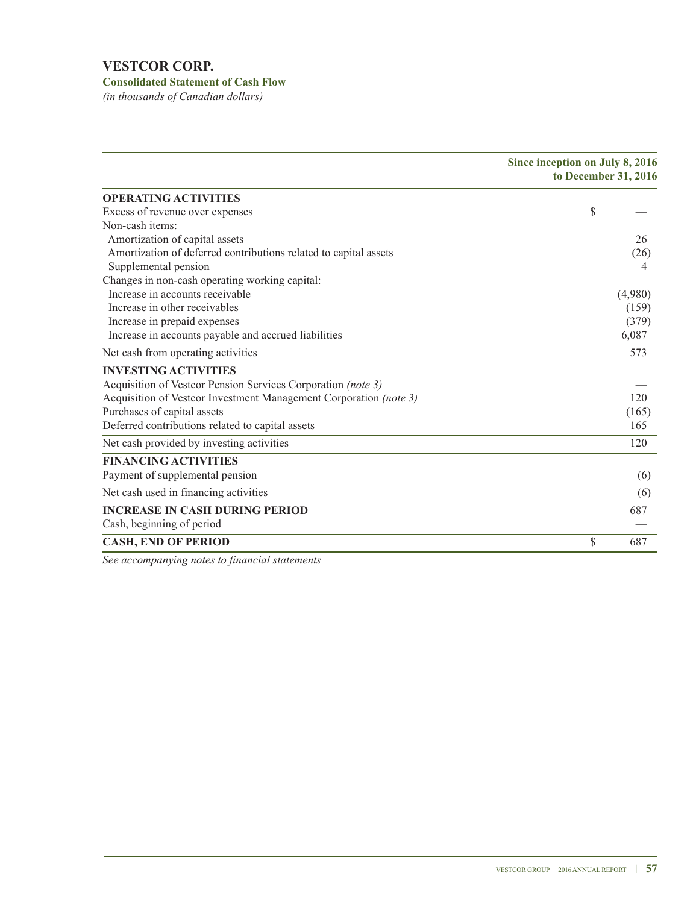# VESTCOR CORP.

**Consolidated Statement of Cash Flow**

*(in thousands of Canadian dollars)*

| | Since inception on July 8, 2016 to December 31, 2016 |
|---|---|
| **OPERATING ACTIVITIES** | |
| Excess of revenue over expenses | $ — |
| Non-cash items: | |
| Amortization of capital assets | 26 |
| Amortization of deferred contributions related to capital assets | (26) |
| Supplemental pension | 4 |
| Changes in non-cash operating working capital: | |
| Increase in accounts receivable | (4,980) |
| Increase in other receivables | (159) |
| Increase in prepaid expenses | (379) |
| Increase in accounts payable and accrued liabilities | 6,087 |
| Net cash from operating activities | 573 |
| **INVESTING ACTIVITIES** | |
| Acquisition of Vestcor Pension Services Corporation *(note 3)* | — |
| Acquisition of Vestcor Investment Management Corporation *(note 3)* | 120 |
| Purchases of capital assets | (165) |
| Deferred contributions related to capital assets | 165 |
| Net cash provided by investing activities | 120 |
| **FINANCING ACTIVITIES** | |
| Payment of supplemental pension | (6) |
| Net cash used in financing activities | (6) |
| **INCREASE IN CASH DURING PERIOD** | 687 |
| Cash, beginning of period | — |
| **CASH, END OF PERIOD** | $ 687 |

*See accompanying notes to financial statements*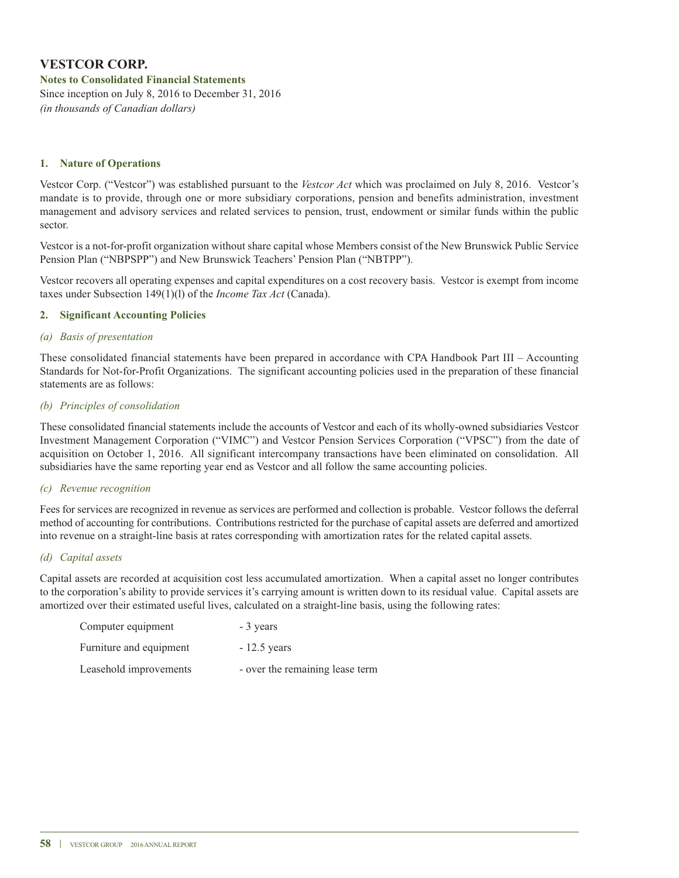# VESTCOR CORP.

**Notes to Consolidated Financial Statements**

Since inception on July 8, 2016 to December 31, 2016

*(in thousands of Canadian dollars)*

## 1. Nature of Operations

Vestcor Corp. ("Vestcor") was established pursuant to the *Vestcor Act* which was proclaimed on July 8, 2016. Vestcor's mandate is to provide, through one or more subsidiary corporations, pension and benefits administration, investment management and advisory services and related services to pension, trust, endowment or similar funds within the public sector.

Vestcor is a not-for-profit organization without share capital whose Members consist of the New Brunswick Public Service Pension Plan ("NBPSPP") and New Brunswick Teachers' Pension Plan ("NBTPP").

Vestcor recovers all operating expenses and capital expenditures on a cost recovery basis. Vestcor is exempt from income taxes under Subsection 149(1)(l) of the *Income Tax Act* (Canada).

## 2. Significant Accounting Policies

### *(a) Basis of presentation*

These consolidated financial statements have been prepared in accordance with CPA Handbook Part III – Accounting Standards for Not-for-Profit Organizations. The significant accounting policies used in the preparation of these financial statements are as follows:

### *(b) Principles of consolidation*

These consolidated financial statements include the accounts of Vestcor and each of its wholly-owned subsidiaries Vestcor Investment Management Corporation ("VIMC") and Vestcor Pension Services Corporation ("VPSC") from the date of acquisition on October 1, 2016. All significant intercompany transactions have been eliminated on consolidation. All subsidiaries have the same reporting year end as Vestcor and all follow the same accounting policies.

### *(c) Revenue recognition*

Fees for services are recognized in revenue as services are performed and collection is probable. Vestcor follows the deferral method of accounting for contributions. Contributions restricted for the purchase of capital assets are deferred and amortized into revenue on a straight-line basis at rates corresponding with amortization rates for the related capital assets.

### *(d) Capital assets*

Capital assets are recorded at acquisition cost less accumulated amortization. When a capital asset no longer contributes to the corporation's ability to provide services it's carrying amount is written down to its residual value. Capital assets are amortized over their estimated useful lives, calculated on a straight-line basis, using the following rates:

| | |
|---|---|
| Computer equipment | - 3 years |
| Furniture and equipment | - 12.5 years |
| Leasehold improvements | - over the remaining lease term |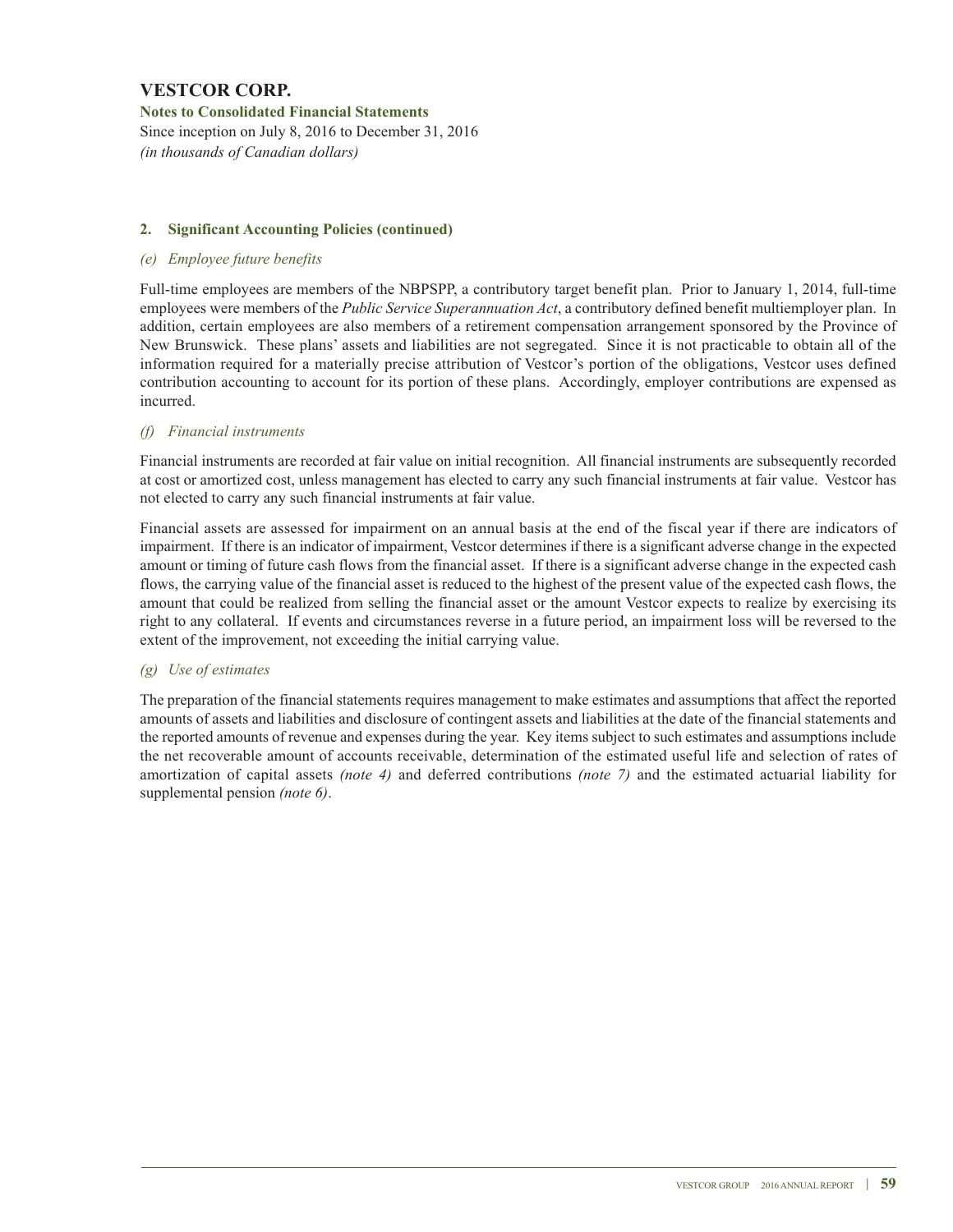# VESTCOR CORP.

**Notes to Consolidated Financial Statements**

Since inception on July 8, 2016 to December 31, 2016

*(in thousands of Canadian dollars)*

## 2. Significant Accounting Policies (continued)

### *(e) Employee future benefits*

Full-time employees are members of the NBPSPP, a contributory target benefit plan. Prior to January 1, 2014, full-time employees were members of the *Public Service Superannuation Act*, a contributory defined benefit multiemployer plan. In addition, certain employees are also members of a retirement compensation arrangement sponsored by the Province of New Brunswick. These plans' assets and liabilities are not segregated. Since it is not practicable to obtain all of the information required for a materially precise attribution of Vestcor's portion of the obligations, Vestcor uses defined contribution accounting to account for its portion of these plans. Accordingly, employer contributions are expensed as incurred.

### *(f) Financial instruments*

Financial instruments are recorded at fair value on initial recognition. All financial instruments are subsequently recorded at cost or amortized cost, unless management has elected to carry any such financial instruments at fair value. Vestcor has not elected to carry any such financial instruments at fair value.

Financial assets are assessed for impairment on an annual basis at the end of the fiscal year if there are indicators of impairment. If there is an indicator of impairment, Vestcor determines if there is a significant adverse change in the expected amount or timing of future cash flows from the financial asset. If there is a significant adverse change in the expected cash flows, the carrying value of the financial asset is reduced to the highest of the present value of the expected cash flows, the amount that could be realized from selling the financial asset or the amount Vestcor expects to realize by exercising its right to any collateral. If events and circumstances reverse in a future period, an impairment loss will be reversed to the extent of the improvement, not exceeding the initial carrying value.

### *(g) Use of estimates*

The preparation of the financial statements requires management to make estimates and assumptions that affect the reported amounts of assets and liabilities and disclosure of contingent assets and liabilities at the date of the financial statements and the reported amounts of revenue and expenses during the year. Key items subject to such estimates and assumptions include the net recoverable amount of accounts receivable, determination of the estimated useful life and selection of rates of amortization of capital assets *(note 4)* and deferred contributions *(note 7)* and the estimated actuarial liability for supplemental pension *(note 6)*.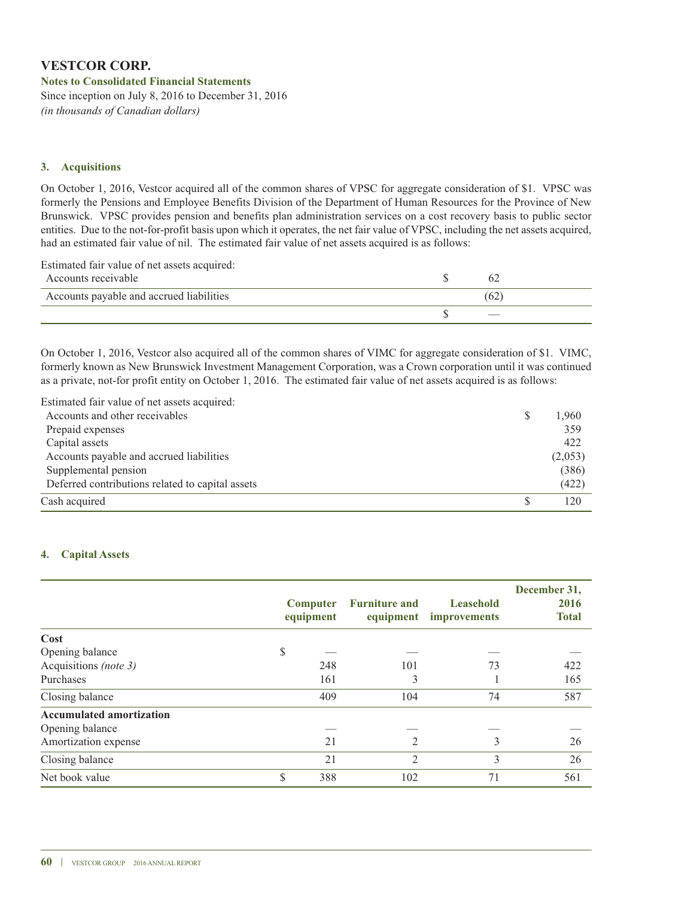# VESTCOR CORP.

**Notes to Consolidated Financial Statements**

Since inception on July 8, 2016 to December 31, 2016

*(in thousands of Canadian dollars)*

## 3. Acquisitions

On October 1, 2016, Vestcor acquired all of the common shares of VPSC for aggregate consideration of $1. VPSC was formerly the Pensions and Employee Benefits Division of the Department of Human Resources for the Province of New Brunswick. VPSC provides pension and benefits plan administration services on a cost recovery basis to public sector entities. Due to the not-for-profit basis upon which it operates, the net fair value of VPSC, including the net assets acquired, had an estimated fair value of nil. The estimated fair value of net assets acquired is as follows:

| Estimated fair value of net assets acquired: | | |
|---|---|---|
| Accounts receivable | $ | 62 |
| Accounts payable and accrued liabilities | | (62) |
| | $ | — |

On October 1, 2016, Vestcor also acquired all of the common shares of VIMC for aggregate consideration of $1. VIMC, formerly known as New Brunswick Investment Management Corporation, was a Crown corporation until it was continued as a private, not-for profit entity on October 1, 2016. The estimated fair value of net assets acquired is as follows:

| Estimated fair value of net assets acquired: | | |
|---|---|---|
| Accounts and other receivables | $ | 1,960 |
| Prepaid expenses | | 359 |
| Capital assets | | 422 |
| Accounts payable and accrued liabilities | | (2,053) |
| Supplemental pension | | (386) |
| Deferred contributions related to capital assets | | (422) |
| Cash acquired | $ | 120 |

## 4. Capital Assets

| | | Computer equipment | Furniture and equipment | Leasehold improvements | December 31, 2016 Total |
|---|---|---|---|---|---|
| **Cost** | | | | | |
| Opening balance | $ | — | — | — | — |
| Acquisitions *(note 3)* | | 248 | 101 | 73 | 422 |
| Purchases | | 161 | 3 | 1 | 165 |
| Closing balance | | 409 | 104 | 74 | 587 |
| **Accumulated amortization** | | | | | |
| Opening balance | | — | — | — | — |
| Amortization expense | | 21 | 2 | 3 | 26 |
| Closing balance | | 21 | 2 | 3 | 26 |
| Net book value | $ | 388 | 102 | 71 | 561 |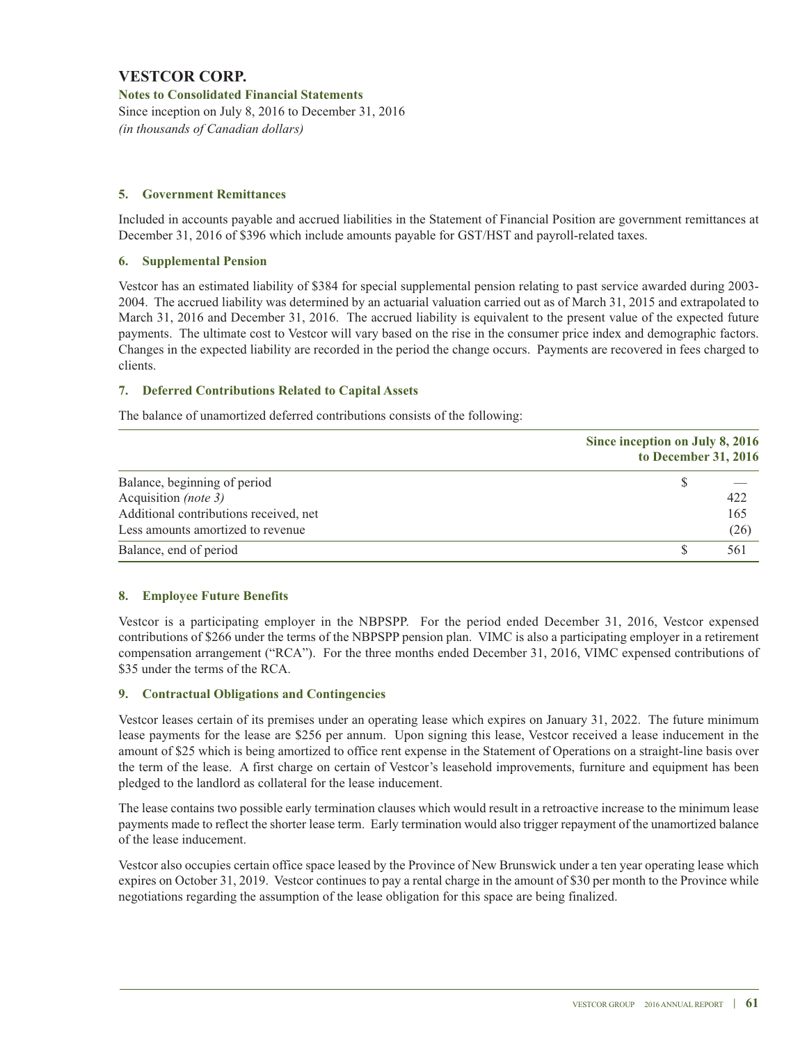# VESTCOR CORP.

**Notes to Consolidated Financial Statements**

Since inception on July 8, 2016 to December 31, 2016

*(in thousands of Canadian dollars)*

### 5. Government Remittances

Included in accounts payable and accrued liabilities in the Statement of Financial Position are government remittances at December 31, 2016 of $396 which include amounts payable for GST/HST and payroll-related taxes.

### 6. Supplemental Pension

Vestcor has an estimated liability of $384 for special supplemental pension relating to past service awarded during 2003-2004. The accrued liability was determined by an actuarial valuation carried out as of March 31, 2015 and extrapolated to March 31, 2016 and December 31, 2016. The accrued liability is equivalent to the present value of the expected future payments. The ultimate cost to Vestcor will vary based on the rise in the consumer price index and demographic factors. Changes in the expected liability are recorded in the period the change occurs. Payments are recovered in fees charged to clients.

### 7. Deferred Contributions Related to Capital Assets

The balance of unamortized deferred contributions consists of the following:

| | | Since inception on July 8, 2016 to December 31, 2016 |
|---|---|---|
| Balance, beginning of period | $ | — |
| Acquisition *(note 3)* | | 422 |
| Additional contributions received, net | | 165 |
| Less amounts amortized to revenue | | (26) |
| Balance, end of period | $ | 561 |

### 8. Employee Future Benefits

Vestcor is a participating employer in the NBPSPP. For the period ended December 31, 2016, Vestcor expensed contributions of $266 under the terms of the NBPSPP pension plan. VIMC is also a participating employer in a retirement compensation arrangement ("RCA"). For the three months ended December 31, 2016, VIMC expensed contributions of $35 under the terms of the RCA.

### 9. Contractual Obligations and Contingencies

Vestcor leases certain of its premises under an operating lease which expires on January 31, 2022. The future minimum lease payments for the lease are $256 per annum. Upon signing this lease, Vestcor received a lease inducement in the amount of $25 which is being amortized to office rent expense in the Statement of Operations on a straight-line basis over the term of the lease. A first charge on certain of Vestcor's leasehold improvements, furniture and equipment has been pledged to the landlord as collateral for the lease inducement.

The lease contains two possible early termination clauses which would result in a retroactive increase to the minimum lease payments made to reflect the shorter lease term. Early termination would also trigger repayment of the unamortized balance of the lease inducement.

Vestcor also occupies certain office space leased by the Province of New Brunswick under a ten year operating lease which expires on October 31, 2019. Vestcor continues to pay a rental charge in the amount of $30 per month to the Province while negotiations regarding the assumption of the lease obligation for this space are being finalized.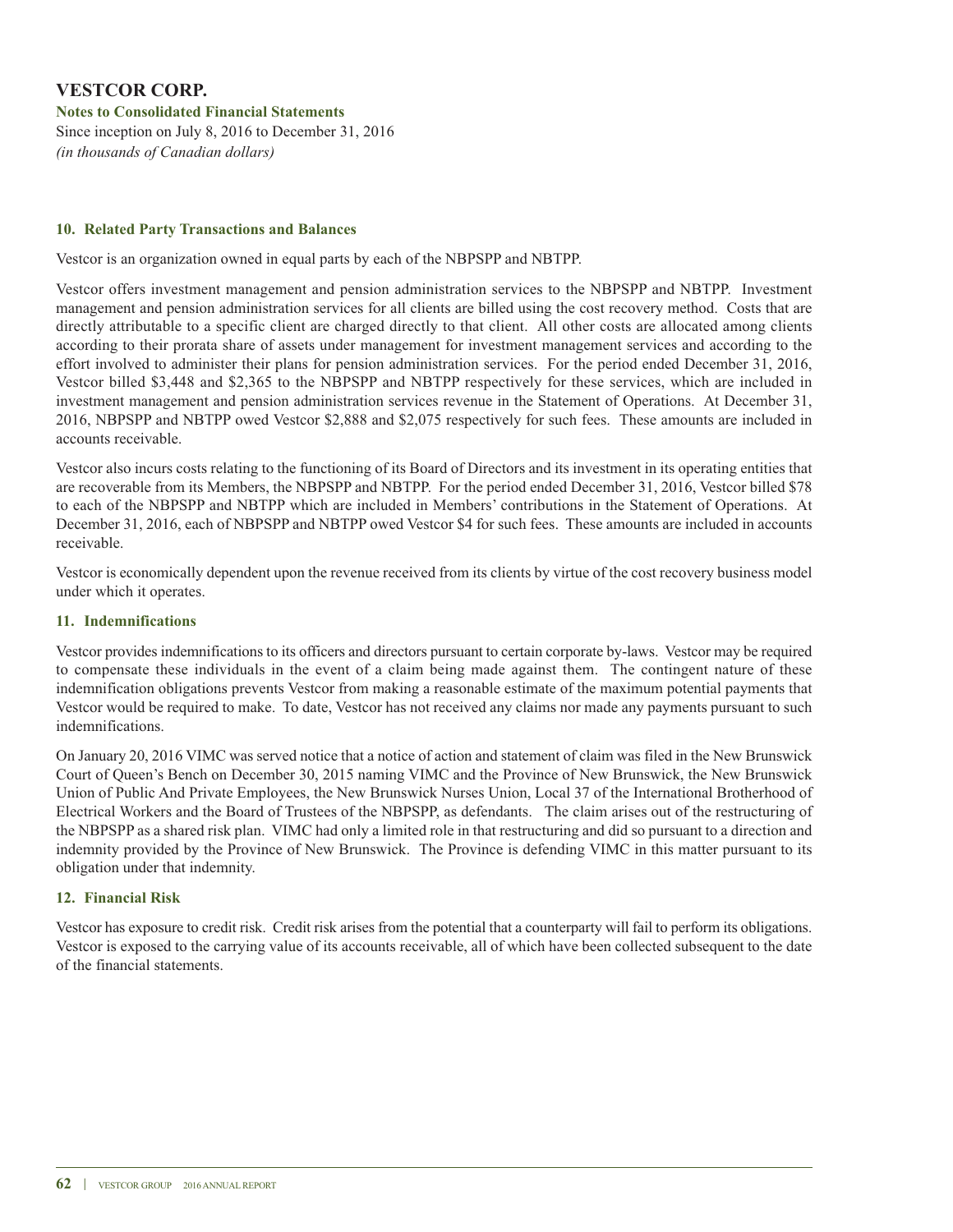# VESTCOR CORP.

**Notes to Consolidated Financial Statements**

Since inception on July 8, 2016 to December 31, 2016

*(in thousands of Canadian dollars)*

### 10. Related Party Transactions and Balances

Vestcor is an organization owned in equal parts by each of the NBPSPP and NBTPP.

Vestcor offers investment management and pension administration services to the NBPSPP and NBTPP. Investment management and pension administration services for all clients are billed using the cost recovery method. Costs that are directly attributable to a specific client are charged directly to that client. All other costs are allocated among clients according to their prorata share of assets under management for investment management services and according to the effort involved to administer their plans for pension administration services. For the period ended December 31, 2016, Vestcor billed $3,448 and $2,365 to the NBPSPP and NBTPP respectively for these services, which are included in investment management and pension administration services revenue in the Statement of Operations. At December 31, 2016, NBPSPP and NBTPP owed Vestcor $2,888 and $2,075 respectively for such fees. These amounts are included in accounts receivable.

Vestcor also incurs costs relating to the functioning of its Board of Directors and its investment in its operating entities that are recoverable from its Members, the NBPSPP and NBTPP. For the period ended December 31, 2016, Vestcor billed $78 to each of the NBPSPP and NBTPP which are included in Members' contributions in the Statement of Operations. At December 31, 2016, each of NBPSPP and NBTPP owed Vestcor $4 for such fees. These amounts are included in accounts receivable.

Vestcor is economically dependent upon the revenue received from its clients by virtue of the cost recovery business model under which it operates.

### 11. Indemnifications

Vestcor provides indemnifications to its officers and directors pursuant to certain corporate by-laws. Vestcor may be required to compensate these individuals in the event of a claim being made against them. The contingent nature of these indemnification obligations prevents Vestcor from making a reasonable estimate of the maximum potential payments that Vestcor would be required to make. To date, Vestcor has not received any claims nor made any payments pursuant to such indemnifications.

On January 20, 2016 VIMC was served notice that a notice of action and statement of claim was filed in the New Brunswick Court of Queen's Bench on December 30, 2015 naming VIMC and the Province of New Brunswick, the New Brunswick Union of Public And Private Employees, the New Brunswick Nurses Union, Local 37 of the International Brotherhood of Electrical Workers and the Board of Trustees of the NBPSPP, as defendants. The claim arises out of the restructuring of the NBPSPP as a shared risk plan. VIMC had only a limited role in that restructuring and did so pursuant to a direction and indemnity provided by the Province of New Brunswick. The Province is defending VIMC in this matter pursuant to its obligation under that indemnity.

### 12. Financial Risk

Vestcor has exposure to credit risk. Credit risk arises from the potential that a counterparty will fail to perform its obligations. Vestcor is exposed to the carrying value of its accounts receivable, all of which have been collected subsequent to the date of the financial statements.